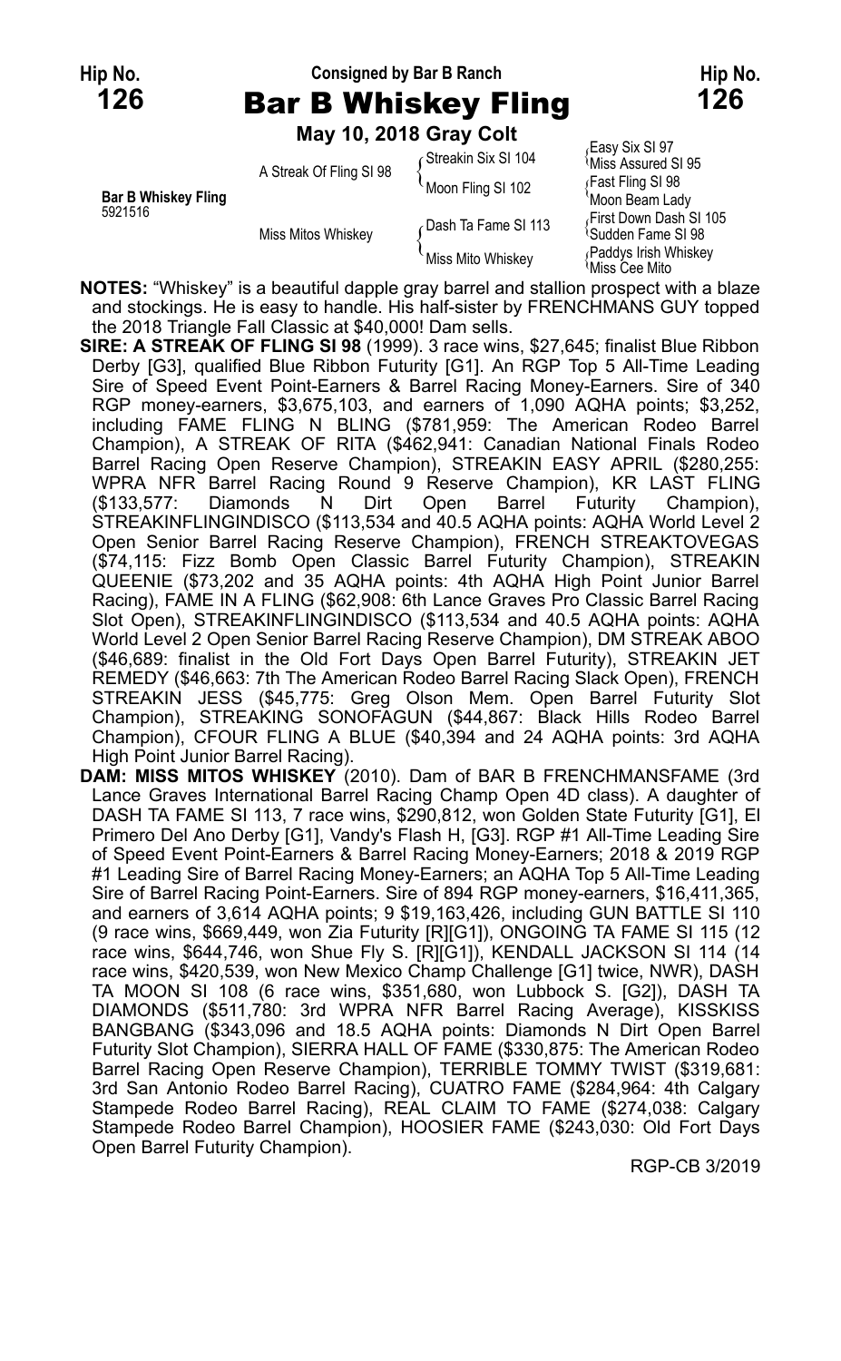**Hip No. 126** — Consigned by Bar B Ranch — **Hip No. 126**

# Bar B Whiskey Fling

**May 10, 2018 Gray Colt**

| | | | |
|---|---|---|---|
| **Bar B Whiskey Fling** 5921516 | A Streak Of Fling SI 98 | Streakin Six SI 104 | Easy Six SI 97 |
| | | | Miss Assured SI 95 |
| | | Moon Fling SI 102 | Fast Fling SI 98 |
| | | | Moon Beam Lady |
| | Miss Mitos Whiskey | Dash Ta Fame SI 113 | First Down Dash SI 105 |
| | | | Sudden Fame SI 98 |
| | | Miss Mito Whiskey | Paddys Irish Whiskey |
| | | | Miss Cee Mito |

**NOTES:** "Whiskey" is a beautiful dapple gray barrel and stallion prospect with a blaze and stockings. He is easy to handle. His half-sister by FRENCHMANS GUY topped the 2018 Triangle Fall Classic at $40,000! Dam sells.

**SIRE: A STREAK OF FLING SI 98** (1999). 3 race wins, $27,645; finalist Blue Ribbon Derby [G3], qualified Blue Ribbon Futurity [G1]. An RGP Top 5 All-Time Leading Sire of Speed Event Point-Earners & Barrel Racing Money-Earners. Sire of 340 RGP money-earners, $3,675,103, and earners of 1,090 AQHA points; $3,252, including FAME FLING N BLING ($781,959: The American Rodeo Barrel Champion), A STREAK OF RITA ($462,941: Canadian National Finals Rodeo Barrel Racing Open Reserve Champion), STREAKIN EASY APRIL ($280,255: WPRA NFR Barrel Racing Round 9 Reserve Champion), KR LAST FLING ($133,577: Diamonds N Dirt Open Barrel Futurity Champion), STREAKINFLINGINDISCO ($113,534 and 40.5 AQHA points: AQHA World Level 2 Open Senior Barrel Racing Reserve Champion), FRENCH STREAKTOVEGAS ($74,115: Fizz Bomb Open Classic Barrel Futurity Champion), STREAKIN QUEENIE ($73,202 and 35 AQHA points: 4th AQHA High Point Junior Barrel Racing), FAME IN A FLING ($62,908: 6th Lance Graves Pro Classic Barrel Racing Slot Open), STREAKINFLINGINDISCO ($113,534 and 40.5 AQHA points: AQHA World Level 2 Open Senior Barrel Racing Reserve Champion), DM STREAK ABOO ($46,689: finalist in the Old Fort Days Open Barrel Futurity), STREAKIN JET REMEDY ($46,663: 7th The American Rodeo Barrel Racing Slack Open), FRENCH STREAKIN JESS ($45,775: Greg Olson Mem. Open Barrel Futurity Slot Champion), STREAKING SONOFAGUN ($44,867: Black Hills Rodeo Barrel Champion), CFOUR FLING A BLUE ($40,394 and 24 AQHA points: 3rd AQHA High Point Junior Barrel Racing).

**DAM: MISS MITOS WHISKEY** (2010). Dam of BAR B FRENCHMANSFAME (3rd Lance Graves International Barrel Racing Champ Open 4D class). A daughter of DASH TA FAME SI 113, 7 race wins, $290,812, won Golden State Futurity [G1], El Primero Del Ano Derby [G1], Vandy's Flash H, [G3]. RGP #1 All-Time Leading Sire of Speed Event Point-Earners & Barrel Racing Money-Earners; 2018 & 2019 RGP #1 Leading Sire of Barrel Racing Money-Earners; an AQHA Top 5 All-Time Leading Sire of Barrel Racing Point-Earners. Sire of 894 RGP money-earners, $16,411,365, and earners of 3,614 AQHA points; 9 $19,163,426, including GUN BATTLE SI 110 (9 race wins, $669,449, won Zia Futurity [R][G1]), ONGOING TA FAME SI 115 (12 race wins, $644,746, won Shue Fly S. [R][G1]), KENDALL JACKSON SI 114 (14 race wins, $420,539, won New Mexico Champ Challenge [G1] twice, NWR), DASH TA MOON SI 108 (6 race wins, $351,680, won Lubbock S. [G2]), DASH TA DIAMONDS ($511,780: 3rd WPRA NFR Barrel Racing Average), KISSKISS BANGBANG ($343,096 and 18.5 AQHA points: Diamonds N Dirt Open Barrel Futurity Slot Champion), SIERRA HALL OF FAME ($330,875: The American Rodeo Barrel Racing Open Reserve Champion), TERRIBLE TOMMY TWIST ($319,681: 3rd San Antonio Rodeo Barrel Racing), CUATRO FAME ($284,964: 4th Calgary Stampede Rodeo Barrel Racing), REAL CLAIM TO FAME ($274,038: Calgary Stampede Rodeo Barrel Champion), HOOSIER FAME ($243,030: Old Fort Days Open Barrel Futurity Champion).

RGP-CB 3/2019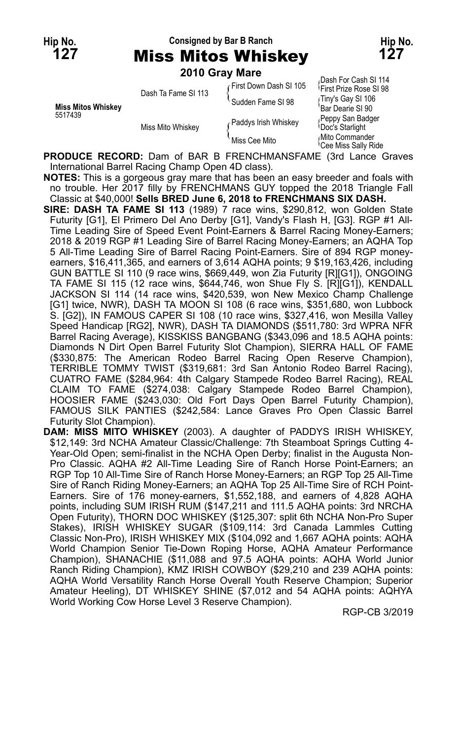**Hip No. 127** — Consigned by Bar B Ranch — **Hip No. 127**

# Miss Mitos Whiskey

**2010 Gray Mare**

| | | | |
|---|---|---|---|
| **Miss Mitos Whiskey** 5517439 | Dash Ta Fame SI 113 | First Down Dash SI 105 | Dash For Cash SI 114 |
| | | | First Prize Rose SI 98 |
| | | Sudden Fame SI 98 | Tiny's Gay SI 106 |
| | | | Bar Dearie SI 90 |
| | Miss Mito Whiskey | Paddys Irish Whiskey | Peppy San Badger |
| | | | Doc's Starlight |
| | | Miss Cee Mito | Mito Commander |
| | | | Cee Miss Sally Ride |

**PRODUCE RECORD:** Dam of BAR B FRENCHMANSFAME (3rd Lance Graves International Barrel Racing Champ Open 4D class).

**NOTES:** This is a gorgeous gray mare that has been an easy breeder and foals with no trouble. Her 2017 filly by FRENCHMANS GUY topped the 2018 Triangle Fall Classic at $40,000! **Sells BRED June 6, 2018 to FRENCHMANS SIX DASH.**

**SIRE: DASH TA FAME SI 113** (1989) 7 race wins, $290,812, won Golden State Futurity [G1], El Primero Del Ano Derby [G1], Vandy's Flash H, [G3]. RGP #1 All-Time Leading Sire of Speed Event Point-Earners & Barrel Racing Money-Earners; 2018 & 2019 RGP #1 Leading Sire of Barrel Racing Money-Earners; an AQHA Top 5 All-Time Leading Sire of Barrel Racing Point-Earners. Sire of 894 RGP money-earners, $16,411,365, and earners of 3,614 AQHA points; 9 $19,163,426, including GUN BATTLE SI 110 (9 race wins, $669,449, won Zia Futurity [R][G1]), ONGOING TA FAME SI 115 (12 race wins, $644,746, won Shue Fly S. [R][G1]), KENDALL JACKSON SI 114 (14 race wins, $420,539, won New Mexico Champ Challenge [G1] twice, NWR), DASH TA MOON SI 108 (6 race wins, $351,680, won Lubbock S. [G2]), IN FAMOUS CAPER SI 108 (10 race wins, $327,416, won Mesilla Valley Speed Handicap [RG2], NWR), DASH TA DIAMONDS ($511,780: 3rd WPRA NFR Barrel Racing Average), KISSKISS BANGBANG ($343,096 and 18.5 AQHA points: Diamonds N Dirt Open Barrel Futurity Slot Champion), SIERRA HALL OF FAME ($330,875: The American Rodeo Barrel Racing Open Reserve Champion), TERRIBLE TOMMY TWIST ($319,681: 3rd San Antonio Rodeo Barrel Racing), CUATRO FAME ($284,964: 4th Calgary Stampede Rodeo Barrel Racing), REAL CLAIM TO FAME ($274,038: Calgary Stampede Rodeo Barrel Champion), HOOSIER FAME ($243,030: Old Fort Days Open Barrel Futurity Champion), FAMOUS SILK PANTIES ($242,584: Lance Graves Pro Open Classic Barrel Futurity Slot Champion).

**DAM: MISS MITO WHISKEY** (2003). A daughter of PADDYS IRISH WHISKEY, $12,149: 3rd NCHA Amateur Classic/Challenge: 7th Steamboat Springs Cutting 4-Year-Old Open; semi-finalist in the NCHA Open Derby; finalist in the Augusta Non-Pro Classic. AQHA #2 All-Time Leading Sire of Ranch Horse Point-Earners; an RGP Top 10 All-Time Sire of Ranch Horse Money-Earners; an RGP Top 25 All-Time Sire of Ranch Riding Money-Earners; an AQHA Top 25 All-Time Sire of RCH Point-Earners. Sire of 176 money-earners, $1,552,188, and earners of 4,828 AQHA points, including SUM IRISH RUM ($147,211 and 111.5 AQHA points: 3rd NRCHA Open Futurity), THORN DOC WHISKEY ($125,307: split 6th NCHA Non-Pro Super Stakes), IRISH WHISKEY SUGAR ($109,114: 3rd Canada Lammles Cutting Classic Non-Pro), IRISH WHISKEY MIX ($104,092 and 1,667 AQHA points: AQHA World Champion Senior Tie-Down Roping Horse, AQHA Amateur Performance Champion), SHANACHIE ($11,088 and 97.5 AQHA points: AQHA World Junior Ranch Riding Champion), KMZ IRISH COWBOY ($29,210 and 239 AQHA points: AQHA World Versatility Ranch Horse Overall Youth Reserve Champion; Superior Amateur Heeling), DT WHISKEY SHINE ($7,012 and 54 AQHA points: AQHYA World Working Cow Horse Level 3 Reserve Champion).

RGP-CB 3/2019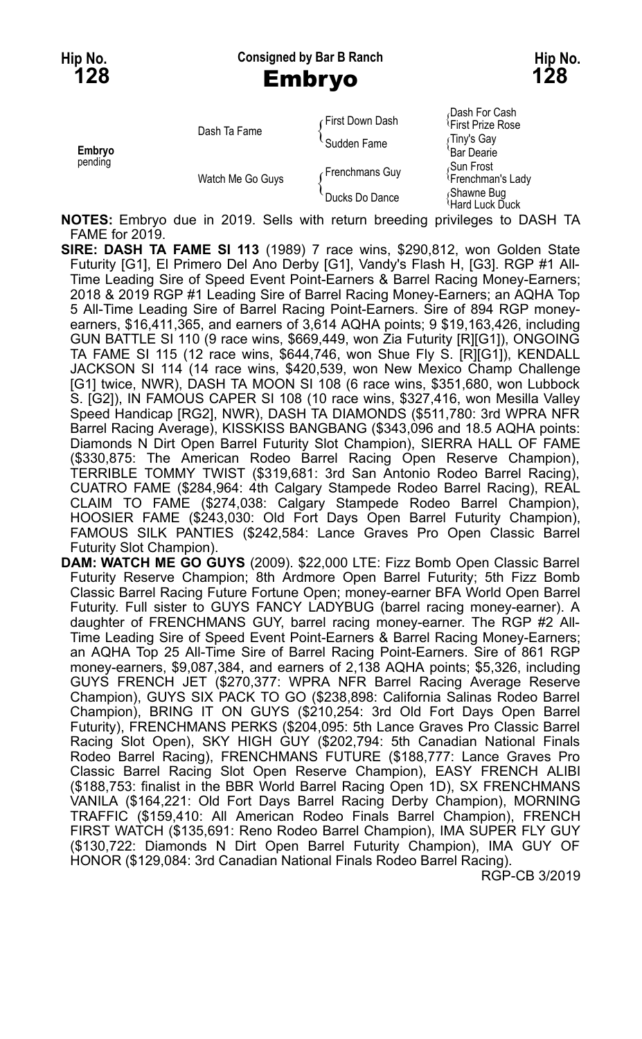**Hip No. 128** — Consigned by Bar B Ranch — **Hip No. 128**

# Embryo

**Embryo**
pending

| | | | |
|---|---|---|---|
| | Dash Ta Fame | First Down Dash | Dash For Cash |
| | | | First Prize Rose |
| | | Sudden Fame | Tiny's Gay |
| | | | Bar Dearie |
| | Watch Me Go Guys | Frenchmans Guy | Sun Frost |
| | | | Frenchman's Lady |
| | | Ducks Do Dance | Shawne Bug |
| | | | Hard Luck Duck |

**NOTES:** Embryo due in 2019. Sells with return breeding privileges to DASH TA FAME for 2019.

**SIRE: DASH TA FAME SI 113** (1989) 7 race wins, $290,812, won Golden State Futurity [G1], El Primero Del Ano Derby [G1], Vandy's Flash H, [G3]. RGP #1 All-Time Leading Sire of Speed Event Point-Earners & Barrel Racing Money-Earners; 2018 & 2019 RGP #1 Leading Sire of Barrel Racing Money-Earners; an AQHA Top 5 All-Time Leading Sire of Barrel Racing Point-Earners. Sire of 894 RGP money-earners, $16,411,365, and earners of 3,614 AQHA points; 9 $19,163,426, including GUN BATTLE SI 110 (9 race wins, $669,449, won Zia Futurity [R][G1]), ONGOING TA FAME SI 115 (12 race wins, $644,746, won Shue Fly S. [R][G1]), KENDALL JACKSON SI 114 (14 race wins, $420,539, won New Mexico Champ Challenge [G1] twice, NWR), DASH TA MOON SI 108 (6 race wins, $351,680, won Lubbock S. [G2]), IN FAMOUS CAPER SI 108 (10 race wins, $327,416, won Mesilla Valley Speed Handicap [RG2], NWR), DASH TA DIAMONDS ($511,780: 3rd WPRA NFR Barrel Racing Average), KISSKISS BANGBANG ($343,096 and 18.5 AQHA points: Diamonds N Dirt Open Barrel Futurity Slot Champion), SIERRA HALL OF FAME ($330,875: The American Rodeo Barrel Racing Open Reserve Champion), TERRIBLE TOMMY TWIST ($319,681: 3rd San Antonio Rodeo Barrel Racing), CUATRO FAME ($284,964: 4th Calgary Stampede Rodeo Barrel Racing), REAL CLAIM TO FAME ($274,038: Calgary Stampede Rodeo Barrel Champion), HOOSIER FAME ($243,030: Old Fort Days Open Barrel Futurity Champion), FAMOUS SILK PANTIES ($242,584: Lance Graves Pro Open Classic Barrel Futurity Slot Champion).

**DAM: WATCH ME GO GUYS** (2009). $22,000 LTE: Fizz Bomb Open Classic Barrel Futurity Reserve Champion; 8th Ardmore Open Barrel Futurity; 5th Fizz Bomb Classic Barrel Racing Future Fortune Open; money-earner BFA World Open Barrel Futurity. Full sister to GUYS FANCY LADYBUG (barrel racing money-earner). A daughter of FRENCHMANS GUY, barrel racing money-earner. The RGP #2 All-Time Leading Sire of Speed Event Point-Earners & Barrel Racing Money-Earners; an AQHA Top 25 All-Time Sire of Barrel Racing Point-Earners. Sire of 861 RGP money-earners, $9,087,384, and earners of 2,138 AQHA points; $5,326, including GUYS FRENCH JET ($270,377: WPRA NFR Barrel Racing Average Reserve Champion), GUYS SIX PACK TO GO ($238,898: California Salinas Rodeo Barrel Champion), BRING IT ON GUYS ($210,254: 3rd Old Fort Days Open Barrel Futurity), FRENCHMANS PERKS ($204,095: 5th Lance Graves Pro Classic Barrel Racing Slot Open), SKY HIGH GUY ($202,794: 5th Canadian National Finals Rodeo Barrel Racing), FRENCHMANS FUTURE ($188,777: Lance Graves Pro Classic Barrel Racing Slot Open Reserve Champion), EASY FRENCH ALIBI ($188,753: finalist in the BBR World Barrel Racing Open 1D), SX FRENCHMANS VANILA ($164,221: Old Fort Days Barrel Racing Derby Champion), MORNING TRAFFIC ($159,410: All American Rodeo Finals Barrel Champion), FRENCH FIRST WATCH ($135,691: Reno Rodeo Barrel Champion), IMA SUPER FLY GUY ($130,722: Diamonds N Dirt Open Barrel Futurity Champion), IMA GUY OF HONOR ($129,084: 3rd Canadian National Finals Rodeo Barrel Racing).

RGP-CB 3/2019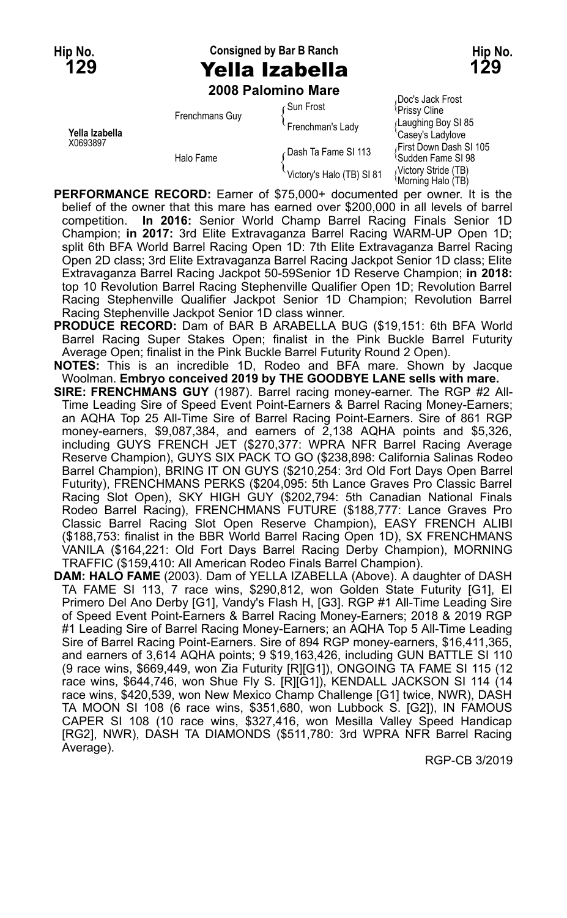Hip No. **129**

Consigned by Bar B Ranch

# Yella Izabella

**2008 Palomino Mare**

| | | | |
|---|---|---|---|
| Yella Izabella X0693897 | Frenchmans Guy | Sun Frost | Doc's Jack Frost |
| | | | Prissy Cline |
| | | Frenchman's Lady | Laughing Boy SI 85 |
| | | | Casey's Ladylove |
| | Halo Fame | Dash Ta Fame SI 113 | First Down Dash SI 105 |
| | | | Sudden Fame SI 98 |
| | | Victory's Halo (TB) SI 81 | Victory Stride (TB) |
| | | | Morning Halo (TB) |

**PERFORMANCE RECORD:** Earner of $75,000+ documented per owner. It is the belief of the owner that this mare has earned over $200,000 in all levels of barrel competition. **In 2016:** Senior World Champ Barrel Racing Finals Senior 1D Champion; **in 2017:** 3rd Elite Extravaganza Barrel Racing WARM-UP Open 1D; split 6th BFA World Barrel Racing Open 1D: 7th Elite Extravaganza Barrel Racing Open 2D class; 3rd Elite Extravaganza Barrel Racing Jackpot Senior 1D class; Elite Extravaganza Barrel Racing Jackpot 50-59Senior 1D Reserve Champion; **in 2018:** top 10 Revolution Barrel Racing Stephenville Qualifier Open 1D; Revolution Barrel Racing Stephenville Qualifier Jackpot Senior 1D Champion; Revolution Barrel Racing Stephenville Jackpot Senior 1D class winner.

**PRODUCE RECORD:** Dam of BAR B ARABELLA BUG ($19,151: 6th BFA World Barrel Racing Super Stakes Open; finalist in the Pink Buckle Barrel Futurity Average Open; finalist in the Pink Buckle Barrel Futurity Round 2 Open).

**NOTES:** This is an incredible 1D, Rodeo and BFA mare. Shown by Jacque Woolman. **Embryo conceived 2019 by THE GOODBYE LANE sells with mare.**

**SIRE: FRENCHMANS GUY** (1987). Barrel racing money-earner. The RGP #2 All-Time Leading Sire of Speed Event Point-Earners & Barrel Racing Money-Earners; an AQHA Top 25 All-Time Sire of Barrel Racing Point-Earners. Sire of 861 RGP money-earners, $9,087,384, and earners of 2,138 AQHA points and $5,326, including GUYS FRENCH JET ($270,377: WPRA NFR Barrel Racing Average Reserve Champion), GUYS SIX PACK TO GO ($238,898: California Salinas Rodeo Barrel Champion), BRING IT ON GUYS ($210,254: 3rd Old Fort Days Open Barrel Futurity), FRENCHMANS PERKS ($204,095: 5th Lance Graves Pro Classic Barrel Racing Slot Open), SKY HIGH GUY ($202,794: 5th Canadian National Finals Rodeo Barrel Racing), FRENCHMANS FUTURE ($188,777: Lance Graves Pro Classic Barrel Racing Slot Open Reserve Champion), EASY FRENCH ALIBI ($188,753: finalist in the BBR World Barrel Racing Open 1D), SX FRENCHMANS VANILA ($164,221: Old Fort Days Barrel Racing Derby Champion), MORNING TRAFFIC ($159,410: All American Rodeo Finals Barrel Champion).

**DAM: HALO FAME** (2003). Dam of YELLA IZABELLA (Above). A daughter of DASH TA FAME SI 113, 7 race wins, $290,812, won Golden State Futurity [G1], El Primero Del Ano Derby [G1], Vandy's Flash H, [G3]. RGP #1 All-Time Leading Sire of Speed Event Point-Earners & Barrel Racing Money-Earners; 2018 & 2019 RGP #1 Leading Sire of Barrel Racing Money-Earners; an AQHA Top 5 All-Time Leading Sire of Barrel Racing Point-Earners. Sire of 894 RGP money-earners, $16,411,365, and earners of 3,614 AQHA points; 9 $19,163,426, including GUN BATTLE SI 110 (9 race wins, $669,449, won Zia Futurity [R][G1]), ONGOING TA FAME SI 115 (12 race wins, $644,746, won Shue Fly S. [R][G1]), KENDALL JACKSON SI 114 (14 race wins, $420,539, won New Mexico Champ Challenge [G1] twice, NWR), DASH TA MOON SI 108 (6 race wins, $351,680, won Lubbock S. [G2]), IN FAMOUS CAPER SI 108 (10 race wins, $327,416, won Mesilla Valley Speed Handicap [RG2], NWR), DASH TA DIAMONDS ($511,780: 3rd WPRA NFR Barrel Racing Average).

RGP-CB 3/2019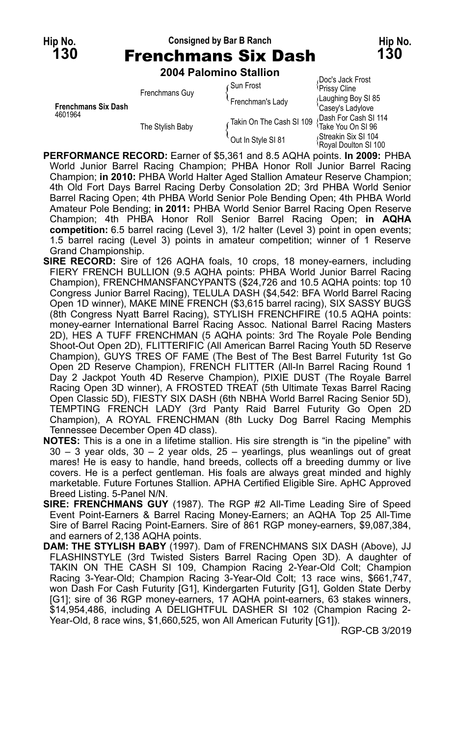Hip No. **130** — Consigned by Bar B Ranch — Hip No. **130**

# Frenchmans Six Dash

**2004 Palomino Stallion**

| | | | |
|---|---|---|---|
| **Frenchmans Six Dash** 4601964 | Frenchmans Guy | Sun Frost | Doc's Jack Frost |
| | | | Prissy Cline |
| | | Frenchman's Lady | Laughing Boy SI 85 |
| | | | Casey's Ladylove |
| | The Stylish Baby | Takin On The Cash SI 109 | Dash For Cash SI 114 |
| | | | Take You On SI 96 |
| | | Out In Style SI 81 | Streakin Six SI 104 |
| | | | Royal Doulton SI 100 |

**PERFORMANCE RECORD:** Earner of $5,361 and 8.5 AQHA points. **In 2009:** PHBA World Junior Barrel Racing Champion; PHBA Honor Roll Junior Barrel Racing Champion; **in 2010:** PHBA World Halter Aged Stallion Amateur Reserve Champion; 4th Old Fort Days Barrel Racing Derby Consolation 2D; 3rd PHBA World Senior Barrel Racing Open; 4th PHBA World Senior Pole Bending Open; 4th PHBA World Amateur Pole Bending; **in 2011:** PHBA World Senior Barrel Racing Open Reserve Champion; 4th PHBA Honor Roll Senior Barrel Racing Open; **in AQHA competition:** 6.5 barrel racing (Level 3), 1/2 halter (Level 3) point in open events; 1.5 barrel racing (Level 3) points in amateur competition; winner of 1 Reserve Grand Championship.

**SIRE RECORD:** Sire of 126 AQHA foals, 10 crops, 18 money-earners, including FIERY FRENCH BULLION (9.5 AQHA points: PHBA World Junior Barrel Racing Champion), FRENCHMANSFANCYPANTS ($24,726 and 10.5 AQHA points: top 10 Congress Junior Barrel Racing), TELULA DASH ($4,542: BFA World Barrel Racing Open 1D winner), MAKE MINE FRENCH ($3,615 barrel racing), SIX SASSY BUGS (8th Congress Nyatt Barrel Racing), STYLISH FRENCHFIRE (10.5 AQHA points: money-earner International Barrel Racing Assoc. National Barrel Racing Masters 2D), HES A TUFF FRENCHMAN (5 AQHA points: 3rd The Royale Pole Bending Shoot-Out Open 2D), FLITTERIFIC (All American Barrel Racing Youth 5D Reserve Champion), GUYS TRES OF FAME (The Best of The Best Barrel Futurity 1st Go Open 2D Reserve Champion), FRENCH FLITTER (All-In Barrel Racing Round 1 Day 2 Jackpot Youth 4D Reserve Champion), PIXIE DUST (The Royale Barrel Racing Open 3D winner), A FROSTED TREAT (5th Ultimate Texas Barrel Racing Open Classic 5D), FIESTY SIX DASH (6th NBHA World Barrel Racing Senior 5D), TEMPTING FRENCH LADY (3rd Panty Raid Barrel Futurity Go Open 2D Champion), A ROYAL FRENCHMAN (8th Lucky Dog Barrel Racing Memphis Tennessee December Open 4D class).

**NOTES:** This is a one in a lifetime stallion. His sire strength is "in the pipeline" with 30 – 3 year olds, 30 – 2 year olds, 25 – yearlings, plus weanlings out of great mares! He is easy to handle, hand breeds, collects off a breeding dummy or live covers. He is a perfect gentleman. His foals are always great minded and highly marketable. Future Fortunes Stallion. APHA Certified Eligible Sire. ApHC Approved Breed Listing. 5-Panel N/N.

**SIRE: FRENCHMANS GUY** (1987). The RGP #2 All-Time Leading Sire of Speed Event Point-Earners & Barrel Racing Money-Earners; an AQHA Top 25 All-Time Sire of Barrel Racing Point-Earners. Sire of 861 RGP money-earners, $9,087,384, and earners of 2,138 AQHA points.

**DAM: THE STYLISH BABY** (1997). Dam of FRENCHMANS SIX DASH (Above), JJ FLASHINSTYLE (3rd Twisted Sisters Barrel Racing Open 3D). A daughter of TAKIN ON THE CASH SI 109, Champion Racing 2-Year-Old Colt; Champion Racing 3-Year-Old; Champion Racing 3-Year-Old Colt; 13 race wins, $661,747, won Dash For Cash Futurity [G1], Kindergarten Futurity [G1], Golden State Derby [G1]; sire of 36 RGP money-earners, 17 AQHA point-earners, 63 stakes winners, $14,954,486, including A DELIGHTFUL DASHER SI 102 (Champion Racing 2-Year-Old, 8 race wins, $1,660,525, won All American Futurity [G1]).

RGP-CB 3/2019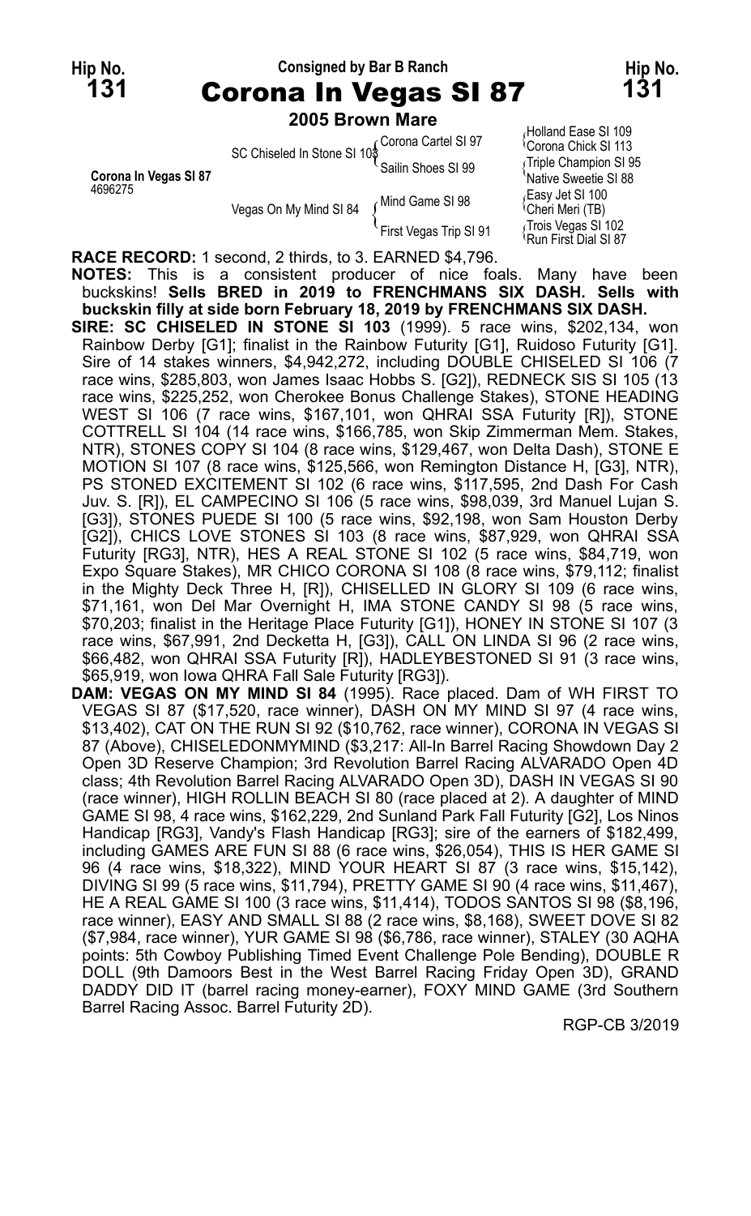**Hip No. 131** — Consigned by Bar B Ranch — **Hip No. 131**

# Corona In Vegas SI 87

**2005 Brown Mare**

| | | | |
|---|---|---|---|
| Corona In Vegas SI 87 4696275 | SC Chiseled In Stone SI 103 | Corona Cartel SI 97 | Holland Ease SI 109 |
| | | | Corona Chick SI 113 |
| | | Sailin Shoes SI 99 | Triple Champion SI 95 |
| | | | Native Sweetie SI 88 |
| | Vegas On My Mind SI 84 | Mind Game SI 98 | Easy Jet SI 100 |
| | | | Cheri Meri (TB) |
| | | First Vegas Trip SI 91 | Trois Vegas SI 102 |
| | | | Run First Dial SI 87 |

**RACE RECORD:** 1 second, 2 thirds, to 3. EARNED $4,796.

**NOTES:** This is a consistent producer of nice foals. Many have been buckskins! **Sells BRED in 2019 to FRENCHMANS SIX DASH. Sells with buckskin filly at side born February 18, 2019 by FRENCHMANS SIX DASH.**

**SIRE: SC CHISELED IN STONE SI 103** (1999). 5 race wins, $202,134, won Rainbow Derby [G1]; finalist in the Rainbow Futurity [G1], Ruidoso Futurity [G1]. Sire of 14 stakes winners, $4,942,272, including DOUBLE CHISELED SI 106 (7 race wins, $285,803, won James Isaac Hobbs S. [G2]), REDNECK SIS SI 105 (13 race wins, $225,252, won Cherokee Bonus Challenge Stakes), STONE HEADING WEST SI 106 (7 race wins, $167,101, won QHRAI SSA Futurity [R]), STONE COTTRELL SI 104 (14 race wins, $166,785, won Skip Zimmerman Mem. Stakes, NTR), STONES COPY SI 104 (8 race wins, $129,467, won Delta Dash), STONE E MOTION SI 107 (8 race wins, $125,566, won Remington Distance H, [G3], NTR), PS STONED EXCITEMENT SI 102 (6 race wins, $117,595, 2nd Dash For Cash Juv. S. [R]), EL CAMPECINO SI 106 (5 race wins, $98,039, 3rd Manuel Lujan S. [G3]), STONES PUEDE SI 100 (5 race wins, $92,198, won Sam Houston Derby [G2]), CHICS LOVE STONES SI 103 (8 race wins, $87,929, won QHRAI SSA Futurity [RG3], NTR), HES A REAL STONE SI 102 (5 race wins, $84,719, won Expo Square Stakes), MR CHICO CORONA SI 108 (8 race wins, $79,112; finalist in the Mighty Deck Three H, [R]), CHISELLED IN GLORY SI 109 (6 race wins, $71,161, won Del Mar Overnight H, IMA STONE CANDY SI 98 (5 race wins, $70,203; finalist in the Heritage Place Futurity [G1]), HONEY IN STONE SI 107 (3 race wins, $67,991, 2nd Decketta H, [G3]), CALL ON LINDA SI 96 (2 race wins, $66,482, won QHRAI SSA Futurity [R]), HADLEYBESTONED SI 91 (3 race wins, $65,919, won Iowa QHRA Fall Sale Futurity [RG3]).

**DAM: VEGAS ON MY MIND SI 84** (1995). Race placed. Dam of WH FIRST TO VEGAS SI 87 ($17,520, race winner), DASH ON MY MIND SI 97 (4 race wins, $13,402), CAT ON THE RUN SI 92 ($10,762, race winner), CORONA IN VEGAS SI 87 (Above), CHISELEDONMYMIND ($3,217: All-In Barrel Racing Showdown Day 2 Open 3D Reserve Champion; 3rd Revolution Barrel Racing ALVARADO Open 4D class; 4th Revolution Barrel Racing ALVARADO Open 3D), DASH IN VEGAS SI 90 (race winner), HIGH ROLLIN BEACH SI 80 (race placed at 2). A daughter of MIND GAME SI 98, 4 race wins, $162,229, 2nd Sunland Park Fall Futurity [G2], Los Ninos Handicap [RG3], Vandy's Flash Handicap [RG3]; sire of the earners of $182,499, including GAMES ARE FUN SI 88 (6 race wins, $26,054), THIS IS HER GAME SI 96 (4 race wins, $18,322), MIND YOUR HEART SI 87 (3 race wins, $15,142), DIVING SI 99 (5 race wins, $11,794), PRETTY GAME SI 90 (4 race wins, $11,467), HE A REAL GAME SI 100 (3 race wins, $11,414), TODOS SANTOS SI 98 ($8,196, race winner), EASY AND SMALL SI 88 (2 race wins, $8,168), SWEET DOVE SI 82 ($7,984, race winner), YUR GAME SI 98 ($6,786, race winner), STALEY (30 AQHA points: 5th Cowboy Publishing Timed Event Challenge Pole Bending), DOUBLE R DOLL (9th Damoors Best in the West Barrel Racing Friday Open 3D), GRAND DADDY DID IT (barrel racing money-earner), FOXY MIND GAME (3rd Southern Barrel Racing Assoc. Barrel Futurity 2D).

RGP-CB 3/2019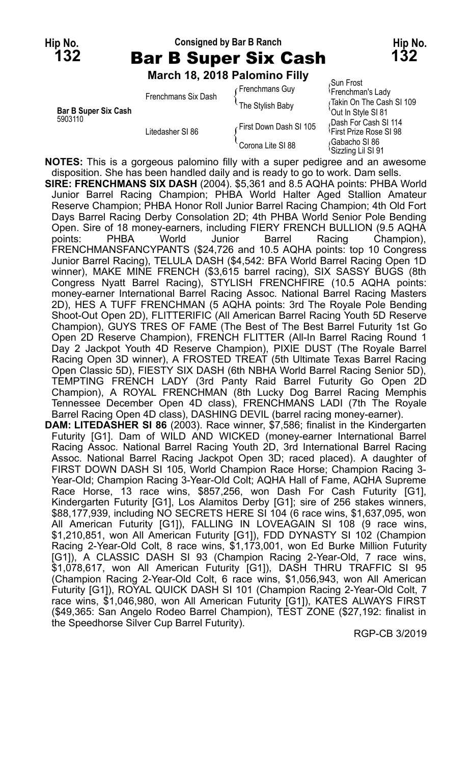**Hip No. 132** — Consigned by Bar B Ranch — **Hip No. 132**

# Bar B Super Six Cash

**March 18, 2018 Palomino Filly**

| | | | |
|---|---|---|---|
| **Bar B Super Six Cash** 5903110 | Frenchmans Six Dash | Frenchmans Guy | Sun Frost |
| | | | Frenchman's Lady |
| | | The Stylish Baby | Takin On The Cash SI 109 |
| | | | Out In Style SI 81 |
| | Litedasher SI 86 | First Down Dash SI 105 | Dash For Cash SI 114 |
| | | | First Prize Rose SI 98 |
| | | Corona Lite SI 88 | Gabacho SI 86 |
| | | | Sizzling Lil SI 91 |

**NOTES:** This is a gorgeous palomino filly with a super pedigree and an awesome disposition. She has been handled daily and is ready to go to work. Dam sells.

**SIRE: FRENCHMANS SIX DASH** (2004). $5,361 and 8.5 AQHA points: PHBA World Junior Barrel Racing Champion; PHBA World Halter Aged Stallion Amateur Reserve Champion; PHBA Honor Roll Junior Barrel Racing Champion; 4th Old Fort Days Barrel Racing Derby Consolation 2D; 4th PHBA World Senior Pole Bending Open. Sire of 18 money-earners, including FIERY FRENCH BULLION (9.5 AQHA points: PHBA World Junior Barrel Racing Champion), FRENCHMANSFANCYPANTS ($24,726 and 10.5 AQHA points: top 10 Congress Junior Barrel Racing), TELULA DASH ($4,542: BFA World Barrel Racing Open 1D winner), MAKE MINE FRENCH ($3,615 barrel racing), SIX SASSY BUGS (8th Congress Nyatt Barrel Racing), STYLISH FRENCHFIRE (10.5 AQHA points: money-earner International Barrel Racing Assoc. National Barrel Racing Masters 2D), HES A TUFF FRENCHMAN (5 AQHA points: 3rd The Royale Pole Bending Shoot-Out Open 2D), FLITTERIFIC (All American Barrel Racing Youth 5D Reserve Champion), GUYS TRES OF FAME (The Best of The Best Barrel Futurity 1st Go Open 2D Reserve Champion), FRENCH FLITTER (All-In Barrel Racing Round 1 Day 2 Jackpot Youth 4D Reserve Champion), PIXIE DUST (The Royale Barrel Racing Open 3D winner), A FROSTED TREAT (5th Ultimate Texas Barrel Racing Open Classic 5D), FIESTY SIX DASH (6th NBHA World Barrel Racing Senior 5D), TEMPTING FRENCH LADY (3rd Panty Raid Barrel Futurity Go Open 2D Champion), A ROYAL FRENCHMAN (8th Lucky Dog Barrel Racing Memphis Tennessee December Open 4D class), FRENCHMANS LADI (7th The Royale Barrel Racing Open 4D class), DASHING DEVIL (barrel racing money-earner).

**DAM: LITEDASHER SI 86** (2003). Race winner, $7,586; finalist in the Kindergarten Futurity [G1]. Dam of WILD AND WICKED (money-earner International Barrel Racing Assoc. National Barrel Racing Youth 2D, 3rd International Barrel Racing Assoc. National Barrel Racing Jackpot Open 3D; raced placed). A daughter of FIRST DOWN DASH SI 105, World Champion Race Horse; Champion Racing 3-Year-Old; Champion Racing 3-Year-Old Colt; AQHA Hall of Fame, AQHA Supreme Race Horse, 13 race wins, $857,256, won Dash For Cash Futurity [G1], Kindergarten Futurity [G1], Los Alamitos Derby [G1]; sire of 256 stakes winners, $88,177,939, including NO SECRETS HERE SI 104 (6 race wins, $1,637,095, won All American Futurity [G1]), FALLING IN LOVEAGAIN SI 108 (9 race wins, $1,210,851, won All American Futurity [G1]), FDD DYNASTY SI 102 (Champion Racing 2-Year-Old Colt, 8 race wins, $1,173,001, won Ed Burke Million Futurity [G1]), A CLASSIC DASH SI 93 (Champion Racing 2-Year-Old, 7 race wins, $1,078,617, won All American Futurity [G1]), DASH THRU TRAFFIC SI 95 (Champion Racing 2-Year-Old Colt, 6 race wins, $1,056,943, won All American Futurity [G1]), ROYAL QUICK DASH SI 101 (Champion Racing 2-Year-Old Colt, 7 race wins, $1,046,980, won All American Futurity [G1]), KATES ALWAYS FIRST ($49,365: San Angelo Rodeo Barrel Champion), TEST ZONE ($27,192: finalist in the Speedhorse Silver Cup Barrel Futurity).

RGP-CB 3/2019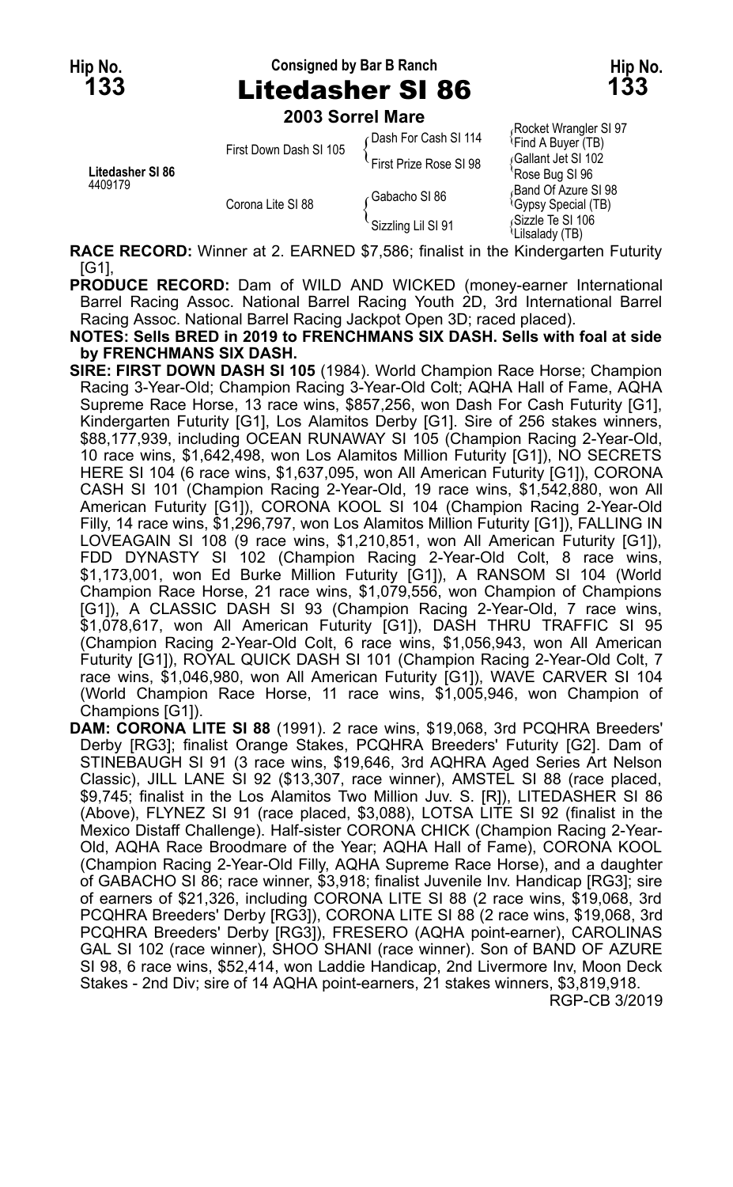Hip No. **133** Consigned by Bar B Ranch Hip No. **133**

# Litedasher SI 86

**2003 Sorrel Mare**

| | | | |
|---|---|---|---|
| **Litedasher SI 86** 4409179 | First Down Dash SI 105 | Dash For Cash SI 114 | Rocket Wrangler SI 97 / Find A Buyer (TB) |
| | | First Prize Rose SI 98 | Gallant Jet SI 102 / Rose Bug SI 96 |
| | Corona Lite SI 88 | Gabacho SI 86 | Band Of Azure SI 98 / Gypsy Special (TB) |
| | | Sizzling Lil SI 91 | Sizzle Te SI 106 / Lilsalady (TB) |

**RACE RECORD:** Winner at 2. EARNED $7,586; finalist in the Kindergarten Futurity [G1],

**PRODUCE RECORD:** Dam of WILD AND WICKED (money-earner International Barrel Racing Assoc. National Barrel Racing Youth 2D, 3rd International Barrel Racing Assoc. National Barrel Racing Jackpot Open 3D; raced placed).

**NOTES: Sells BRED in 2019 to FRENCHMANS SIX DASH. Sells with foal at side by FRENCHMANS SIX DASH.**

**SIRE: FIRST DOWN DASH SI 105** (1984). World Champion Race Horse; Champion Racing 3-Year-Old; Champion Racing 3-Year-Old Colt; AQHA Hall of Fame, AQHA Supreme Race Horse, 13 race wins, $857,256, won Dash For Cash Futurity [G1], Kindergarten Futurity [G1], Los Alamitos Derby [G1]. Sire of 256 stakes winners, $88,177,939, including OCEAN RUNAWAY SI 105 (Champion Racing 2-Year-Old, 10 race wins, $1,642,498, won Los Alamitos Million Futurity [G1]), NO SECRETS HERE SI 104 (6 race wins, $1,637,095, won All American Futurity [G1]), CORONA CASH SI 101 (Champion Racing 2-Year-Old, 19 race wins, $1,542,880, won All American Futurity [G1]), CORONA KOOL SI 104 (Champion Racing 2-Year-Old Filly, 14 race wins, $1,296,797, won Los Alamitos Million Futurity [G1]), FALLING IN LOVEAGAIN SI 108 (9 race wins, $1,210,851, won All American Futurity [G1]), FDD DYNASTY SI 102 (Champion Racing 2-Year-Old Colt, 8 race wins, $1,173,001, won Ed Burke Million Futurity [G1]), A RANSOM SI 104 (World Champion Race Horse, 21 race wins, $1,079,556, won Champion of Champions [G1]), A CLASSIC DASH SI 93 (Champion Racing 2-Year-Old, 7 race wins, $1,078,617, won All American Futurity [G1]), DASH THRU TRAFFIC SI 95 (Champion Racing 2-Year-Old Colt, 6 race wins, $1,056,943, won All American Futurity [G1]), ROYAL QUICK DASH SI 101 (Champion Racing 2-Year-Old Colt, 7 race wins, $1,046,980, won All American Futurity [G1]), WAVE CARVER SI 104 (World Champion Race Horse, 11 race wins, $1,005,946, won Champion of Champions [G1]).

**DAM: CORONA LITE SI 88** (1991). 2 race wins, $19,068, 3rd PCQHRA Breeders' Derby [RG3]; finalist Orange Stakes, PCQHRA Breeders' Futurity [G2]. Dam of STINEBAUGH SI 91 (3 race wins, $19,646, 3rd AQHRA Aged Series Art Nelson Classic), JILL LANE SI 92 ($13,307, race winner), AMSTEL SI 88 (race placed, $9,745; finalist in the Los Alamitos Two Million Juv. S. [R]), LITEDASHER SI 86 (Above), FLYNEZ SI 91 (race placed, $3,088), LOTSA LITE SI 92 (finalist in the Mexico Distaff Challenge). Half-sister CORONA CHICK (Champion Racing 2-Year-Old, AQHA Race Broodmare of the Year; AQHA Hall of Fame), CORONA KOOL (Champion Racing 2-Year-Old Filly, AQHA Supreme Race Horse), and a daughter of GABACHO SI 86; race winner, $3,918; finalist Juvenile Inv. Handicap [RG3]; sire of earners of $21,326, including CORONA LITE SI 88 (2 race wins, $19,068, 3rd PCQHRA Breeders' Derby [RG3]), CORONA LITE SI 88 (2 race wins, $19,068, 3rd PCQHRA Breeders' Derby [RG3]), FRESERO (AQHA point-earner), CAROLINAS GAL SI 102 (race winner), SHOO SHANI (race winner). Son of BAND OF AZURE SI 98, 6 race wins, $52,414, won Laddie Handicap, 2nd Livermore Inv, Moon Deck Stakes - 2nd Div; sire of 14 AQHA point-earners, 21 stakes winners, $3,819,918.

RGP-CB 3/2019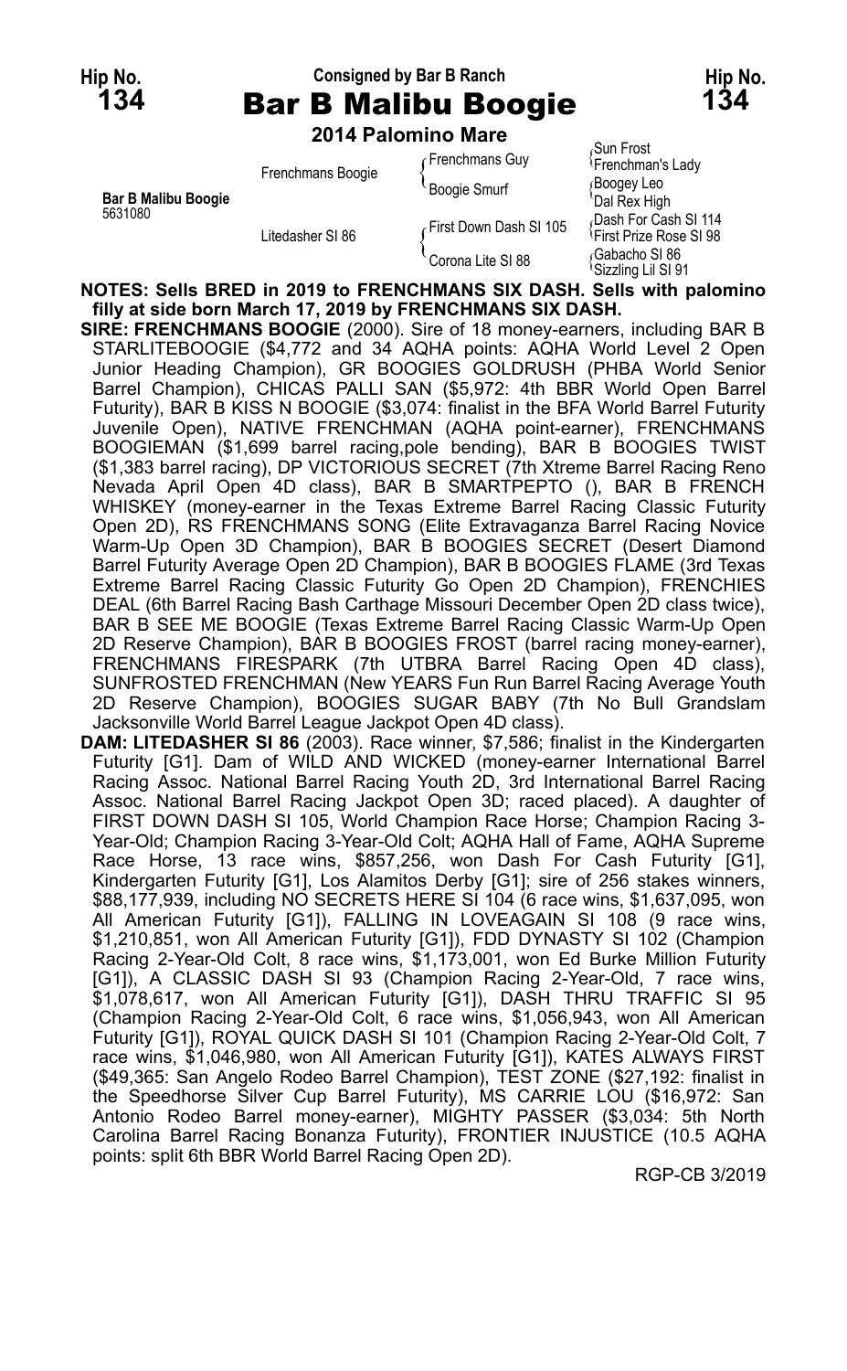**Hip No. 134** — Consigned by Bar B Ranch — **Hip No. 134**

# Bar B Malibu Boogie

**2014 Palomino Mare**

| | | | |
|---|---|---|---|
| **Bar B Malibu Boogie** 5631080 | Frenchmans Boogie | Frenchmans Guy | Sun Frost |
| | | | Frenchman's Lady |
| | | Boogie Smurf | Boogey Leo |
| | | | Dal Rex High |
| | Litedasher SI 86 | First Down Dash SI 105 | Dash For Cash SI 114 |
| | | | First Prize Rose SI 98 |
| | | Corona Lite SI 88 | Gabacho SI 86 |
| | | | Sizzling Lil SI 91 |

**NOTES: Sells BRED in 2019 to FRENCHMANS SIX DASH. Sells with palomino filly at side born March 17, 2019 by FRENCHMANS SIX DASH.**

**SIRE: FRENCHMANS BOOGIE** (2000). Sire of 18 money-earners, including BAR B STARLITEBOOGIE ($4,772 and 34 AQHA points: AQHA World Level 2 Open Junior Heading Champion), GR BOOGIES GOLDRUSH (PHBA World Senior Barrel Champion), CHICAS PALLI SAN ($5,972: 4th BBR World Open Barrel Futurity), BAR B KISS N BOOGIE ($3,074: finalist in the BFA World Barrel Futurity Juvenile Open), NATIVE FRENCHMAN (AQHA point-earner), FRENCHMANS BOOGIEMAN ($1,699 barrel racing,pole bending), BAR B BOOGIES TWIST ($1,383 barrel racing), DP VICTORIOUS SECRET (7th Xtreme Barrel Racing Reno Nevada April Open 4D class), BAR B SMARTPEPTO (), BAR B FRENCH WHISKEY (money-earner in the Texas Extreme Barrel Racing Classic Futurity Open 2D), RS FRENCHMANS SONG (Elite Extravaganza Barrel Racing Novice Warm-Up Open 3D Champion), BAR B BOOGIES SECRET (Desert Diamond Barrel Futurity Average Open 2D Champion), BAR B BOOGIES FLAME (3rd Texas Extreme Barrel Racing Classic Futurity Go Open 2D Champion), FRENCHIES DEAL (6th Barrel Racing Bash Carthage Missouri December Open 2D class twice), BAR B SEE ME BOOGIE (Texas Extreme Barrel Racing Classic Warm-Up Open 2D Reserve Champion), BAR B BOOGIES FROST (barrel racing money-earner), FRENCHMANS FIRESPARK (7th UTBRA Barrel Racing Open 4D class), SUNFROSTED FRENCHMAN (New YEARS Fun Run Barrel Racing Average Youth 2D Reserve Champion), BOOGIES SUGAR BABY (7th No Bull Grandslam Jacksonville World Barrel League Jackpot Open 4D class).

**DAM: LITEDASHER SI 86** (2003). Race winner, $7,586; finalist in the Kindergarten Futurity [G1]. Dam of WILD AND WICKED (money-earner International Barrel Racing Assoc. National Barrel Racing Youth 2D, 3rd International Barrel Racing Assoc. National Barrel Racing Jackpot Open 3D; raced placed). A daughter of FIRST DOWN DASH SI 105, World Champion Race Horse; Champion Racing 3-Year-Old; Champion Racing 3-Year-Old Colt; AQHA Hall of Fame, AQHA Supreme Race Horse, 13 race wins, $857,256, won Dash For Cash Futurity [G1], Kindergarten Futurity [G1], Los Alamitos Derby [G1]; sire of 256 stakes winners, $88,177,939, including NO SECRETS HERE SI 104 (6 race wins, $1,637,095, won All American Futurity [G1]), FALLING IN LOVEAGAIN SI 108 (9 race wins, $1,210,851, won All American Futurity [G1]), FDD DYNASTY SI 102 (Champion Racing 2-Year-Old Colt, 8 race wins, $1,173,001, won Ed Burke Million Futurity [G1]), A CLASSIC DASH SI 93 (Champion Racing 2-Year-Old, 7 race wins, $1,078,617, won All American Futurity [G1]), DASH THRU TRAFFIC SI 95 (Champion Racing 2-Year-Old Colt, 6 race wins, $1,056,943, won All American Futurity [G1]), ROYAL QUICK DASH SI 101 (Champion Racing 2-Year-Old Colt, 7 race wins, $1,046,980, won All American Futurity [G1]), KATES ALWAYS FIRST ($49,365: San Angelo Rodeo Barrel Champion), TEST ZONE ($27,192: finalist in the Speedhorse Silver Cup Barrel Futurity), MS CARRIE LOU ($16,972: San Antonio Rodeo Barrel money-earner), MIGHTY PASSER ($3,034: 5th North Carolina Barrel Racing Bonanza Futurity), FRONTIER INJUSTICE (10.5 AQHA points: split 6th BBR World Barrel Racing Open 2D).

RGP-CB 3/2019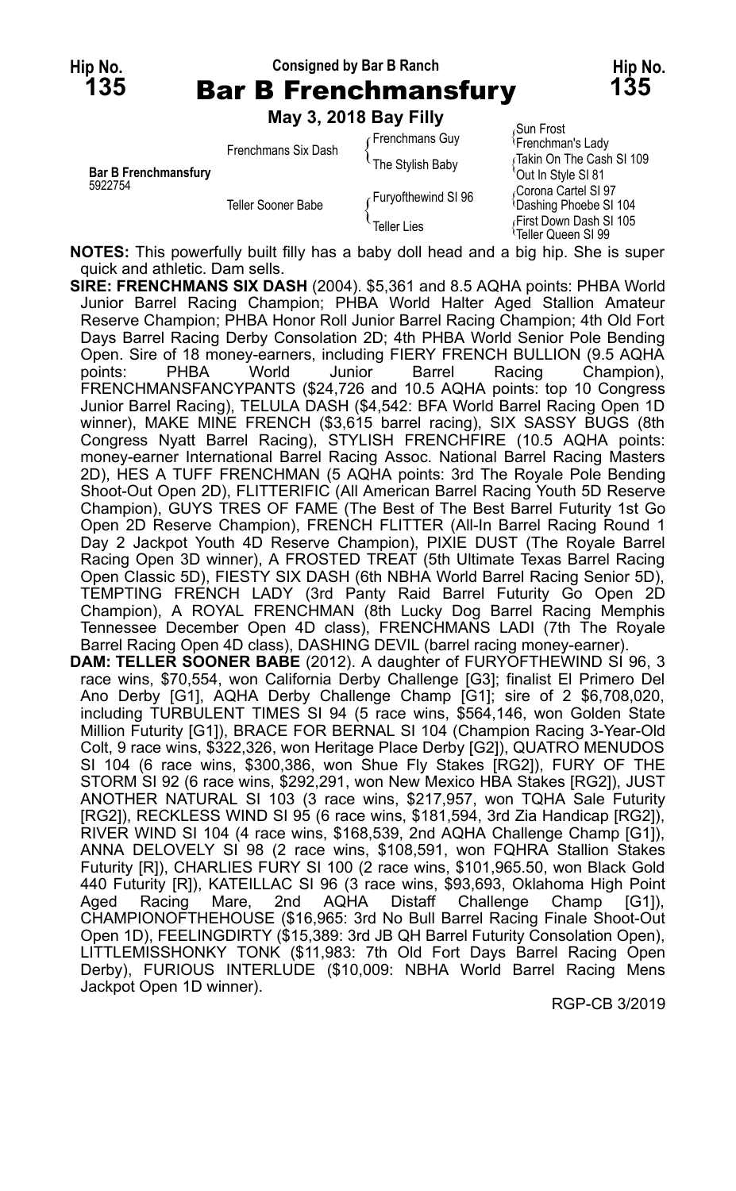Hip No. 135 — Consigned by Bar B Ranch — Hip No. 135

# Bar B Frenchmansfury

**May 3, 2018 Bay Filly**

| | | | |
|---|---|---|---|
| **Bar B Frenchmansfury** 5922754 | Frenchmans Six Dash | Frenchmans Guy | Sun Frost |
| | | | Frenchman's Lady |
| | | The Stylish Baby | Takin On The Cash SI 109 |
| | | | Out In Style SI 81 |
| | Teller Sooner Babe | Furyofthewind SI 96 | Corona Cartel SI 97 |
| | | | Dashing Phoebe SI 104 |
| | | Teller Lies | First Down Dash SI 105 |
| | | | Teller Queen SI 99 |

**NOTES:** This powerfully built filly has a baby doll head and a big hip. She is super quick and athletic. Dam sells.

**SIRE: FRENCHMANS SIX DASH** (2004). $5,361 and 8.5 AQHA points: PHBA World Junior Barrel Racing Champion; PHBA World Halter Aged Stallion Amateur Reserve Champion; PHBA Honor Roll Junior Barrel Racing Champion; 4th Old Fort Days Barrel Racing Derby Consolation 2D; 4th PHBA World Senior Pole Bending Open. Sire of 18 money-earners, including FIERY FRENCH BULLION (9.5 AQHA points: PHBA World Junior Barrel Racing Champion), FRENCHMANSFANCYPANTS ($24,726 and 10.5 AQHA points: top 10 Congress Junior Barrel Racing), TELULA DASH ($4,542: BFA World Barrel Racing Open 1D winner), MAKE MINE FRENCH ($3,615 barrel racing), SIX SASSY BUGS (8th Congress Nyatt Barrel Racing), STYLISH FRENCHFIRE (10.5 AQHA points: money-earner International Barrel Racing Assoc. National Barrel Racing Masters 2D), HES A TUFF FRENCHMAN (5 AQHA points: 3rd The Royale Pole Bending Shoot-Out Open 2D), FLITTERIFIC (All American Barrel Racing Youth 5D Reserve Champion), GUYS TRES OF FAME (The Best of The Best Barrel Futurity 1st Go Open 2D Reserve Champion), FRENCH FLITTER (All-In Barrel Racing Round 1 Day 2 Jackpot Youth 4D Reserve Champion), PIXIE DUST (The Royale Barrel Racing Open 3D winner), A FROSTED TREAT (5th Ultimate Texas Barrel Racing Open Classic 5D), FIESTY SIX DASH (6th NBHA World Barrel Racing Senior 5D), TEMPTING FRENCH LADY (3rd Panty Raid Barrel Futurity Go Open 2D Champion), A ROYAL FRENCHMAN (8th Lucky Dog Barrel Racing Memphis Tennessee December Open 4D class), FRENCHMANS LADI (7th The Royale Barrel Racing Open 4D class), DASHING DEVIL (barrel racing money-earner).

**DAM: TELLER SOONER BABE** (2012). A daughter of FURYOFTHEWIND SI 96, 3 race wins, $70,554, won California Derby Challenge [G3]; finalist El Primero Del Ano Derby [G1], AQHA Derby Challenge Champ [G1]; sire of 2 $6,708,020, including TURBULENT TIMES SI 94 (5 race wins, $564,146, won Golden State Million Futurity [G1]), BRACE FOR BERNAL SI 104 (Champion Racing 3-Year-Old Colt, 9 race wins, $322,326, won Heritage Place Derby [G2]), QUATRO MENUDOS SI 104 (6 race wins, $300,386, won Shue Fly Stakes [RG2]), FURY OF THE STORM SI 92 (6 race wins, $292,291, won New Mexico HBA Stakes [RG2]), JUST ANOTHER NATURAL SI 103 (3 race wins, $217,957, won TQHA Sale Futurity [RG2]), RECKLESS WIND SI 95 (6 race wins, $181,594, 3rd Zia Handicap [RG2]), RIVER WIND SI 104 (4 race wins, $168,539, 2nd AQHA Challenge Champ [G1]), ANNA DELOVELY SI 98 (2 race wins, $108,591, won FQHRA Stallion Stakes Futurity [R]), CHARLIES FURY SI 100 (2 race wins, $101,965.50, won Black Gold 440 Futurity [R]), KATEILLAC SI 96 (3 race wins, $93,693, Oklahoma High Point Aged Racing Mare, 2nd AQHA Distaff Challenge Champ [G1]), CHAMPIONOFTHEHOUSE ($16,965: 3rd No Bull Barrel Racing Finale Shoot-Out Open 1D), FEELINGDIRTY ($15,389: 3rd JB QH Barrel Futurity Consolation Open), LITTLEMISSHONKY TONK ($11,983: 7th Old Fort Days Barrel Racing Open Derby), FURIOUS INTERLUDE ($10,009: NBHA World Barrel Racing Mens Jackpot Open 1D winner).

RGP-CB 3/2019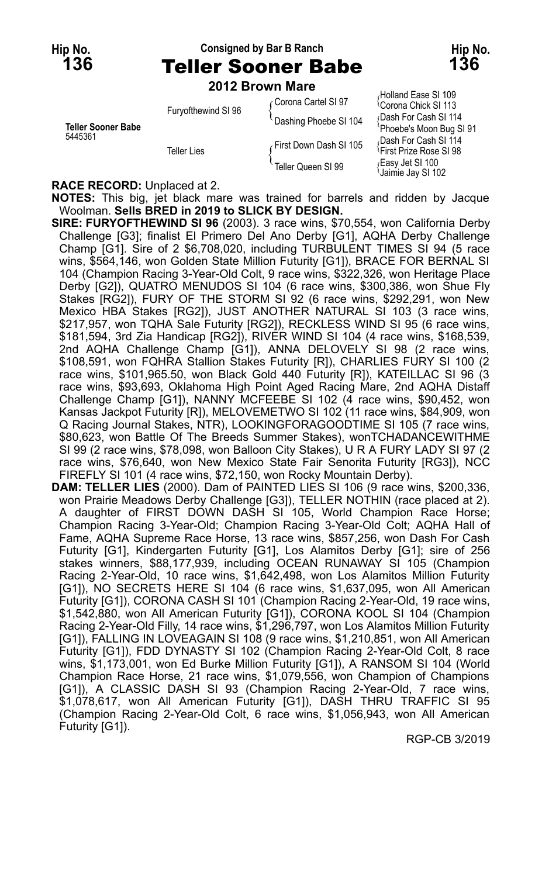Hip No. **136** — Consigned by Bar B Ranch

# Teller Sooner Babe

**2012 Brown Mare**

**Teller Sooner Babe**
5445361

| | | | |
|---|---|---|---|
| Teller Sooner Babe | Furyofthewind SI 96 | Corona Cartel SI 97 | Holland Ease SI 109 |
| | | | Corona Chick SI 113 |
| | | Dashing Phoebe SI 104 | Dash For Cash SI 114 |
| | | | Phoebe's Moon Bug SI 91 |
| | Teller Lies | First Down Dash SI 105 | Dash For Cash SI 114 |
| | | | First Prize Rose SI 98 |
| | | Teller Queen SI 99 | Easy Jet SI 100 |
| | | | Jaimie Jay SI 102 |

**RACE RECORD:** Unplaced at 2.

**NOTES:** This big, jet black mare was trained for barrels and ridden by Jacque Woolman. **Sells BRED in 2019 to SLICK BY DESIGN.**

**SIRE: FURYOFTHEWIND SI 96** (2003). 3 race wins, $70,554, won California Derby Challenge [G3]; finalist El Primero Del Ano Derby [G1], AQHA Derby Challenge Champ [G1]. Sire of 2 $6,708,020, including TURBULENT TIMES SI 94 (5 race wins, $564,146, won Golden State Million Futurity [G1]), BRACE FOR BERNAL SI 104 (Champion Racing 3-Year-Old Colt, 9 race wins, $322,326, won Heritage Place Derby [G2]), QUATRO MENUDOS SI 104 (6 race wins, $300,386, won Shue Fly Stakes [RG2]), FURY OF THE STORM SI 92 (6 race wins, $292,291, won New Mexico HBA Stakes [RG2]), JUST ANOTHER NATURAL SI 103 (3 race wins, $217,957, won TQHA Sale Futurity [RG2]), RECKLESS WIND SI 95 (6 race wins, $181,594, 3rd Zia Handicap [RG2]), RIVER WIND SI 104 (4 race wins, $168,539, 2nd AQHA Challenge Champ [G1]), ANNA DELOVELY SI 98 (2 race wins, $108,591, won FQHRA Stallion Stakes Futurity [R]), CHARLIES FURY SI 100 (2 race wins, $101,965.50, won Black Gold 440 Futurity [R]), KATEILLAC SI 96 (3 race wins, $93,693, Oklahoma High Point Aged Racing Mare, 2nd AQHA Distaff Challenge Champ [G1]), NANNY MCFEEBE SI 102 (4 race wins, $90,452, won Kansas Jackpot Futurity [R]), MELOVEMETWO SI 102 (11 race wins, $84,909, won Q Racing Journal Stakes, NTR), LOOKINGFORAGOODTIME SI 105 (7 race wins, $80,623, won Battle Of The Breeds Summer Stakes), wonTCHADANCEWITHME SI 99 (2 race wins, $78,098, won Balloon City Stakes), U R A FURY LADY SI 97 (2 race wins, $76,640, won New Mexico State Fair Senorita Futurity [RG3]), NCC FIREFLY SI 101 (4 race wins, $72,150, won Rocky Mountain Derby).

**DAM: TELLER LIES** (2000). Dam of PAINTED LIES SI 106 (9 race wins, $200,336, won Prairie Meadows Derby Challenge [G3]), TELLER NOTHIN (race placed at 2). A daughter of FIRST DOWN DASH SI 105, World Champion Race Horse; Champion Racing 3-Year-Old; Champion Racing 3-Year-Old Colt; AQHA Hall of Fame, AQHA Supreme Race Horse, 13 race wins, $857,256, won Dash For Cash Futurity [G1], Kindergarten Futurity [G1], Los Alamitos Derby [G1]; sire of 256 stakes winners, $88,177,939, including OCEAN RUNAWAY SI 105 (Champion Racing 2-Year-Old, 10 race wins, $1,642,498, won Los Alamitos Million Futurity [G1]), NO SECRETS HERE SI 104 (6 race wins, $1,637,095, won All American Futurity [G1]), CORONA CASH SI 101 (Champion Racing 2-Year-Old, 19 race wins, $1,542,880, won All American Futurity [G1]), CORONA KOOL SI 104 (Champion Racing 2-Year-Old Filly, 14 race wins, $1,296,797, won Los Alamitos Million Futurity [G1]), FALLING IN LOVEAGAIN SI 108 (9 race wins, $1,210,851, won All American Futurity [G1]), FDD DYNASTY SI 102 (Champion Racing 2-Year-Old Colt, 8 race wins, $1,173,001, won Ed Burke Million Futurity [G1]), A RANSOM SI 104 (World Champion Race Horse, 21 race wins, $1,079,556, won Champion of Champions [G1]), A CLASSIC DASH SI 93 (Champion Racing 2-Year-Old, 7 race wins, $1,078,617, won All American Futurity [G1]), DASH THRU TRAFFIC SI 95 (Champion Racing 2-Year-Old Colt, 6 race wins, $1,056,943, won All American Futurity [G1]).

RGP-CB 3/2019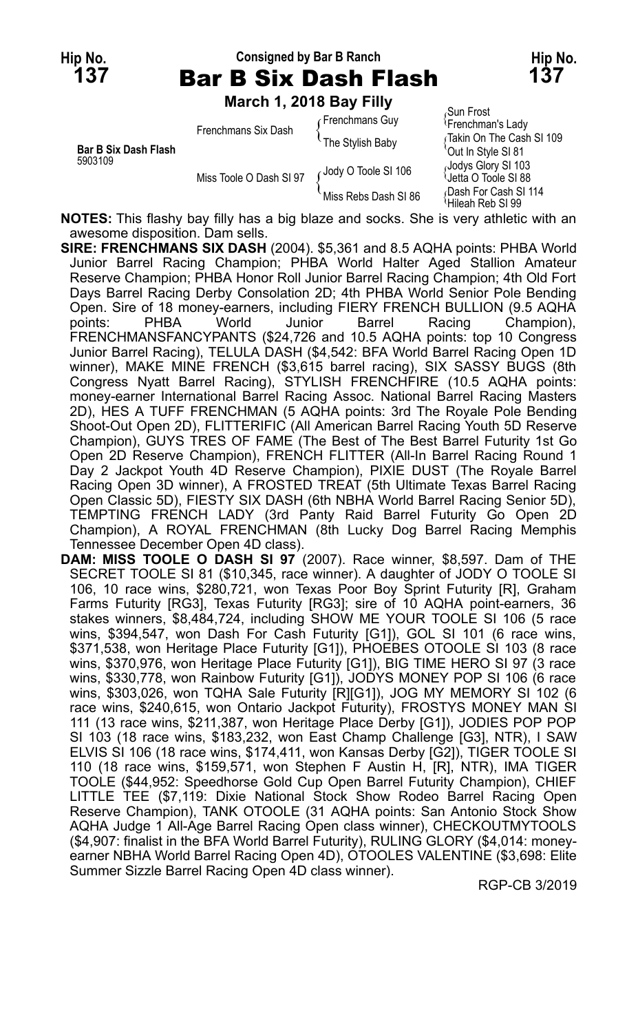**Hip No. 137** | Consigned by Bar B Ranch | **Hip No. 137**

# Bar B Six Dash Flash

**March 1, 2018 Bay Filly**

| | | | |
|---|---|---|---|
| **Bar B Six Dash Flash** 5903109 | Frenchmans Six Dash | Frenchmans Guy | Sun Frost |
| | | | Frenchman's Lady |
| | | The Stylish Baby | Takin On The Cash SI 109 |
| | | | Out In Style SI 81 |
| | Miss Toole O Dash SI 97 | Jody O Toole SI 106 | Jodys Glory SI 103 |
| | | | Jetta O Toole SI 88 |
| | | Miss Rebs Dash SI 86 | Dash For Cash SI 114 |
| | | | Hileah Reb SI 99 |

**NOTES:** This flashy bay filly has a big blaze and socks. She is very athletic with an awesome disposition. Dam sells.

**SIRE: FRENCHMANS SIX DASH** (2004). $5,361 and 8.5 AQHA points: PHBA World Junior Barrel Racing Champion; PHBA World Halter Aged Stallion Amateur Reserve Champion; PHBA Honor Roll Junior Barrel Racing Champion; 4th Old Fort Days Barrel Racing Derby Consolation 2D; 4th PHBA World Senior Pole Bending Open. Sire of 18 money-earners, including FIERY FRENCH BULLION (9.5 AQHA points: PHBA World Junior Barrel Racing Champion), FRENCHMANSFANCYPANTS ($24,726 and 10.5 AQHA points: top 10 Congress Junior Barrel Racing), TELULA DASH ($4,542: BFA World Barrel Racing Open 1D winner), MAKE MINE FRENCH ($3,615 barrel racing), SIX SASSY BUGS (8th Congress Nyatt Barrel Racing), STYLISH FRENCHFIRE (10.5 AQHA points: money-earner International Barrel Racing Assoc. National Barrel Racing Masters 2D), HES A TUFF FRENCHMAN (5 AQHA points: 3rd The Royale Pole Bending Shoot-Out Open 2D), FLITTERIFIC (All American Barrel Racing Youth 5D Reserve Champion), GUYS TRES OF FAME (The Best of The Best Barrel Futurity 1st Go Open 2D Reserve Champion), FRENCH FLITTER (All-In Barrel Racing Round 1 Day 2 Jackpot Youth 4D Reserve Champion), PIXIE DUST (The Royale Barrel Racing Open 3D winner), A FROSTED TREAT (5th Ultimate Texas Barrel Racing Open Classic 5D), FIESTY SIX DASH (6th NBHA World Barrel Racing Senior 5D), TEMPTING FRENCH LADY (3rd Panty Raid Barrel Futurity Go Open 2D Champion), A ROYAL FRENCHMAN (8th Lucky Dog Barrel Racing Memphis Tennessee December Open 4D class).

**DAM: MISS TOOLE O DASH SI 97** (2007). Race winner, $8,597. Dam of THE SECRET TOOLE SI 81 ($10,345, race winner). A daughter of JODY O TOOLE SI 106, 10 race wins, $280,721, won Texas Poor Boy Sprint Futurity [R], Graham Farms Futurity [RG3], Texas Futurity [RG3]; sire of 10 AQHA point-earners, 36 stakes winners, $8,484,724, including SHOW ME YOUR TOOLE SI 106 (5 race wins, $394,547, won Dash For Cash Futurity [G1]), GOL SI 101 (6 race wins, $371,538, won Heritage Place Futurity [G1]), PHOEBES OTOOLE SI 103 (8 race wins, $370,976, won Heritage Place Futurity [G1]), BIG TIME HERO SI 97 (3 race wins, $330,778, won Rainbow Futurity [G1]), JODYS MONEY POP SI 106 (6 race wins, $303,026, won TQHA Sale Futurity [R][G1]), JOG MY MEMORY SI 102 (6 race wins, $240,615, won Ontario Jackpot Futurity), FROSTYS MONEY MAN SI 111 (13 race wins, $211,387, won Heritage Place Derby [G1]), JODIES POP POP SI 103 (18 race wins, $183,232, won East Champ Challenge [G3], NTR), I SAW ELVIS SI 106 (18 race wins, $174,411, won Kansas Derby [G2]), TIGER TOOLE SI 110 (18 race wins, $159,571, won Stephen F Austin H, [R], NTR), IMA TIGER TOOLE ($44,952: Speedhorse Gold Cup Open Barrel Futurity Champion), CHIEF LITTLE TEE ($7,119: Dixie National Stock Show Rodeo Barrel Racing Open Reserve Champion), TANK OTOOLE (31 AQHA points: San Antonio Stock Show AQHA Judge 1 All-Age Barrel Racing Open class winner), CHECKOUTMYTOOLS ($4,907: finalist in the BFA World Barrel Futurity), RULING GLORY ($4,014: money-earner NBHA World Barrel Racing Open 4D), OTOOLES VALENTINE ($3,698: Elite Summer Sizzle Barrel Racing Open 4D class winner).

RGP-CB 3/2019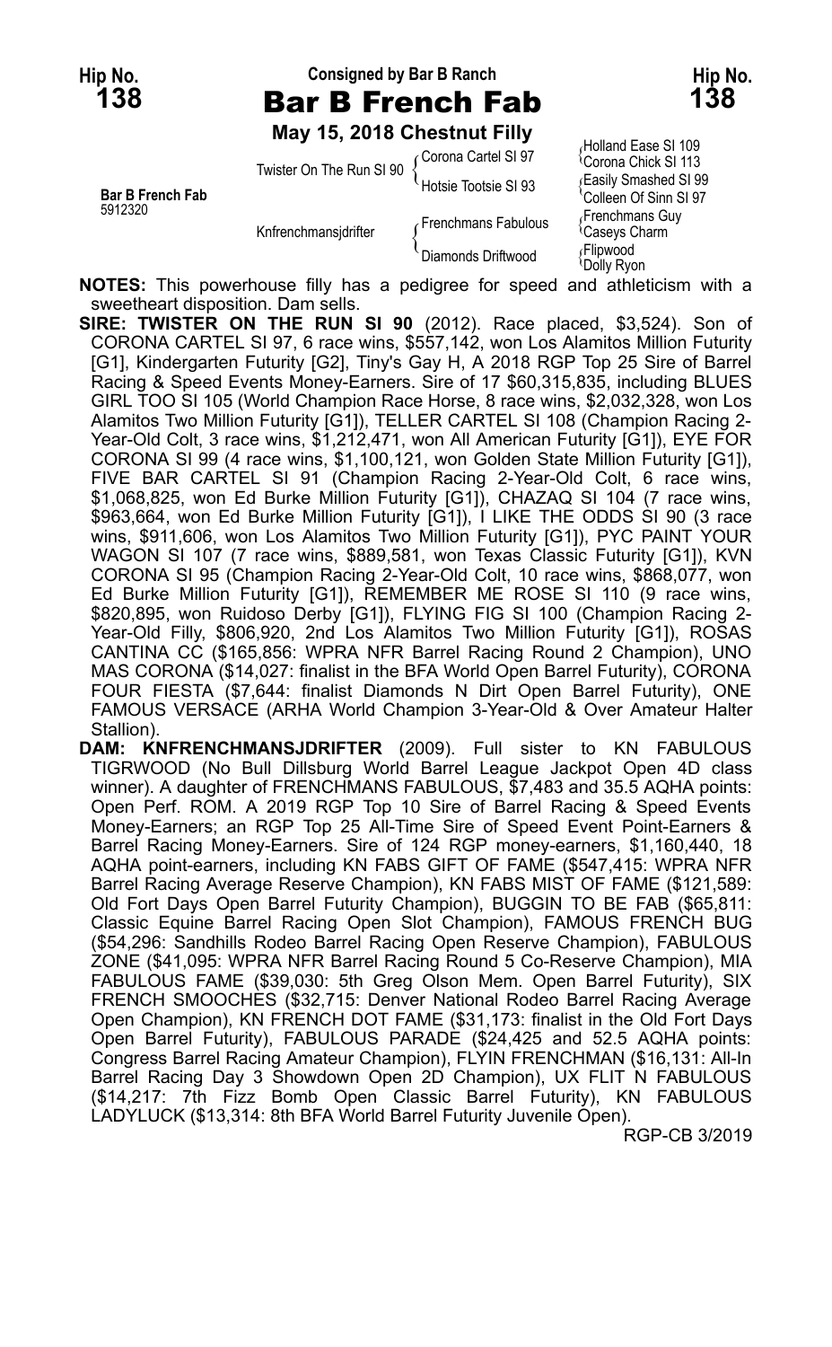Hip No. **138** — Consigned by Bar B Ranch — Hip No. **138**

# Bar B French Fab

**May 15, 2018 Chestnut Filly**

**Bar B French Fab**
5912320

| | | |
|---|---|---|
| Twister On The Run SI 90 | Corona Cartel SI 97 | Holland Ease SI 109 |
| | | Corona Chick SI 113 |
| | Hotsie Tootsie SI 93 | Easily Smashed SI 99 |
| | | Colleen Of Sinn SI 97 |
| Knfrenchmansjdrifter | Frenchmans Fabulous | Frenchmans Guy |
| | | Caseys Charm |
| | Diamonds Driftwood | Flipwood |
| | | Dolly Ryon |

**NOTES:** This powerhouse filly has a pedigree for speed and athleticism with a sweetheart disposition. Dam sells.

**SIRE: TWISTER ON THE RUN SI 90** (2012). Race placed, $3,524). Son of CORONA CARTEL SI 97, 6 race wins, $557,142, won Los Alamitos Million Futurity [G1], Kindergarten Futurity [G2], Tiny's Gay H, A 2018 RGP Top 25 Sire of Barrel Racing & Speed Events Money-Earners. Sire of 17 $60,315,835, including BLUES GIRL TOO SI 105 (World Champion Race Horse, 8 race wins, $2,032,328, won Los Alamitos Two Million Futurity [G1]), TELLER CARTEL SI 108 (Champion Racing 2-Year-Old Colt, 3 race wins, $1,212,471, won All American Futurity [G1]), EYE FOR CORONA SI 99 (4 race wins, $1,100,121, won Golden State Million Futurity [G1]), FIVE BAR CARTEL SI 91 (Champion Racing 2-Year-Old Colt, 6 race wins, $1,068,825, won Ed Burke Million Futurity [G1]), CHAZAQ SI 104 (7 race wins, $963,664, won Ed Burke Million Futurity [G1]), I LIKE THE ODDS SI 90 (3 race wins, $911,606, won Los Alamitos Two Million Futurity [G1]), PYC PAINT YOUR WAGON SI 107 (7 race wins, $889,581, won Texas Classic Futurity [G1]), KVN CORONA SI 95 (Champion Racing 2-Year-Old Colt, 10 race wins, $868,077, won Ed Burke Million Futurity [G1]), REMEMBER ME ROSE SI 110 (9 race wins, $820,895, won Ruidoso Derby [G1]), FLYING FIG SI 100 (Champion Racing 2-Year-Old Filly, $806,920, 2nd Los Alamitos Two Million Futurity [G1]), ROSAS CANTINA CC ($165,856: WPRA NFR Barrel Racing Round 2 Champion), UNO MAS CORONA ($14,027: finalist in the BFA World Open Barrel Futurity), CORONA FOUR FIESTA ($7,644: finalist Diamonds N Dirt Open Barrel Futurity), ONE FAMOUS VERSACE (ARHA World Champion 3-Year-Old & Over Amateur Halter Stallion).

**DAM: KNFRENCHMANSJDRIFTER** (2009). Full sister to KN FABULOUS TIGRWOOD (No Bull Dillsburg World Barrel League Jackpot Open 4D class winner). A daughter of FRENCHMANS FABULOUS, $7,483 and 35.5 AQHA points: Open Perf. ROM. A 2019 RGP Top 10 Sire of Barrel Racing & Speed Events Money-Earners; an RGP Top 25 All-Time Sire of Speed Event Point-Earners & Barrel Racing Money-Earners. Sire of 124 RGP money-earners, $1,160,440, 18 AQHA point-earners, including KN FABS GIFT OF FAME ($547,415: WPRA NFR Barrel Racing Average Reserve Champion), KN FABS MIST OF FAME ($121,589: Old Fort Days Open Barrel Futurity Champion), BUGGIN TO BE FAB ($65,811: Classic Equine Barrel Racing Open Slot Champion), FAMOUS FRENCH BUG ($54,296: Sandhills Rodeo Barrel Racing Open Reserve Champion), FABULOUS ZONE ($41,095: WPRA NFR Barrel Racing Round 5 Co-Reserve Champion), MIA FABULOUS FAME ($39,030: 5th Greg Olson Mem. Open Barrel Futurity), SIX FRENCH SMOOCHES ($32,715: Denver National Rodeo Barrel Racing Average Open Champion), KN FRENCH DOT FAME ($31,173: finalist in the Old Fort Days Open Barrel Futurity), FABULOUS PARADE ($24,425 and 52.5 AQHA points: Congress Barrel Racing Amateur Champion), FLYIN FRENCHMAN ($16,131: All-In Barrel Racing Day 3 Showdown Open 2D Champion), UX FLIT N FABULOUS ($14,217: 7th Fizz Bomb Open Classic Barrel Futurity), KN FABULOUS LADYLUCK ($13,314: 8th BFA World Barrel Futurity Juvenile Open).

RGP-CB 3/2019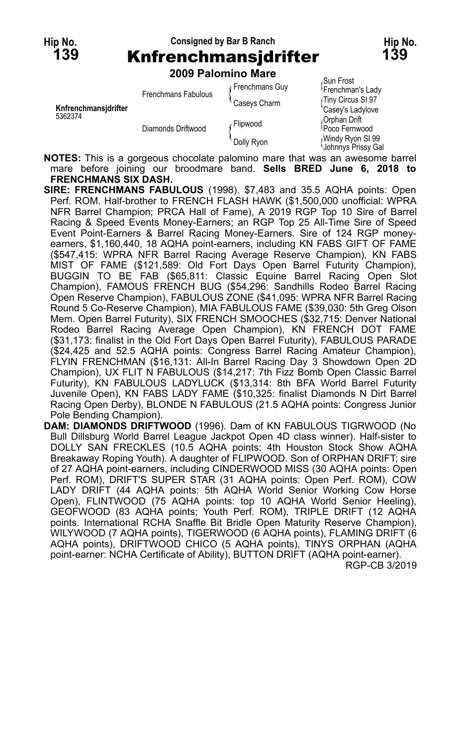Hip No. **139** — Consigned by Bar B Ranch — Hip No. **139**

# Knfrenchmansjdrifter

**2009 Palomino Mare**

| | | | |
|---|---|---|---|
| Knfrenchmansjdrifter 5362374 | Frenchmans Fabulous | Frenchmans Guy | Sun Frost |
| | | | Frenchman's Lady |
| | | Caseys Charm | Tiny Circus SI 97 |
| | | | Casey's Ladylove |
| | Diamonds Driftwood | Flipwood | Orphan Drift |
| | | | Poco Fernwood |
| | | Dolly Ryon | Windy Ryon SI 99 |
| | | | Johnnys Prissy Gal |

**NOTES:** This is a gorgeous chocolate palomino mare that was an awesome barrel mare before joining our broodmare band. **Sells BRED June 6, 2018 to FRENCHMANS SIX DASH.**

**SIRE: FRENCHMANS FABULOUS** (1998). $7,483 and 35.5 AQHA points: Open Perf. ROM. Half-brother to FRENCH FLASH HAWK ($1,500,000 unofficial: WPRA NFR Barrel Champion; PRCA Hall of Fame), A 2019 RGP Top 10 Sire of Barrel Racing & Speed Events Money-Earners; an RGP Top 25 All-Time Sire of Speed Event Point-Earners & Barrel Racing Money-Earners. Sire of 124 RGP money-earners, $1,160,440, 18 AQHA point-earners, including KN FABS GIFT OF FAME ($547,415: WPRA NFR Barrel Racing Average Reserve Champion), KN FABS MIST OF FAME ($121,589: Old Fort Days Open Barrel Futurity Champion), BUGGIN TO BE FAB ($65,811: Classic Equine Barrel Racing Open Slot Champion), FAMOUS FRENCH BUG ($54,296: Sandhills Rodeo Barrel Racing Open Reserve Champion), FABULOUS ZONE ($41,095: WPRA NFR Barrel Racing Round 5 Co-Reserve Champion), MIA FABULOUS FAME ($39,030: 5th Greg Olson Mem. Open Barrel Futurity), SIX FRENCH SMOOCHES ($32,715: Denver National Rodeo Barrel Racing Average Open Champion), KN FRENCH DOT FAME ($31,173: finalist in the Old Fort Days Open Barrel Futurity), FABULOUS PARADE ($24,425 and 52.5 AQHA points: Congress Barrel Racing Amateur Champion), FLYIN FRENCHMAN ($16,131: All-In Barrel Racing Day 3 Showdown Open 2D Champion), UX FLIT N FABULOUS ($14,217: 7th Fizz Bomb Open Classic Barrel Futurity), KN FABULOUS LADYLUCK ($13,314: 8th BFA World Barrel Futurity Juvenile Open), KN FABS LADY FAME ($10,325: finalist Diamonds N Dirt Barrel Racing Open Derby), BLONDE N FABULOUS (21.5 AQHA points: Congress Junior Pole Bending Champion).

**DAM: DIAMONDS DRIFTWOOD** (1996). Dam of KN FABULOUS TIGRWOOD (No Bull Dillsburg World Barrel League Jackpot Open 4D class winner). Half-sister to DOLLY SAN FRECKLES (10.5 AQHA points: 4th Houston Stock Show AQHA Breakaway Roping Youth). A daughter of FLIPWOOD. Son of ORPHAN DRIFT; sire of 27 AQHA point-earners, including CINDERWOOD MISS (30 AQHA points: Open Perf. ROM), DRIFT'S SUPER STAR (31 AQHA points: Open Perf. ROM), COW LADY DRIFT (44 AQHA points: 5th AQHA World Senior Working Cow Horse Open), FLINTWOOD (75 AQHA points: top 10 AQHA World Senior Heeling), GEOFWOOD (83 AQHA points; Youth Perf. ROM), TRIPLE DRIFT (12 AQHA points. International RCHA Snaffle Bit Bridle Open Maturity Reserve Champion), WILYWOOD (7 AQHA points), TIGERWOOD (6 AQHA points), FLAMING DRIFT (6 AQHA points), DRIFTWOOD CHICO (5 AQHA points), TINYS ORPHAN (AQHA point-earner: NCHA Certificate of Ability), BUTTON DRIFT (AQHA point-earner).

RGP-CB 3/2019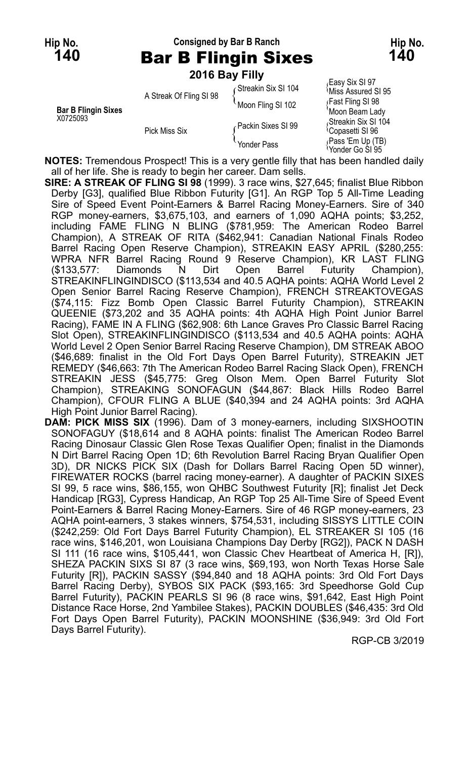Hip No. **140** — Consigned by Bar B Ranch — Hip No. **140**

# Bar B Flingin Sixes

**2016 Bay Filly**

| | | | |
|---|---|---|---|
| **Bar B Flingin Sixes** X0725093 | A Streak Of Fling SI 98 | Streakin Six SI 104 | Easy Six SI 97 |
| | | | Miss Assured SI 95 |
| | | Moon Fling SI 102 | Fast Fling SI 98 |
| | | | Moon Beam Lady |
| | Pick Miss Six | Packin Sixes SI 99 | Streakin Six SI 104 |
| | | | Copasetti SI 96 |
| | | Yonder Pass | Pass 'Em Up (TB) |
| | | | Yonder Go SI 95 |

**NOTES:** Tremendous Prospect! This is a very gentle filly that has been handled daily all of her life. She is ready to begin her career. Dam sells.

**SIRE: A STREAK OF FLING SI 98** (1999). 3 race wins, $27,645; finalist Blue Ribbon Derby [G3], qualified Blue Ribbon Futurity [G1]. An RGP Top 5 All-Time Leading Sire of Speed Event Point-Earners & Barrel Racing Money-Earners. Sire of 340 RGP money-earners, $3,675,103, and earners of 1,090 AQHA points; $3,252, including FAME FLING N BLING ($781,959: The American Rodeo Barrel Champion), A STREAK OF RITA ($462,941: Canadian National Finals Rodeo Barrel Racing Open Reserve Champion), STREAKIN EASY APRIL ($280,255: WPRA NFR Barrel Racing Round 9 Reserve Champion), KR LAST FLING ($133,577: Diamonds N Dirt Open Barrel Futurity Champion), STREAKINFLINGINDISCO ($113,534 and 40.5 AQHA points: AQHA World Level 2 Open Senior Barrel Racing Reserve Champion), FRENCH STREAKTOVEGAS ($74,115: Fizz Bomb Open Classic Barrel Futurity Champion), STREAKIN QUEENIE ($73,202 and 35 AQHA points: 4th AQHA High Point Junior Barrel Racing), FAME IN A FLING ($62,908: 6th Lance Graves Pro Classic Barrel Racing Slot Open), STREAKINFLINGINDISCO ($113,534 and 40.5 AQHA points: AQHA World Level 2 Open Senior Barrel Racing Reserve Champion), DM STREAK ABOO ($46,689: finalist in the Old Fort Days Open Barrel Futurity), STREAKIN JET REMEDY ($46,663: 7th The American Rodeo Barrel Racing Slack Open), FRENCH STREAKIN JESS ($45,775: Greg Olson Mem. Open Barrel Futurity Slot Champion), STREAKING SONOFAGUN ($44,867: Black Hills Rodeo Barrel Champion), CFOUR FLING A BLUE ($40,394 and 24 AQHA points: 3rd AQHA High Point Junior Barrel Racing).

**DAM: PICK MISS SIX** (1996). Dam of 3 money-earners, including SIXSHOOTIN SONOFAGUY ($18,614 and 8 AQHA points: finalist The American Rodeo Barrel Racing Dinosaur Classic Glen Rose Texas Qualifier Open; finalist in the Diamonds N Dirt Barrel Racing Open 1D; 6th Revolution Barrel Racing Bryan Qualifier Open 3D), DR NICKS PICK SIX (Dash for Dollars Barrel Racing Open 5D winner), FIREWATER ROCKS (barrel racing money-earner). A daughter of PACKIN SIXES SI 99, 5 race wins, $86,155, won QHBC Southwest Futurity [R]; finalist Jet Deck Handicap [RG3], Cypress Handicap, An RGP Top 25 All-Time Sire of Speed Event Point-Earners & Barrel Racing Money-Earners. Sire of 46 RGP money-earners, 23 AQHA point-earners, 3 stakes winners, $754,531, including SISSYS LITTLE COIN ($242,259: Old Fort Days Barrel Futurity Champion), EL STREAKER SI 105 (16 race wins, $146,201, won Louisiana Champions Day Derby [RG2]), PACK N DASH SI 111 (16 race wins, $105,441, won Classic Chev Heartbeat of America H, [R]), SHEZA PACKIN SIXS SI 87 (3 race wins, $69,193, won North Texas Horse Sale Futurity [R]), PACKIN SASSY ($94,840 and 18 AQHA points: 3rd Old Fort Days Barrel Racing Derby), SYBOS SIX PACK ($93,165: 3rd Speedhorse Gold Cup Barrel Futurity), PACKIN PEARLS SI 96 (8 race wins, $91,642, East High Point Distance Race Horse, 2nd Yambilee Stakes), PACKIN DOUBLES ($46,435: 3rd Old Fort Days Open Barrel Futurity), PACKIN MOONSHINE ($36,949: 3rd Old Fort Days Barrel Futurity).

RGP-CB 3/2019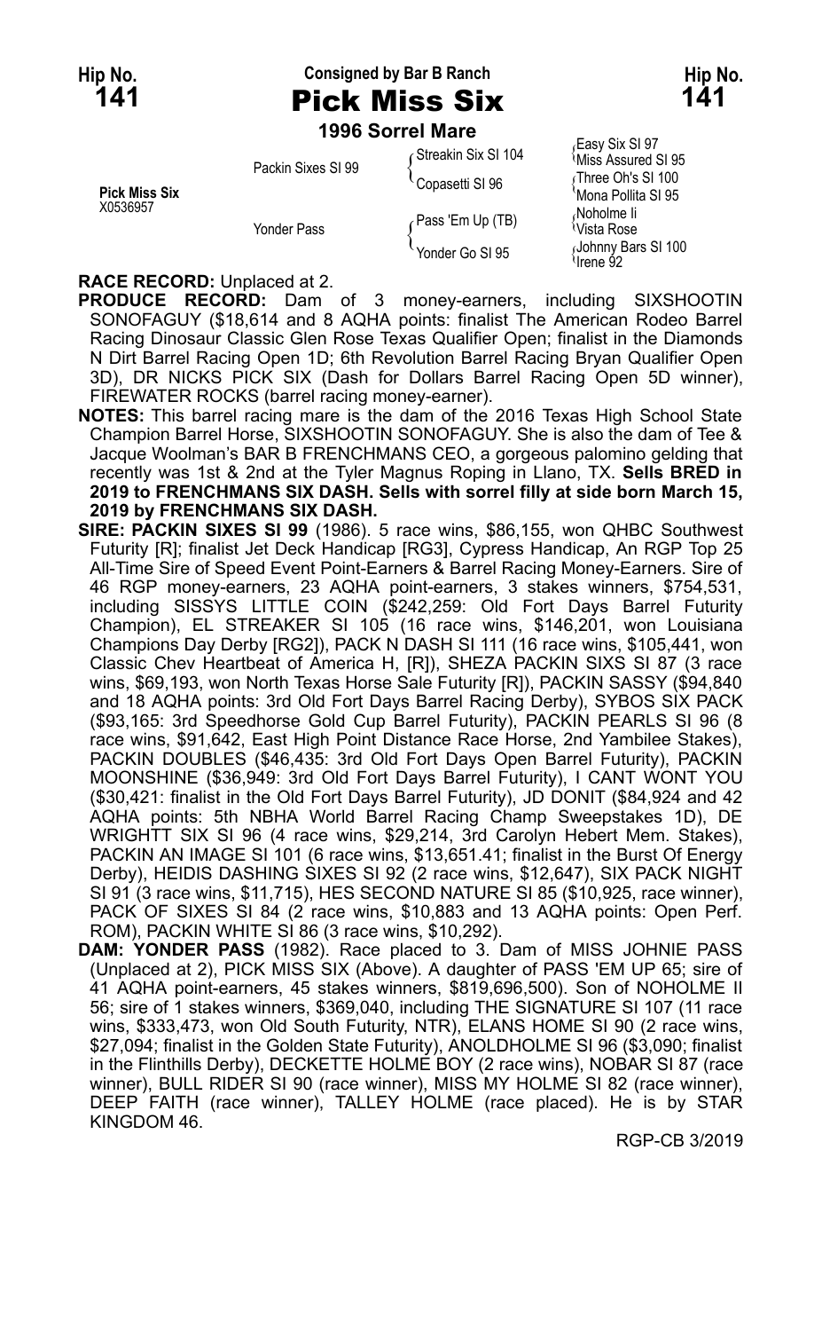**Hip No. 141** — Consigned by Bar B Ranch — **Hip No. 141**

# Pick Miss Six

### 1996 Sorrel Mare

| | | | |
|---|---|---|---|
| **Pick Miss Six** X0536957 | Packin Sixes SI 99 | Streakin Six SI 104 | Easy Six SI 97 |
| | | | Miss Assured SI 95 |
| | | Copasetti SI 96 | Three Oh's SI 100 |
| | | | Mona Pollita SI 95 |
| | Yonder Pass | Pass 'Em Up (TB) | Noholme Ii |
| | | | Vista Rose |
| | | Yonder Go SI 95 | Johnny Bars SI 100 |
| | | | Irene 92 |

**RACE RECORD:** Unplaced at 2.

**PRODUCE RECORD:** Dam of 3 money-earners, including SIXSHOOTIN SONOFAGUY ($18,614 and 8 AQHA points: finalist The American Rodeo Barrel Racing Dinosaur Classic Glen Rose Texas Qualifier Open; finalist in the Diamonds N Dirt Barrel Racing Open 1D; 6th Revolution Barrel Racing Bryan Qualifier Open 3D), DR NICKS PICK SIX (Dash for Dollars Barrel Racing Open 5D winner), FIREWATER ROCKS (barrel racing money-earner).

**NOTES:** This barrel racing mare is the dam of the 2016 Texas High School State Champion Barrel Horse, SIXSHOOTIN SONOFAGUY. She is also the dam of Tee & Jacque Woolman's BAR B FRENCHMANS CEO, a gorgeous palomino gelding that recently was 1st & 2nd at the Tyler Magnus Roping in Llano, TX. **Sells BRED in 2019 to FRENCHMANS SIX DASH. Sells with sorrel filly at side born March 15, 2019 by FRENCHMANS SIX DASH.**

**SIRE: PACKIN SIXES SI 99** (1986). 5 race wins, $86,155, won QHBC Southwest Futurity [R]; finalist Jet Deck Handicap [RG3], Cypress Handicap, An RGP Top 25 All-Time Sire of Speed Event Point-Earners & Barrel Racing Money-Earners. Sire of 46 RGP money-earners, 23 AQHA point-earners, 3 stakes winners, $754,531, including SISSYS LITTLE COIN ($242,259: Old Fort Days Barrel Futurity Champion), EL STREAKER SI 105 (16 race wins, $146,201, won Louisiana Champions Day Derby [RG2]), PACK N DASH SI 111 (16 race wins, $105,441, won Classic Chev Heartbeat of America H, [R]), SHEZA PACKIN SIXS SI 87 (3 race wins, $69,193, won North Texas Horse Sale Futurity [R]), PACKIN SASSY ($94,840 and 18 AQHA points: 3rd Old Fort Days Barrel Racing Derby), SYBOS SIX PACK ($93,165: 3rd Speedhorse Gold Cup Barrel Futurity), PACKIN PEARLS SI 96 (8 race wins, $91,642, East High Point Distance Race Horse, 2nd Yambilee Stakes), PACKIN DOUBLES ($46,435: 3rd Old Fort Days Open Barrel Futurity), PACKIN MOONSHINE ($36,949: 3rd Old Fort Days Barrel Futurity), I CANT WONT YOU ($30,421: finalist in the Old Fort Days Barrel Futurity), JD DONIT ($84,924 and 42 AQHA points: 5th NBHA World Barrel Racing Champ Sweepstakes 1D), DE WRIGHTT SIX SI 96 (4 race wins, $29,214, 3rd Carolyn Hebert Mem. Stakes), PACKIN AN IMAGE SI 101 (6 race wins, $13,651.41; finalist in the Burst Of Energy Derby), HEIDIS DASHING SIXES SI 92 (2 race wins, $12,647), SIX PACK NIGHT SI 91 (3 race wins, $11,715), HES SECOND NATURE SI 85 ($10,925, race winner), PACK OF SIXES SI 84 (2 race wins, $10,883 and 13 AQHA points: Open Perf. ROM), PACKIN WHITE SI 86 (3 race wins, $10,292).

**DAM: YONDER PASS** (1982). Race placed to 3. Dam of MISS JOHNIE PASS (Unplaced at 2), PICK MISS SIX (Above). A daughter of PASS 'EM UP 65; sire of 41 AQHA point-earners, 45 stakes winners, $819,696,500). Son of NOHOLME II 56; sire of 1 stakes winners, $369,040, including THE SIGNATURE SI 107 (11 race wins, $333,473, won Old South Futurity, NTR), ELANS HOME SI 90 (2 race wins, $27,094; finalist in the Golden State Futurity), ANOLDHOLME SI 96 ($3,090; finalist in the Flinthills Derby), DECKETTE HOLME BOY (2 race wins), NOBAR SI 87 (race winner), BULL RIDER SI 90 (race winner), MISS MY HOLME SI 82 (race winner), DEEP FAITH (race winner), TALLEY HOLME (race placed). He is by STAR KINGDOM 46.

RGP-CB 3/2019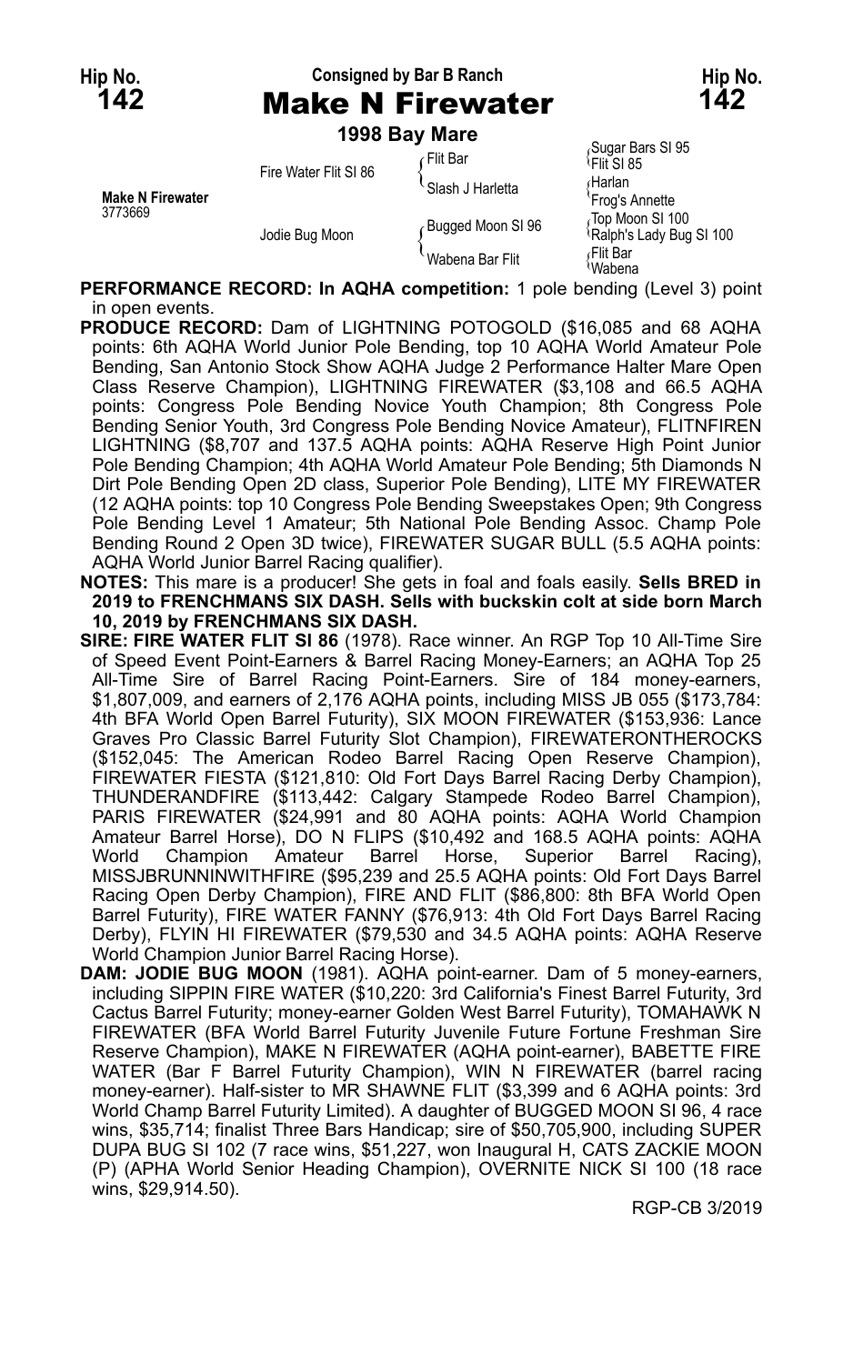Hip No. **142**

Consigned by Bar B Ranch

# Make N Firewater

Hip No. **142**

**1998 Bay Mare**

| | | | |
|---|---|---|---|
| **Make N Firewater** 3773669 | Fire Water Flit SI 86 | Flit Bar | Sugar Bars SI 95 |
| | | | Flit SI 85 |
| | | Slash J Harletta | Harlan |
| | | | Frog's Annette |
| | Jodie Bug Moon | Bugged Moon SI 96 | Top Moon SI 100 |
| | | | Ralph's Lady Bug SI 100 |
| | | Wabena Bar Flit | Flit Bar |
| | | | Wabena |

**PERFORMANCE RECORD: In AQHA competition:** 1 pole bending (Level 3) point in open events.

**PRODUCE RECORD:** Dam of LIGHTNING POTOGOLD ($16,085 and 68 AQHA points: 6th AQHA World Junior Pole Bending, top 10 AQHA World Amateur Pole Bending, San Antonio Stock Show AQHA Judge 2 Performance Halter Mare Open Class Reserve Champion), LIGHTNING FIREWATER ($3,108 and 66.5 AQHA points: Congress Pole Bending Novice Youth Champion; 8th Congress Pole Bending Senior Youth, 3rd Congress Pole Bending Novice Amateur), FLITNFIREN LIGHTNING ($8,707 and 137.5 AQHA points: AQHA Reserve High Point Junior Pole Bending Champion; 4th AQHA World Amateur Pole Bending; 5th Diamonds N Dirt Pole Bending Open 2D class, Superior Pole Bending), LITE MY FIREWATER (12 AQHA points: top 10 Congress Pole Bending Sweepstakes Open; 9th Congress Pole Bending Level 1 Amateur; 5th National Pole Bending Assoc. Champ Pole Bending Round 2 Open 3D twice), FIREWATER SUGAR BULL (5.5 AQHA points: AQHA World Junior Barrel Racing qualifier).

**NOTES:** This mare is a producer! She gets in foal and foals easily. **Sells BRED in 2019 to FRENCHMANS SIX DASH. Sells with buckskin colt at side born March 10, 2019 by FRENCHMANS SIX DASH.**

**SIRE: FIRE WATER FLIT SI 86** (1978). Race winner. An RGP Top 10 All-Time Sire of Speed Event Point-Earners & Barrel Racing Money-Earners; an AQHA Top 25 All-Time Sire of Barrel Racing Point-Earners. Sire of 184 money-earners, $1,807,009, and earners of 2,176 AQHA points, including MISS JB 055 ($173,784: 4th BFA World Open Barrel Futurity), SIX MOON FIREWATER ($153,936: Lance Graves Pro Classic Barrel Futurity Slot Champion), FIREWATERONTHEROCKS ($152,045: The American Rodeo Barrel Racing Open Reserve Champion), FIREWATER FIESTA ($121,810: Old Fort Days Barrel Racing Derby Champion), THUNDERANDFIRE ($113,442: Calgary Stampede Rodeo Barrel Champion), PARIS FIREWATER ($24,991 and 80 AQHA points: AQHA World Champion Amateur Barrel Horse), DO N FLIPS ($10,492 and 168.5 AQHA points: AQHA World Champion Amateur Barrel Horse, Superior Barrel Racing), MISSJBRUNNINWITHFIRE ($95,239 and 25.5 AQHA points: Old Fort Days Barrel Racing Open Derby Champion), FIRE AND FLIT ($86,800: 8th BFA World Open Barrel Futurity), FIRE WATER FANNY ($76,913: 4th Old Fort Days Barrel Racing Derby), FLYIN HI FIREWATER ($79,530 and 34.5 AQHA points: AQHA Reserve World Champion Junior Barrel Racing Horse).

**DAM: JODIE BUG MOON** (1981). AQHA point-earner. Dam of 5 money-earners, including SIPPIN FIRE WATER ($10,220: 3rd California's Finest Barrel Futurity, 3rd Cactus Barrel Futurity; money-earner Golden West Barrel Futurity), TOMAHAWK N FIREWATER (BFA World Barrel Futurity Juvenile Future Fortune Freshman Sire Reserve Champion), MAKE N FIREWATER (AQHA point-earner), BABETTE FIRE WATER (Bar F Barrel Futurity Champion), WIN N FIREWATER (barrel racing money-earner). Half-sister to MR SHAWNE FLIT ($3,399 and 6 AQHA points: 3rd World Champ Barrel Futurity Limited). A daughter of BUGGED MOON SI 96, 4 race wins, $35,714; finalist Three Bars Handicap; sire of $50,705,900, including SUPER DUPA BUG SI 102 (7 race wins, $51,227, won Inaugural H, CATS ZACKIE MOON (P) (APHA World Senior Heading Champion), OVERNITE NICK SI 100 (18 race wins, $29,914.50).

RGP-CB 3/2019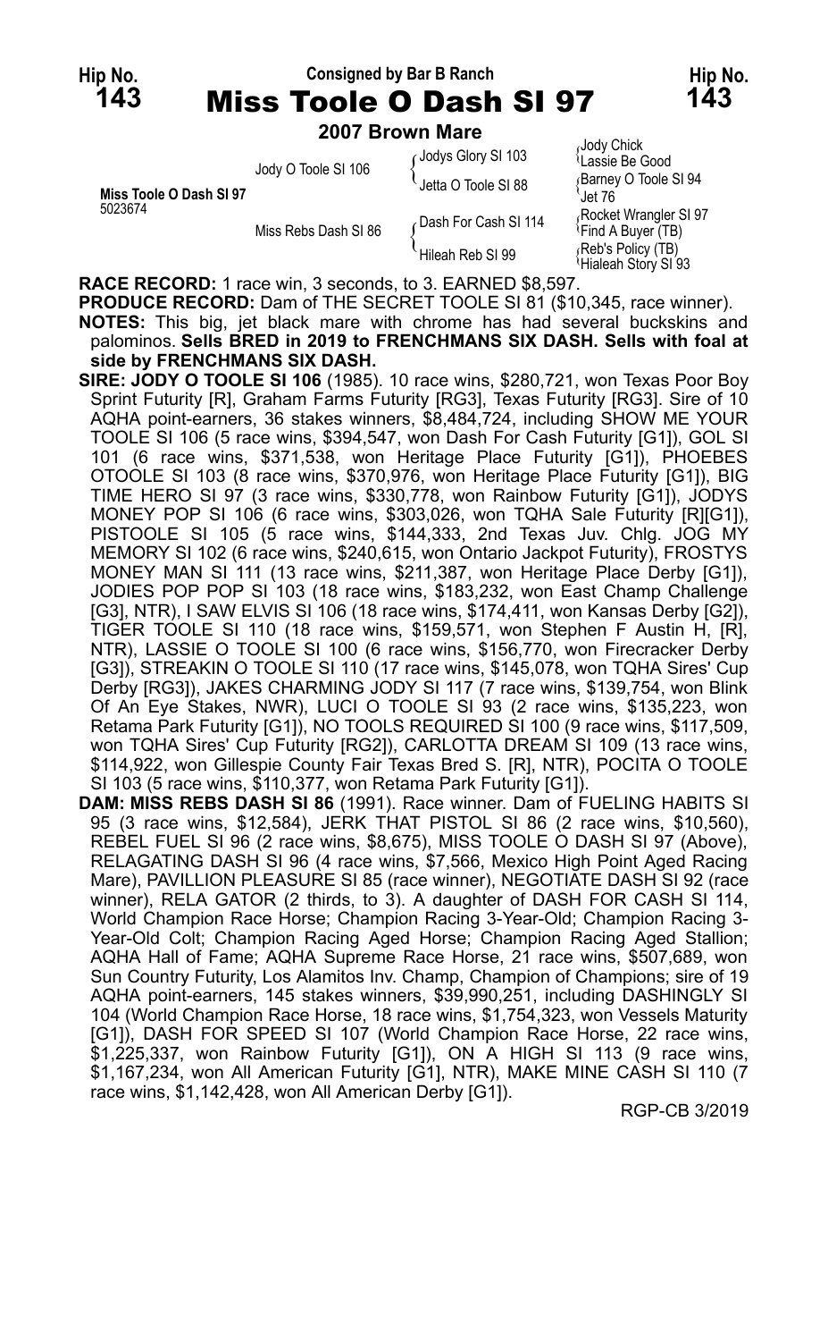Hip No. **143** — Consigned by Bar B Ranch — Hip No. **143**

# Miss Toole O Dash SI 97

## 2007 Brown Mare

| | | | |
|---|---|---|---|
| | | Jodys Glory SI 103 | Jody Chick |
| | Jody O Toole SI 106 | | Lassie Be Good |
| | | Jetta O Toole SI 88 | Barney O Toole SI 94 |
| **Miss Toole O Dash SI 97** | | | Jet 76 |
| 5023674 | | Dash For Cash SI 114 | Rocket Wrangler SI 97 |
| | Miss Rebs Dash SI 86 | | Find A Buyer (TB) |
| | | Hileah Reb SI 99 | Reb's Policy (TB) |
| | | | Hialeah Story SI 93 |

**RACE RECORD:** 1 race win, 3 seconds, to 3. EARNED $8,597.

**PRODUCE RECORD:** Dam of THE SECRET TOOLE SI 81 ($10,345, race winner).

**NOTES:** This big, jet black mare with chrome has had several buckskins and palominos. **Sells BRED in 2019 to FRENCHMANS SIX DASH. Sells with foal at side by FRENCHMANS SIX DASH.**

**SIRE: JODY O TOOLE SI 106** (1985). 10 race wins, $280,721, won Texas Poor Boy Sprint Futurity [R], Graham Farms Futurity [RG3], Texas Futurity [RG3]. Sire of 10 AQHA point-earners, 36 stakes winners, $8,484,724, including SHOW ME YOUR TOOLE SI 106 (5 race wins, $394,547, won Dash For Cash Futurity [G1]), GOL SI 101 (6 race wins, $371,538, won Heritage Place Futurity [G1]), PHOEBES OTOOLE SI 103 (8 race wins, $370,976, won Heritage Place Futurity [G1]), BIG TIME HERO SI 97 (3 race wins, $330,778, won Rainbow Futurity [G1]), JODYS MONEY POP SI 106 (6 race wins, $303,026, won TQHA Sale Futurity [R][G1]), PISTOOLE SI 105 (5 race wins, $144,333, 2nd Texas Juv. Chlg. JOG MY MEMORY SI 102 (6 race wins, $240,615, won Ontario Jackpot Futurity), FROSTYS MONEY MAN SI 111 (13 race wins, $211,387, won Heritage Place Derby [G1]), JODIES POP POP SI 103 (18 race wins, $183,232, won East Champ Challenge [G3], NTR), I SAW ELVIS SI 106 (18 race wins, $174,411, won Kansas Derby [G2]), TIGER TOOLE SI 110 (18 race wins, $159,571, won Stephen F Austin H, [R], NTR), LASSIE O TOOLE SI 100 (6 race wins, $156,770, won Firecracker Derby [G3]), STREAKIN O TOOLE SI 110 (17 race wins, $145,078, won TQHA Sires' Cup Derby [RG3]), JAKES CHARMING JODY SI 117 (7 race wins, $139,754, won Blink Of An Eye Stakes, NWR), LUCI O TOOLE SI 93 (2 race wins, $135,223, won Retama Park Futurity [G1]), NO TOOLS REQUIRED SI 100 (9 race wins, $117,509, won TQHA Sires' Cup Futurity [RG2]), CARLOTTA DREAM SI 109 (13 race wins, $114,922, won Gillespie County Fair Texas Bred S. [R], NTR), POCITA O TOOLE SI 103 (5 race wins, $110,377, won Retama Park Futurity [G1]).

**DAM: MISS REBS DASH SI 86** (1991). Race winner. Dam of FUELING HABITS SI 95 (3 race wins, $12,584), JERK THAT PISTOL SI 86 (2 race wins, $10,560), REBEL FUEL SI 96 (2 race wins, $8,675), MISS TOOLE O DASH SI 97 (Above), RELAGATING DASH SI 96 (4 race wins, $7,566, Mexico High Point Aged Racing Mare), PAVILLION PLEASURE SI 85 (race winner), NEGOTIATE DASH SI 92 (race winner), RELA GATOR (2 thirds, to 3). A daughter of DASH FOR CASH SI 114, World Champion Race Horse; Champion Racing 3-Year-Old; Champion Racing 3-Year-Old Colt; Champion Racing Aged Horse; Champion Racing Aged Stallion; AQHA Hall of Fame; AQHA Supreme Race Horse, 21 race wins, $507,689, won Sun Country Futurity, Los Alamitos Inv. Champ, Champion of Champions; sire of 19 AQHA point-earners, 145 stakes winners, $39,990,251, including DASHINGLY SI 104 (World Champion Race Horse, 18 race wins, $1,754,323, won Vessels Maturity [G1]), DASH FOR SPEED SI 107 (World Champion Race Horse, 22 race wins, $1,225,337, won Rainbow Futurity [G1]), ON A HIGH SI 113 (9 race wins, $1,167,234, won All American Futurity [G1], NTR), MAKE MINE CASH SI 110 (7 race wins, $1,142,428, won All American Derby [G1]).

RGP-CB 3/2019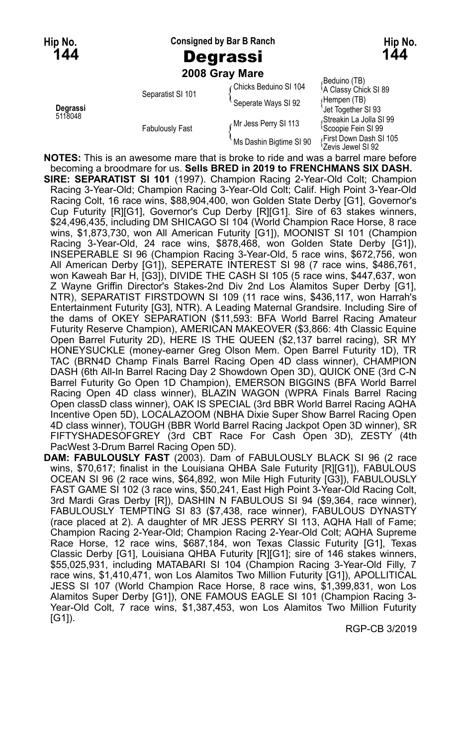**Hip No. 144** — Consigned by Bar B Ranch — **Hip No. 144**

# Degrassi

**2008 Gray Mare**

**Degrassi** 5118048

| | | | |
|---|---|---|---|
| Degrassi | Separatist SI 101 | Chicks Beduino SI 104 | Beduino (TB) |
| | | | A Classy Chick SI 89 |
| | | Seperate Ways SI 92 | Hempen (TB) |
| | | | Jet Together SI 93 |
| | Fabulously Fast | Mr Jess Perry SI 113 | Streakin La Jolla SI 99 |
| | | | Scoopie Fein SI 99 |
| | | Ms Dashin Bigtime SI 90 | First Down Dash SI 105 |
| | | | Zevis Jewel SI 92 |

**NOTES:** This is an awesome mare that is broke to ride and was a barrel mare before becoming a broodmare for us. **Sells BRED in 2019 to FRENCHMANS SIX DASH.**

**SIRE: SEPARATIST SI 101** (1997). Champion Racing 2-Year-Old Colt; Champion Racing 3-Year-Old; Champion Racing 3-Year-Old Colt; Calif. High Point 3-Year-Old Racing Colt, 16 race wins, $88,904,400, won Golden State Derby [G1], Governor's Cup Futurity [R][G1], Governor's Cup Derby [R][G1]. Sire of 63 stakes winners, $24,496,435, including DM SHICAGO SI 104 (World Champion Race Horse, 8 race wins, $1,873,730, won All American Futurity [G1]), MOONIST SI 101 (Champion Racing 3-Year-Old, 24 race wins, $878,468, won Golden State Derby [G1]), INSEPERABLE SI 96 (Champion Racing 3-Year-Old, 5 race wins, $672,756, won All American Derby [G1]), SEPERATE INTEREST SI 98 (7 race wins, $486,761, won Kaweah Bar H, [G3]), DIVIDE THE CASH SI 105 (5 race wins, $447,637, won Z Wayne Griffin Director's Stakes-2nd Div 2nd Los Alamitos Super Derby [G1], NTR), SEPARATIST FIRSTDOWN SI 109 (11 race wins, $436,117, won Harrah's Entertainment Futurity [G3], NTR). A Leading Maternal Grandsire. Including Sire of the dams of OKEY SEPARATION ($11,593: BFA World Barrel Racing Amateur Futurity Reserve Champion), AMERICAN MAKEOVER ($3,866: 4th Classic Equine Open Barrel Futurity 2D), HERE IS THE QUEEN ($2,137 barrel racing), SR MY HONEYSUCKLE (money-earner Greg Olson Mem. Open Barrel Futurity 1D), TR TAC (BRN4D Champ Finals Barrel Racing Open 4D class winner), CHAMPION DASH (6th All-In Barrel Racing Day 2 Showdown Open 3D), QUICK ONE (3rd C-N Barrel Futurity Go Open 1D Champion), EMERSON BIGGINS (BFA World Barrel Racing Open 4D class winner), BLAZIN WAGON (WPRA Finals Barrel Racing Open classD class winner), OAK IS SPECIAL (3rd BBR World Barrel Racing AQHA Incentive Open 5D), LOCALAZOOM (NBHA Dixie Super Show Barrel Racing Open 4D class winner), TOUGH (BBR World Barrel Racing Jackpot Open 3D winner), SR FIFTYSHADESOFGREY (3rd CBT Race For Cash Open 3D), ZESTY (4th PacWest 3-Drum Barrel Racing Open 5D).

**DAM: FABULOUSLY FAST** (2003). Dam of FABULOUSLY BLACK SI 96 (2 race wins, $70,617; finalist in the Louisiana QHBA Sale Futurity [R][G1]), FABULOUS OCEAN SI 96 (2 race wins, $64,892, won Mile High Futurity [G3]), FABULOUSLY FAST GAME SI 102 (3 race wins, $50,241, East High Point 3-Year-Old Racing Colt, 3rd Mardi Gras Derby [R]), DASHIN N FABULOUS SI 94 ($9,364, race winner), FABULOUSLY TEMPTING SI 83 ($7,438, race winner), FABULOUS DYNASTY (race placed at 2). A daughter of MR JESS PERRY SI 113, AQHA Hall of Fame; Champion Racing 2-Year-Old; Champion Racing 2-Year-Old Colt; AQHA Supreme Race Horse, 12 race wins, $687,184, won Texas Classic Futurity [G1], Texas Classic Derby [G1], Louisiana QHBA Futurity [R][G1]; sire of 146 stakes winners, $55,025,931, including MATABARI SI 104 (Champion Racing 3-Year-Old Filly, 7 race wins, $1,410,471, won Los Alamitos Two Million Futurity [G1]), APOLLITICAL JESS SI 107 (World Champion Race Horse, 8 race wins, $1,399,831, won Los Alamitos Super Derby [G1]), ONE FAMOUS EAGLE SI 101 (Champion Racing 3-Year-Old Colt, 7 race wins, $1,387,453, won Los Alamitos Two Million Futurity [G1]).

RGP-CB 3/2019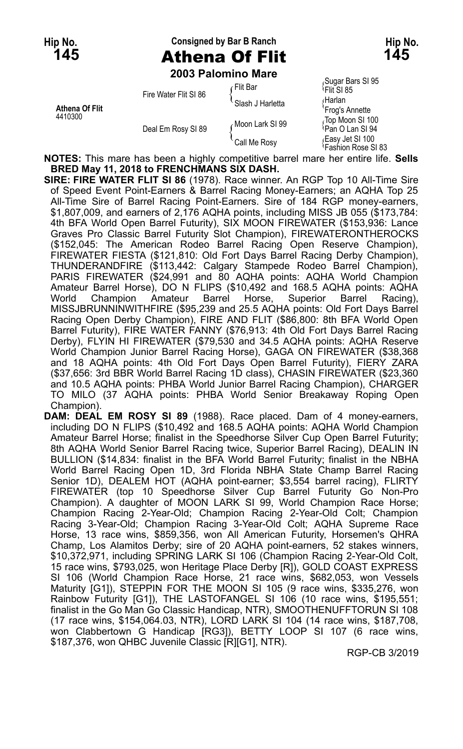Hip No. **145** — Consigned by Bar B Ranch — Hip No. **145**

# Athena Of Flit

**2003 Palomino Mare**

| | | | |
|---|---|---|---|
| **Athena Of Flit** 4410300 | Fire Water Flit SI 86 | Flit Bar | Sugar Bars SI 95 |
| | | | Flit SI 85 |
| | | Slash J Harletta | Harlan |
| | | | Frog's Annette |
| | Deal Em Rosy SI 89 | Moon Lark SI 99 | Top Moon SI 100 |
| | | | Pan O Lan SI 94 |
| | | Call Me Rosy | Easy Jet SI 100 |
| | | | Fashion Rose SI 83 |

**NOTES:** This mare has been a highly competitive barrel mare her entire life. **Sells BRED May 11, 2018 to FRENCHMANS SIX DASH.**

**SIRE: FIRE WATER FLIT SI 86** (1978). Race winner. An RGP Top 10 All-Time Sire of Speed Event Point-Earners & Barrel Racing Money-Earners; an AQHA Top 25 All-Time Sire of Barrel Racing Point-Earners. Sire of 184 RGP money-earners, $1,807,009, and earners of 2,176 AQHA points, including MISS JB 055 ($173,784: 4th BFA World Open Barrel Futurity), SIX MOON FIREWATER ($153,936: Lance Graves Pro Classic Barrel Futurity Slot Champion), FIREWATERONTHEROCKS ($152,045: The American Rodeo Barrel Racing Open Reserve Champion), FIREWATER FIESTA ($121,810: Old Fort Days Barrel Racing Derby Champion), THUNDERANDFIRE ($113,442: Calgary Stampede Rodeo Barrel Champion), PARIS FIREWATER ($24,991 and 80 AQHA points: AQHA World Champion Amateur Barrel Horse), DO N FLIPS ($10,492 and 168.5 AQHA points: AQHA World Champion Amateur Barrel Horse, Superior Barrel Racing), MISSJBRUNNINWITHFIRE ($95,239 and 25.5 AQHA points: Old Fort Days Barrel Racing Open Derby Champion), FIRE AND FLIT ($86,800: 8th BFA World Open Barrel Futurity), FIRE WATER FANNY ($76,913: 4th Old Fort Days Barrel Racing Derby), FLYIN HI FIREWATER ($79,530 and 34.5 AQHA points: AQHA Reserve World Champion Junior Barrel Racing Horse), GAGA ON FIREWATER ($38,368 and 18 AQHA points: 4th Old Fort Days Open Barrel Futurity), FIERY ZARA ($37,656: 3rd BBR World Barrel Racing 1D class), CHASIN FIREWATER ($23,360 and 10.5 AQHA points: PHBA World Junior Barrel Racing Champion), CHARGER TO MILO (37 AQHA points: PHBA World Senior Breakaway Roping Open Champion).

**DAM: DEAL EM ROSY SI 89** (1988). Race placed. Dam of 4 money-earners, including DO N FLIPS ($10,492 and 168.5 AQHA points: AQHA World Champion Amateur Barrel Horse; finalist in the Speedhorse Silver Cup Open Barrel Futurity; 8th AQHA World Senior Barrel Racing twice, Superior Barrel Racing), DEALIN IN BULLION ($14,834: finalist in the BFA World Barrel Futurity; finalist in the NBHA World Barrel Racing Open 1D, 3rd Florida NBHA State Champ Barrel Racing Senior 1D), DEALEM HOT (AQHA point-earner; $3,554 barrel racing), FLIRTY FIREWATER (top 10 Speedhorse Silver Cup Barrel Futurity Go Non-Pro Champion). A daughter of MOON LARK SI 99, World Champion Race Horse; Champion Racing 2-Year-Old; Champion Racing 2-Year-Old Colt; Champion Racing 3-Year-Old; Champion Racing 3-Year-Old Colt; AQHA Supreme Race Horse, 13 race wins, $859,356, won All American Futurity, Horsemen's QHRA Champ, Los Alamitos Derby; sire of 20 AQHA point-earners, 52 stakes winners, $10,372,971, including SPRING LARK SI 106 (Champion Racing 2-Year-Old Colt, 15 race wins, $793,025, won Heritage Place Derby [R]), GOLD COAST EXPRESS SI 106 (World Champion Race Horse, 21 race wins, $682,053, won Vessels Maturity [G1]), STEPPIN FOR THE MOON SI 105 (9 race wins, $335,276, won Rainbow Futurity [G1]), THE LASTOFANGEL SI 106 (10 race wins, $195,551; finalist in the Go Man Go Classic Handicap, NTR), SMOOTHENUFFTORUN SI 108 (17 race wins, $154,064.03, NTR), LORD LARK SI 104 (14 race wins, $187,708, won Clabbertown G Handicap [RG3]), BETTY LOOP SI 107 (6 race wins, $187,376, won QHBC Juvenile Classic [R][G1], NTR).

RGP-CB 3/2019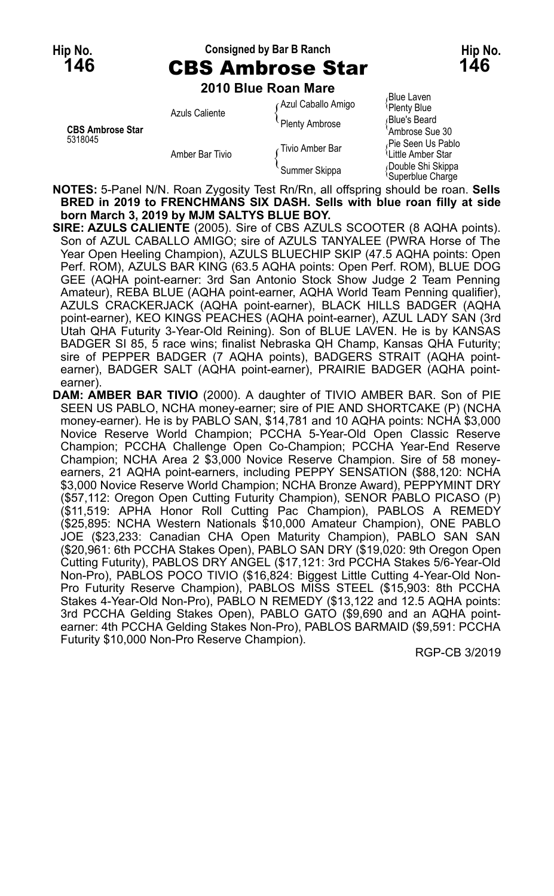Hip No. **146**

Consigned by Bar B Ranch

# CBS Ambrose Star

**2010 Blue Roan Mare**

| | | | |
|---|---|---|---|
| **CBS Ambrose Star** 5318045 | Azuls Caliente | Azul Caballo Amigo | Blue Laven |
| | | | Plenty Blue |
| | | Plenty Ambrose | Blue's Beard |
| | | | Ambrose Sue 30 |
| | Amber Bar Tivio | Tivio Amber Bar | Pie Seen Us Pablo |
| | | | Little Amber Star |
| | | Summer Skippa | Double Shi Skippa |
| | | | Superblue Charge |

**NOTES:** 5-Panel N/N. Roan Zygosity Test Rn/Rn, all offspring should be roan. **Sells BRED in 2019 to FRENCHMANS SIX DASH. Sells with blue roan filly at side born March 3, 2019 by MJM SALTYS BLUE BOY.**

**SIRE: AZULS CALIENTE** (2005). Sire of CBS AZULS SCOOTER (8 AQHA points). Son of AZUL CABALLO AMIGO; sire of AZULS TANYALEE (PWRA Horse of The Year Open Heeling Champion), AZULS BLUECHIP SKIP (47.5 AQHA points: Open Perf. ROM), AZULS BAR KING (63.5 AQHA points: Open Perf. ROM), BLUE DOG GEE (AQHA point-earner: 3rd San Antonio Stock Show Judge 2 Team Penning Amateur), REBA BLUE (AQHA point-earner, AQHA World Team Penning qualifier), AZULS CRACKERJACK (AQHA point-earner), BLACK HILLS BADGER (AQHA point-earner), KEO KINGS PEACHES (AQHA point-earner), AZUL LADY SAN (3rd Utah QHA Futurity 3-Year-Old Reining). Son of BLUE LAVEN. He is by KANSAS BADGER SI 85, 5 race wins; finalist Nebraska QH Champ, Kansas QHA Futurity; sire of PEPPER BADGER (7 AQHA points), BADGERS STRAIT (AQHA point-earner), BADGER SALT (AQHA point-earner), PRAIRIE BADGER (AQHA point-earner).

**DAM: AMBER BAR TIVIO** (2000). A daughter of TIVIO AMBER BAR. Son of PIE SEEN US PABLO, NCHA money-earner; sire of PIE AND SHORTCAKE (P) (NCHA money-earner). He is by PABLO SAN, $14,781 and 10 AQHA points: NCHA $3,000 Novice Reserve World Champion; PCCHA 5-Year-Old Open Classic Reserve Champion; PCCHA Challenge Open Co-Champion; PCCHA Year-End Reserve Champion; NCHA Area 2 $3,000 Novice Reserve Champion. Sire of 58 money-earners, 21 AQHA point-earners, including PEPPY SENSATION ($88,120: NCHA $3,000 Novice Reserve World Champion; NCHA Bronze Award), PEPPYMINT DRY ($57,112: Oregon Open Cutting Futurity Champion), SENOR PABLO PICASO (P) ($11,519: APHA Honor Roll Cutting Pac Champion), PABLOS A REMEDY ($25,895: NCHA Western Nationals $10,000 Amateur Champion), ONE PABLO JOE ($23,233: Canadian CHA Open Maturity Champion), PABLO SAN SAN ($20,961: 6th PCCHA Stakes Open), PABLO SAN DRY ($19,020: 9th Oregon Open Cutting Futurity), PABLOS DRY ANGEL ($17,121: 3rd PCCHA Stakes 5/6-Year-Old Non-Pro), PABLOS POCO TIVIO ($16,824: Biggest Little Cutting 4-Year-Old Non-Pro Futurity Reserve Champion), PABLOS MISS STEEL ($15,903: 8th PCCHA Stakes 4-Year-Old Non-Pro), PABLO N REMEDY ($13,122 and 12.5 AQHA points: 3rd PCCHA Gelding Stakes Open), PABLO GATO ($9,690 and an AQHA point-earner: 4th PCCHA Gelding Stakes Non-Pro), PABLOS BARMAID ($9,591: PCCHA Futurity $10,000 Non-Pro Reserve Champion).

RGP-CB 3/2019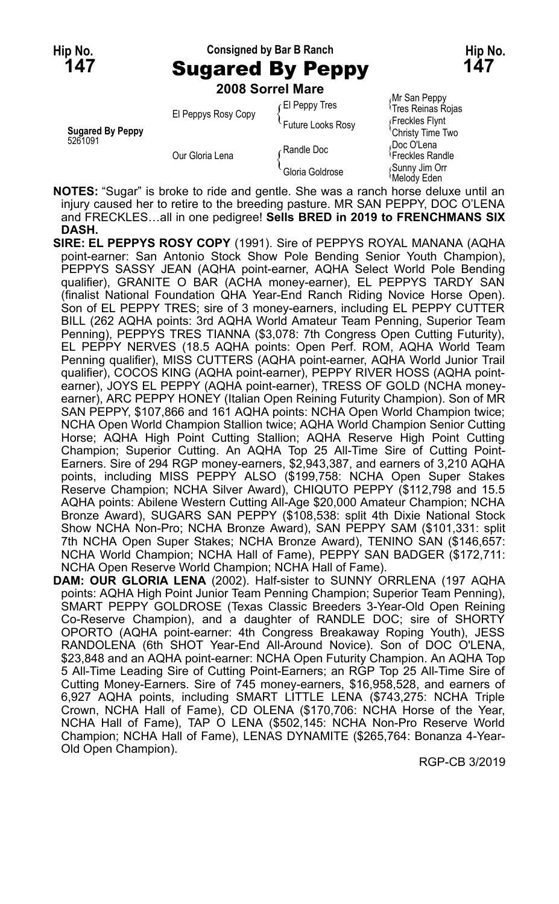Hip No. **147** — Consigned by Bar B Ranch — Hip No. **147**

# Sugared By Peppy

**2008 Sorrel Mare**

| | | | |
|---|---|---|---|
| **Sugared By Peppy** 5261091 | El Peppys Rosy Copy | El Peppy Tres | Mr San Peppy |
| | | | Tres Reinas Rojas |
| | | Future Looks Rosy | Freckles Flynt |
| | | | Christy Time Two |
| | Our Gloria Lena | Randle Doc | Doc O'Lena |
| | | | Freckles Randle |
| | | Gloria Goldrose | Sunny Jim Orr |
| | | | Melody Eden |

**NOTES:** "Sugar" is broke to ride and gentle. She was a ranch horse deluxe until an injury caused her to retire to the breeding pasture. MR SAN PEPPY, DOC O'LENA and FRECKLES…all in one pedigree! **Sells BRED in 2019 to FRENCHMANS SIX DASH.**

**SIRE: EL PEPPYS ROSY COPY** (1991). Sire of PEPPYS ROYAL MANANA (AQHA point-earner: San Antonio Stock Show Pole Bending Senior Youth Champion), PEPPYS SASSY JEAN (AQHA point-earner, AQHA Select World Pole Bending qualifier), GRANITE O BAR (ACHA money-earner), EL PEPPYS TARDY SAN (finalist National Foundation QHA Year-End Ranch Riding Novice Horse Open). Son of EL PEPPY TRES; sire of 3 money-earners, including EL PEPPY CUTTER BILL (262 AQHA points: 3rd AQHA World Amateur Team Penning, Superior Team Penning), PEPPYS TRES TIANNA ($3,078: 7th Congress Open Cutting Futurity), EL PEPPY NERVES (18.5 AQHA points: Open Perf. ROM, AQHA World Team Penning qualifier), MISS CUTTERS (AQHA point-earner, AQHA World Junior Trail qualifier), COCOS KING (AQHA point-earner), PEPPY RIVER HOSS (AQHA point-earner), JOYS EL PEPPY (AQHA point-earner), TRESS OF GOLD (NCHA money-earner), ARC PEPPY HONEY (Italian Open Reining Futurity Champion). Son of MR SAN PEPPY, $107,866 and 161 AQHA points: NCHA Open World Champion twice; NCHA Open World Champion Stallion twice; AQHA World Champion Senior Cutting Horse; AQHA High Point Cutting Stallion; AQHA Reserve High Point Cutting Champion; Superior Cutting. An AQHA Top 25 All-Time Sire of Cutting Point-Earners. Sire of 294 RGP money-earners, $2,943,387, and earners of 3,210 AQHA points, including MISS PEPPY ALSO ($199,758: NCHA Open Super Stakes Reserve Champion; NCHA Silver Award), CHIQUTO PEPPY ($112,798 and 15.5 AQHA points: Abilene Western Cutting All-Age $20,000 Amateur Champion; NCHA Bronze Award), SUGARS SAN PEPPY ($108,538: split 4th Dixie National Stock Show NCHA Non-Pro; NCHA Bronze Award), SAN PEPPY SAM ($101,331: split 7th NCHA Open Super Stakes; NCHA Bronze Award), TENINO SAN ($146,657: NCHA World Champion; NCHA Hall of Fame), PEPPY SAN BADGER ($172,711: NCHA Open Reserve World Champion; NCHA Hall of Fame).

**DAM: OUR GLORIA LENA** (2002). Half-sister to SUNNY ORRLENA (197 AQHA points: AQHA High Point Junior Team Penning Champion; Superior Team Penning), SMART PEPPY GOLDROSE (Texas Classic Breeders 3-Year-Old Open Reining Co-Reserve Champion), and a daughter of RANDLE DOC; sire of SHORTY OPORTO (AQHA point-earner: 4th Congress Breakaway Roping Youth), JESS RANDOLENA (6th SHOT Year-End All-Around Novice). Son of DOC O'LENA, $23,848 and an AQHA point-earner: NCHA Open Futurity Champion. An AQHA Top 5 All-Time Leading Sire of Cutting Point-Earners; an RGP Top 25 All-Time Sire of Cutting Money-Earners. Sire of 745 money-earners, $16,958,528, and earners of 6,927 AQHA points, including SMART LITTLE LENA ($743,275: NCHA Triple Crown, NCHA Hall of Fame), CD OLENA ($170,706: NCHA Horse of the Year, NCHA Hall of Fame), TAP O LENA ($502,145: NCHA Non-Pro Reserve World Champion; NCHA Hall of Fame), LENAS DYNAMITE ($265,764: Bonanza 4-Year-Old Open Champion).

RGP-CB 3/2019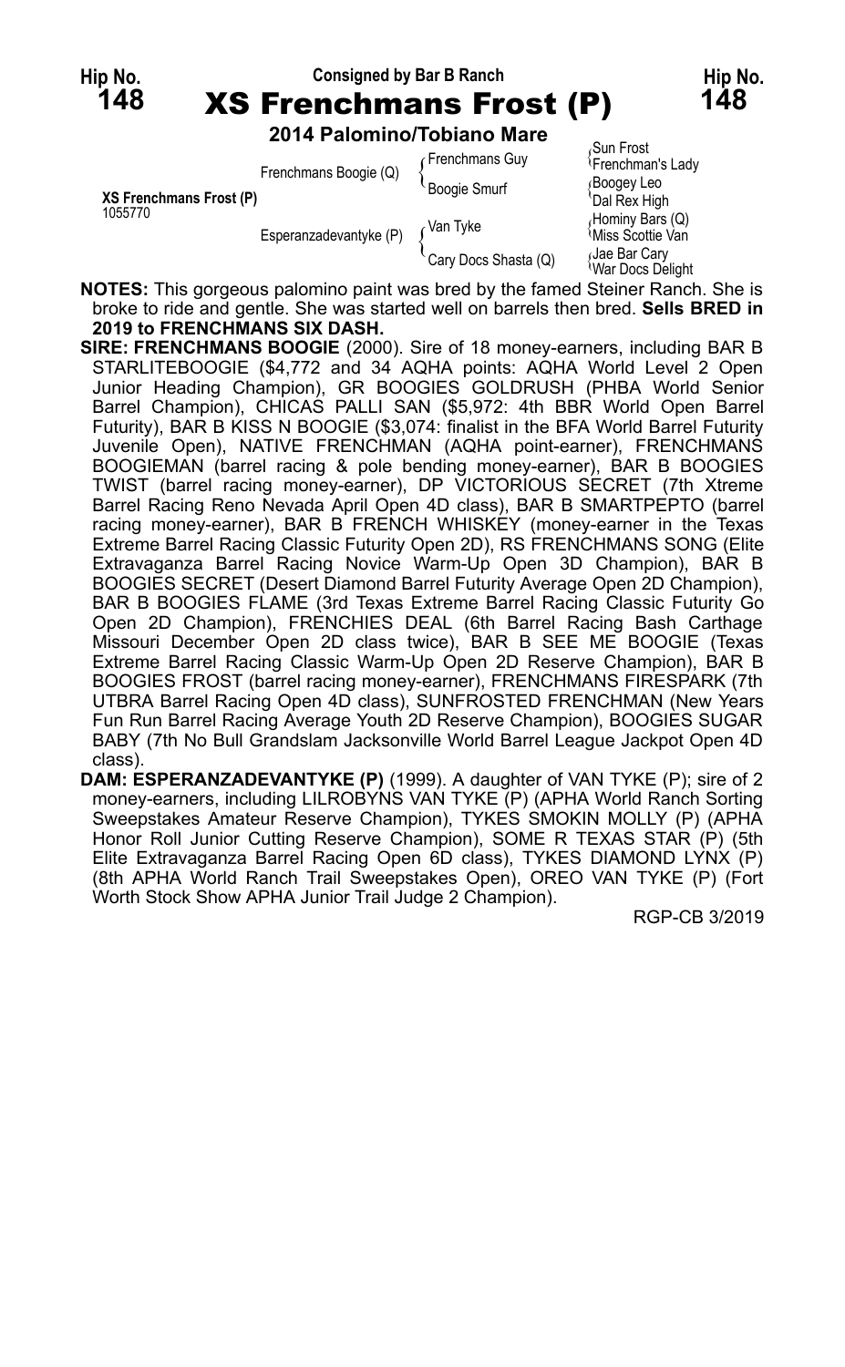Hip No. **148**

Consigned by Bar B Ranch

# XS Frenchmans Frost (P)

Hip No. **148**

**2014 Palomino/Tobiano Mare**

| | | | |
|---|---|---|---|
| XS Frenchmans Frost (P) 1055770 | Frenchmans Boogie (Q) | Frenchmans Guy | Sun Frost |
| | | | Frenchman's Lady |
| | | Boogie Smurf | Boogey Leo |
| | | | Dal Rex High |
| | Esperanzadevantyke (P) | Van Tyke | Hominy Bars (Q) |
| | | | Miss Scottie Van |
| | | Cary Docs Shasta (Q) | Jae Bar Cary |
| | | | War Docs Delight |

**NOTES:** This gorgeous palomino paint was bred by the famed Steiner Ranch. She is broke to ride and gentle. She was started well on barrels then bred. **Sells BRED in 2019 to FRENCHMANS SIX DASH.**

**SIRE: FRENCHMANS BOOGIE** (2000). Sire of 18 money-earners, including BAR B STARLITEBOOGIE ($4,772 and 34 AQHA points: AQHA World Level 2 Open Junior Heading Champion), GR BOOGIES GOLDRUSH (PHBA World Senior Barrel Champion), CHICAS PALLI SAN ($5,972: 4th BBR World Open Barrel Futurity), BAR B KISS N BOOGIE ($3,074: finalist in the BFA World Barrel Futurity Juvenile Open), NATIVE FRENCHMAN (AQHA point-earner), FRENCHMANS BOOGIEMAN (barrel racing & pole bending money-earner), BAR B BOOGIES TWIST (barrel racing money-earner), DP VICTORIOUS SECRET (7th Xtreme Barrel Racing Reno Nevada April Open 4D class), BAR B SMARTPEPTO (barrel racing money-earner), BAR B FRENCH WHISKEY (money-earner in the Texas Extreme Barrel Racing Classic Futurity Open 2D), RS FRENCHMANS SONG (Elite Extravaganza Barrel Racing Novice Warm-Up Open 3D Champion), BAR B BOOGIES SECRET (Desert Diamond Barrel Futurity Average Open 2D Champion), BAR B BOOGIES FLAME (3rd Texas Extreme Barrel Racing Classic Futurity Go Open 2D Champion), FRENCHIES DEAL (6th Barrel Racing Bash Carthage Missouri December Open 2D class twice), BAR B SEE ME BOOGIE (Texas Extreme Barrel Racing Classic Warm-Up Open 2D Reserve Champion), BAR B BOOGIES FROST (barrel racing money-earner), FRENCHMANS FIRESPARK (7th UTBRA Barrel Racing Open 4D class), SUNFROSTED FRENCHMAN (New Years Fun Run Barrel Racing Average Youth 2D Reserve Champion), BOOGIES SUGAR BABY (7th No Bull Grandslam Jacksonville World Barrel League Jackpot Open 4D class).

**DAM: ESPERANZADEVANTYKE (P)** (1999). A daughter of VAN TYKE (P); sire of 2 money-earners, including LILROBYNS VAN TYKE (P) (APHA World Ranch Sorting Sweepstakes Amateur Reserve Champion), TYKES SMOKIN MOLLY (P) (APHA Honor Roll Junior Cutting Reserve Champion), SOME R TEXAS STAR (P) (5th Elite Extravaganza Barrel Racing Open 6D class), TYKES DIAMOND LYNX (P) (8th APHA World Ranch Trail Sweepstakes Open), OREO VAN TYKE (P) (Fort Worth Stock Show APHA Junior Trail Judge 2 Champion).

RGP-CB 3/2019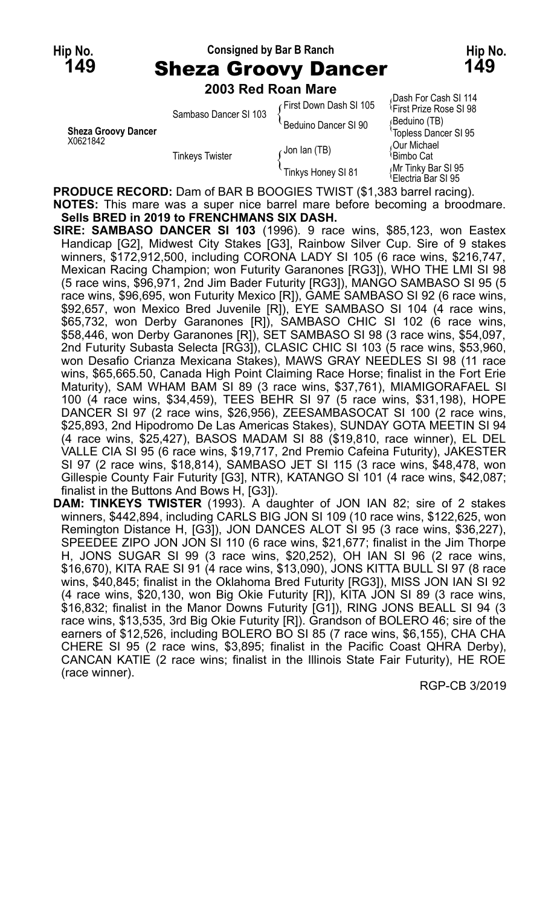Hip No. **149**

Consigned by Bar B Ranch

# Sheza Groovy Dancer

Hip No. **149**

**2003 Red Roan Mare**

| | | | |
|---|---|---|---|
| **Sheza Groovy Dancer** X0621842 | Sambaso Dancer SI 103 | First Down Dash SI 105 | Dash For Cash SI 114 |
| | | | First Prize Rose SI 98 |
| | | Beduino Dancer SI 90 | Beduino (TB) |
| | | | Topless Dancer SI 95 |
| | Tinkeys Twister | Jon Ian (TB) | Our Michael |
| | | | Bimbo Cat |
| | | Tinkys Honey SI 81 | Mr Tinky Bar SI 95 |
| | | | Electria Bar SI 95 |

**PRODUCE RECORD:** Dam of BAR B BOOGIES TWIST ($1,383 barrel racing).

**NOTES:** This mare was a super nice barrel mare before becoming a broodmare. **Sells BRED in 2019 to FRENCHMANS SIX DASH.**

**SIRE: SAMBASO DANCER SI 103** (1996). 9 race wins, $85,123, won Eastex Handicap [G2], Midwest City Stakes [G3], Rainbow Silver Cup. Sire of 9 stakes winners, $172,912,500, including CORONA LADY SI 105 (6 race wins, $216,747, Mexican Racing Champion; won Futurity Garanones [RG3]), WHO THE LMI SI 98 (5 race wins, $96,971, 2nd Jim Bader Futurity [RG3]), MANGO SAMBASO SI 95 (5 race wins, $96,695, won Futurity Mexico [R]), GAME SAMBASO SI 92 (6 race wins, $92,657, won Mexico Bred Juvenile [R]), EYE SAMBASO SI 104 (4 race wins, $65,732, won Derby Garanones [R]), SAMBASO CHIC SI 102 (6 race wins, $58,446, won Derby Garanones [R]), SET SAMBASO SI 98 (3 race wins, $54,097, 2nd Futurity Subasta Selecta [RG3]), CLASIC CHIC SI 103 (5 race wins, $53,960, won Desafio Crianza Mexicana Stakes), MAWS GRAY NEEDLES SI 98 (11 race wins, $65,665.50, Canada High Point Claiming Race Horse; finalist in the Fort Erie Maturity), SAM WHAM BAM SI 89 (3 race wins, $37,761), MIAMIGORAFAEL SI 100 (4 race wins, $34,459), TEES BEHR SI 97 (5 race wins, $31,198), HOPE DANCER SI 97 (2 race wins, $26,956), ZEESAMBASOCAT SI 100 (2 race wins, $25,893, 2nd Hipodromo De Las Americas Stakes), SUNDAY GOTA MEETIN SI 94 (4 race wins, $25,427), BASOS MADAM SI 88 ($19,810, race winner), EL DEL VALLE CIA SI 95 (6 race wins, $19,717, 2nd Premio Cafeina Futurity), JAKESTER SI 97 (2 race wins, $18,814), SAMBASO JET SI 115 (3 race wins, $48,478, won Gillespie County Fair Futurity [G3], NTR), KATANGO SI 101 (4 race wins, $42,087; finalist in the Buttons And Bows H, [G3]).

**DAM: TINKEYS TWISTER** (1993). A daughter of JON IAN 82; sire of 2 stakes winners, $442,894, including CARLS BIG JON SI 109 (10 race wins, $122,625, won Remington Distance H, [G3]), JON DANCES ALOT SI 95 (3 race wins, $36,227), SPEEDEE ZIPO JON JON SI 110 (6 race wins, $21,677; finalist in the Jim Thorpe H, JONS SUGAR SI 99 (3 race wins, $20,252), OH IAN SI 96 (2 race wins, $16,670), KITA RAE SI 91 (4 race wins, $13,090), JONS KITTA BULL SI 97 (8 race wins, $40,845; finalist in the Oklahoma Bred Futurity [RG3]), MISS JON IAN SI 92 (4 race wins, $20,130, won Big Okie Futurity [R]), KITA JON SI 89 (3 race wins, $16,832; finalist in the Manor Downs Futurity [G1]), RING JONS BEALL SI 94 (3 race wins, $13,535, 3rd Big Okie Futurity [R]). Grandson of BOLERO 46; sire of the earners of $12,526, including BOLERO BO SI 85 (7 race wins, $6,155), CHA CHA CHERE SI 95 (2 race wins, $3,895; finalist in the Pacific Coast QHRA Derby), CANCAN KATIE (2 race wins; finalist in the Illinois State Fair Futurity), HE ROE (race winner).

RGP-CB 3/2019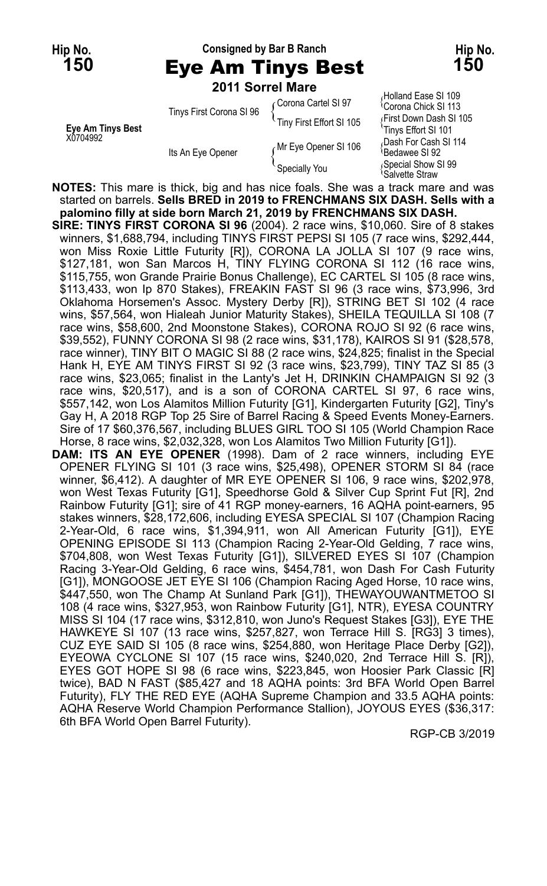Hip No. **150** — Consigned by Bar B Ranch — Hip No. **150**

# Eye Am Tinys Best

**2011 Sorrel Mare**

**Eye Am Tinys Best**
X0704992

| | | | |
|---|---|---|---|
| Eye Am Tinys Best X0704992 | Tinys First Corona SI 96 | Corona Cartel SI 97 | Holland Ease SI 109 |
| | | | Corona Chick SI 113 |
| | | Tiny First Effort SI 105 | First Down Dash SI 105 |
| | | | Tinys Effort SI 101 |
| | Its An Eye Opener | Mr Eye Opener SI 106 | Dash For Cash SI 114 |
| | | | Bedawee SI 92 |
| | | Specially You | Special Show SI 99 |
| | | | Salvette Straw |

**NOTES:** This mare is thick, big and has nice foals. She was a track mare and was started on barrels. **Sells BRED in 2019 to FRENCHMANS SIX DASH. Sells with a palomino filly at side born March 21, 2019 by FRENCHMANS SIX DASH.**

**SIRE: TINYS FIRST CORONA SI 96** (2004). 2 race wins, $10,060. Sire of 8 stakes winners, $1,688,794, including TINYS FIRST PEPSI SI 105 (7 race wins, $292,444, won Miss Roxie Little Futurity [R]), CORONA LA JOLLA SI 107 (9 race wins, $127,181, won San Marcos H, TINY FLYING CORONA SI 112 (16 race wins, $115,755, won Grande Prairie Bonus Challenge), EC CARTEL SI 105 (8 race wins, $113,433, won Ip 870 Stakes), FREAKIN FAST SI 96 (3 race wins, $73,996, 3rd Oklahoma Horsemen's Assoc. Mystery Derby [R]), STRING BET SI 102 (4 race wins, $57,564, won Hialeah Junior Maturity Stakes), SHEILA TEQUILLA SI 108 (7 race wins, $58,600, 2nd Moonstone Stakes), CORONA ROJO SI 92 (6 race wins, $39,552), FUNNY CORONA SI 98 (2 race wins, $31,178), KAIROS SI 91 ($28,578, race winner), TINY BIT O MAGIC SI 88 (2 race wins, $24,825; finalist in the Special Hank H, EYE AM TINYS FIRST SI 92 (3 race wins, $23,799), TINY TAZ SI 85 (3 race wins, $23,065; finalist in the Lanty's Jet H, DRINKIN CHAMPAIGN SI 92 (3 race wins, $20,517), and is a son of CORONA CARTEL SI 97, 6 race wins, $557,142, won Los Alamitos Million Futurity [G1], Kindergarten Futurity [G2], Tiny's Gay H, A 2018 RGP Top 25 Sire of Barrel Racing & Speed Events Money-Earners. Sire of 17 $60,376,567, including BLUES GIRL TOO SI 105 (World Champion Race Horse, 8 race wins, $2,032,328, won Los Alamitos Two Million Futurity [G1]).

**DAM: ITS AN EYE OPENER** (1998). Dam of 2 race winners, including EYE OPENER FLYING SI 101 (3 race wins, $25,498), OPENER STORM SI 84 (race winner, $6,412). A daughter of MR EYE OPENER SI 106, 9 race wins, $202,978, won West Texas Futurity [G1], Speedhorse Gold & Silver Cup Sprint Fut [R], 2nd Rainbow Futurity [G1]; sire of 41 RGP money-earners, 16 AQHA point-earners, 95 stakes winners, $28,172,606, including EYESA SPECIAL SI 107 (Champion Racing 2-Year-Old, 6 race wins, $1,394,911, won All American Futurity [G1]), EYE OPENING EPISODE SI 113 (Champion Racing 2-Year-Old Gelding, 7 race wins, $704,808, won West Texas Futurity [G1]), SILVERED EYES SI 107 (Champion Racing 3-Year-Old Gelding, 6 race wins, $454,781, won Dash For Cash Futurity [G1]), MONGOOSE JET EYE SI 106 (Champion Racing Aged Horse, 10 race wins, $447,550, won The Champ At Sunland Park [G1]), THEWAYOUWANTMETOO SI 108 (4 race wins, $327,953, won Rainbow Futurity [G1], NTR), EYESA COUNTRY MISS SI 104 (17 race wins, $312,810, won Juno's Request Stakes [G3]), EYE THE HAWKEYE SI 107 (13 race wins, $257,827, won Terrace Hill S. [RG3] 3 times), CUZ EYE SAID SI 105 (8 race wins, $254,880, won Heritage Place Derby [G2]), EYEOWA CYCLONE SI 107 (15 race wins, $240,020, 2nd Terrace Hill S. [R]), EYES GOT HOPE SI 98 (6 race wins, $223,845, won Hoosier Park Classic [R] twice), BAD N FAST ($85,427 and 18 AQHA points: 3rd BFA World Open Barrel Futurity), FLY THE RED EYE (AQHA Supreme Champion and 33.5 AQHA points: AQHA Reserve World Champion Performance Stallion), JOYOUS EYES ($36,317: 6th BFA World Open Barrel Futurity).

RGP-CB 3/2019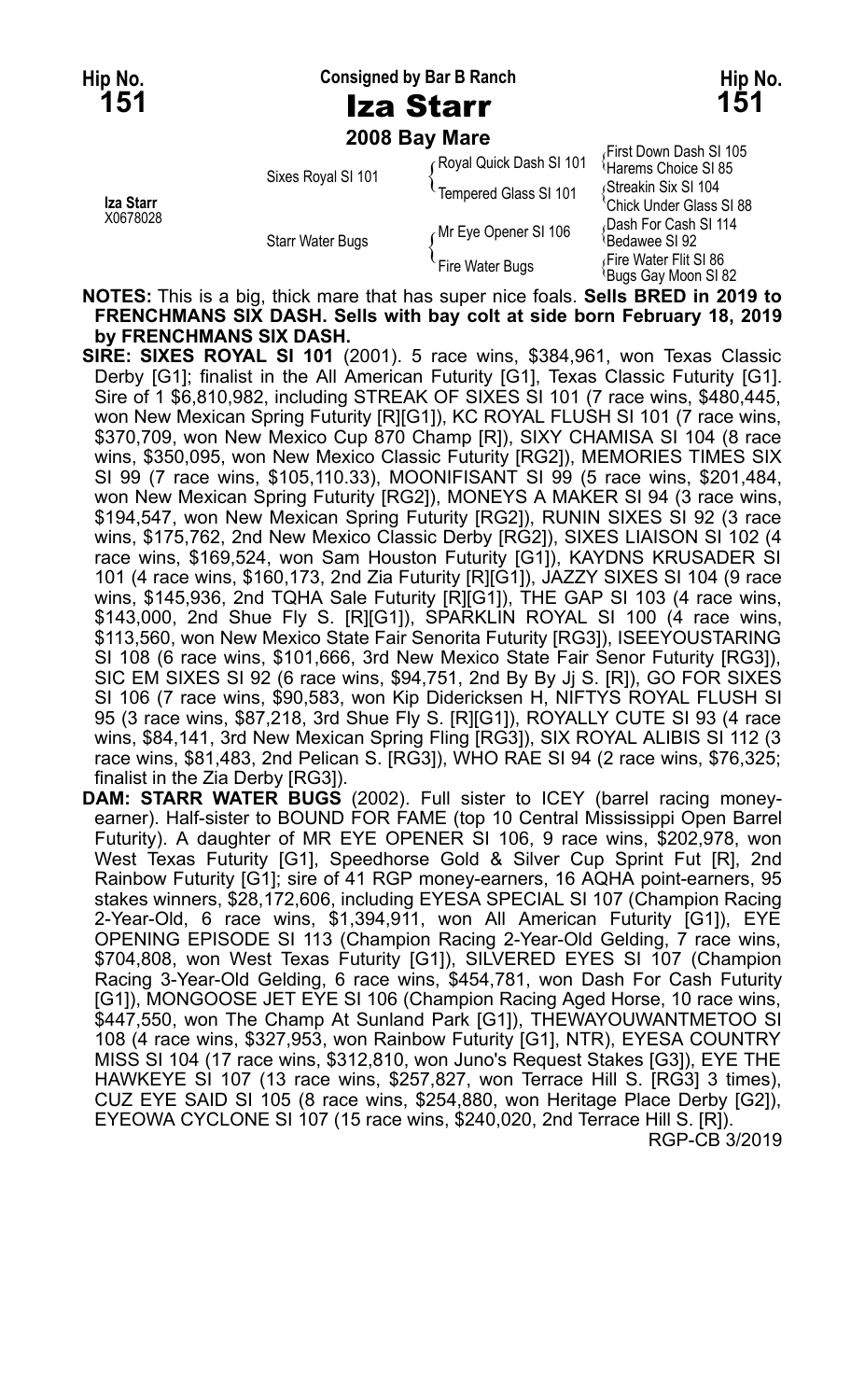**Hip No. 151** — Consigned by Bar B Ranch — **Hip No. 151**

# Iza Starr

**2008 Bay Mare**

| | | | |
|---|---|---|---|
| **Iza Starr** X0678028 | Sixes Royal SI 101 | Royal Quick Dash SI 101 | First Down Dash SI 105 |
| | | | Harems Choice SI 85 |
| | | Tempered Glass SI 101 | Streakin Six SI 104 |
| | | | Chick Under Glass SI 88 |
| | Starr Water Bugs | Mr Eye Opener SI 106 | Dash For Cash SI 114 |
| | | | Bedawee SI 92 |
| | | Fire Water Bugs | Fire Water Flit SI 86 |
| | | | Bugs Gay Moon SI 82 |

**NOTES:** This is a big, thick mare that has super nice foals. **Sells BRED in 2019 to FRENCHMANS SIX DASH. Sells with bay colt at side born February 18, 2019 by FRENCHMANS SIX DASH.**

**SIRE: SIXES ROYAL SI 101** (2001). 5 race wins, $384,961, won Texas Classic Derby [G1]; finalist in the All American Futurity [G1], Texas Classic Futurity [G1]. Sire of 1 $6,810,982, including STREAK OF SIXES SI 101 (7 race wins, $480,445, won New Mexican Spring Futurity [R][G1]), KC ROYAL FLUSH SI 101 (7 race wins, $370,709, won New Mexico Cup 870 Champ [R]), SIXY CHAMISA SI 104 (8 race wins, $350,095, won New Mexico Classic Futurity [RG2]), MEMORIES TIMES SIX SI 99 (7 race wins, $105,110.33), MOONIFISANT SI 99 (5 race wins, $201,484, won New Mexican Spring Futurity [RG2]), MONEYS A MAKER SI 94 (3 race wins, $194,547, won New Mexican Spring Futurity [RG2]), RUNIN SIXES SI 92 (3 race wins, $175,762, 2nd New Mexico Classic Derby [RG2]), SIXES LIAISON SI 102 (4 race wins, $169,524, won Sam Houston Futurity [G1]), KAYDNS KRUSADER SI 101 (4 race wins, $160,173, 2nd Zia Futurity [R][G1]), JAZZY SIXES SI 104 (9 race wins, $145,936, 2nd TQHA Sale Futurity [R][G1]), THE GAP SI 103 (4 race wins, $143,000, 2nd Shue Fly S. [R][G1]), SPARKLIN ROYAL SI 100 (4 race wins, $113,560, won New Mexico State Fair Senorita Futurity [RG3]), ISEEYOUSTARING SI 108 (6 race wins, $101,666, 3rd New Mexico State Fair Senor Futurity [RG3]), SIC EM SIXES SI 92 (6 race wins, $94,751, 2nd By By Jj S. [R]), GO FOR SIXES SI 106 (7 race wins, $90,583, won Kip Didericksen H, NIFTYS ROYAL FLUSH SI 95 (3 race wins, $87,218, 3rd Shue Fly S. [R][G1]), ROYALLY CUTE SI 93 (4 race wins, $84,141, 3rd New Mexican Spring Fling [RG3]), SIX ROYAL ALIBIS SI 112 (3 race wins, $81,483, 2nd Pelican S. [RG3]), WHO RAE SI 94 (2 race wins, $76,325; finalist in the Zia Derby [RG3]).

**DAM: STARR WATER BUGS** (2002). Full sister to ICEY (barrel racing money-earner). Half-sister to BOUND FOR FAME (top 10 Central Mississippi Open Barrel Futurity). A daughter of MR EYE OPENER SI 106, 9 race wins, $202,978, won West Texas Futurity [G1], Speedhorse Gold & Silver Cup Sprint Fut [R], 2nd Rainbow Futurity [G1]; sire of 41 RGP money-earners, 16 AQHA point-earners, 95 stakes winners, $28,172,606, including EYESA SPECIAL SI 107 (Champion Racing 2-Year-Old, 6 race wins, $1,394,911, won All American Futurity [G1]), EYE OPENING EPISODE SI 113 (Champion Racing 2-Year-Old Gelding, 7 race wins, $704,808, won West Texas Futurity [G1]), SILVERED EYES SI 107 (Champion Racing 3-Year-Old Gelding, 6 race wins, $454,781, won Dash For Cash Futurity [G1]), MONGOOSE JET EYE SI 106 (Champion Racing Aged Horse, 10 race wins, $447,550, won The Champ At Sunland Park [G1]), THEWAYOUWANTMETOO SI 108 (4 race wins, $327,953, won Rainbow Futurity [G1], NTR), EYESA COUNTRY MISS SI 104 (17 race wins, $312,810, won Juno's Request Stakes [G3]), EYE THE HAWKEYE SI 107 (13 race wins, $257,827, won Terrace Hill S. [RG3] 3 times), CUZ EYE SAID SI 105 (8 race wins, $254,880, won Heritage Place Derby [G2]), EYEOWA CYCLONE SI 107 (15 race wins, $240,020, 2nd Terrace Hill S. [R]).

RGP-CB 3/2019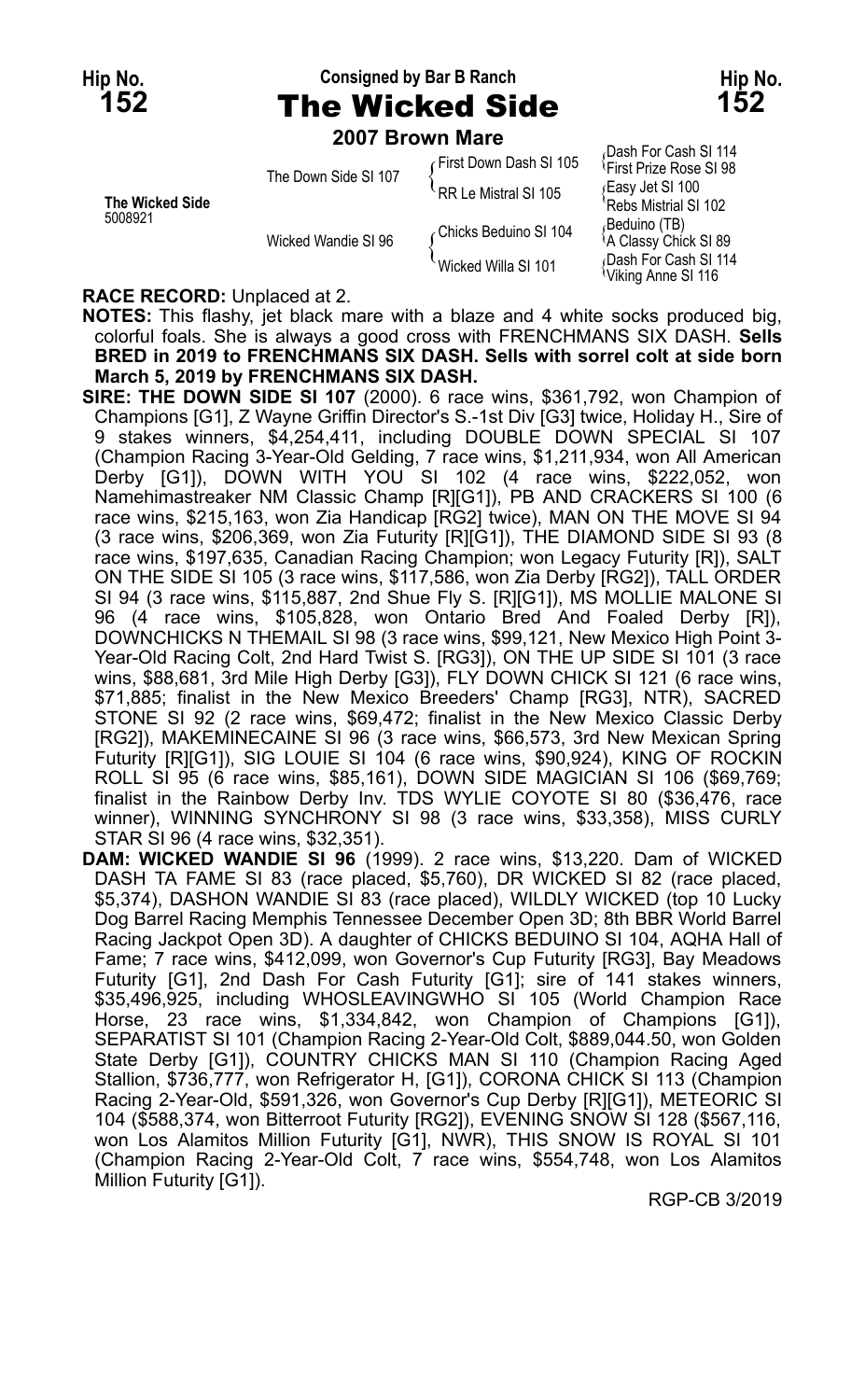Hip No. **152** — Consigned by Bar B Ranch — Hip No. **152**

# The Wicked Side

**2007 Brown Mare**

| | | | |
|---|---|---|---|
| **The Wicked Side** 5008921 | The Down Side SI 107 | First Down Dash SI 105 | Dash For Cash SI 114 |
| | | | First Prize Rose SI 98 |
| | | RR Le Mistral SI 105 | Easy Jet SI 100 |
| | | | Rebs Mistrial SI 102 |
| | Wicked Wandie SI 96 | Chicks Beduino SI 104 | Beduino (TB) |
| | | | A Classy Chick SI 89 |
| | | Wicked Willa SI 101 | Dash For Cash SI 114 |
| | | | Viking Anne SI 116 |

**RACE RECORD:** Unplaced at 2.

**NOTES:** This flashy, jet black mare with a blaze and 4 white socks produced big, colorful foals. She is always a good cross with FRENCHMANS SIX DASH. **Sells BRED in 2019 to FRENCHMANS SIX DASH. Sells with sorrel colt at side born March 5, 2019 by FRENCHMANS SIX DASH.**

**SIRE: THE DOWN SIDE SI 107** (2000). 6 race wins, $361,792, won Champion of Champions [G1], Z Wayne Griffin Director's S.-1st Div [G3] twice, Holiday H., Sire of 9 stakes winners, $4,254,411, including DOUBLE DOWN SPECIAL SI 107 (Champion Racing 3-Year-Old Gelding, 7 race wins, $1,211,934, won All American Derby [G1]), DOWN WITH YOU SI 102 (4 race wins, $222,052, won Namehimastreaker NM Classic Champ [R][G1]), PB AND CRACKERS SI 100 (6 race wins, $215,163, won Zia Handicap [RG2] twice), MAN ON THE MOVE SI 94 (3 race wins, $206,369, won Zia Futurity [R][G1]), THE DIAMOND SIDE SI 93 (8 race wins, $197,635, Canadian Racing Champion; won Legacy Futurity [R]), SALT ON THE SIDE SI 105 (3 race wins, $117,586, won Zia Derby [RG2]), TALL ORDER SI 94 (3 race wins, $115,887, 2nd Shue Fly S. [R][G1]), MS MOLLIE MALONE SI 96 (4 race wins, $105,828, won Ontario Bred And Foaled Derby [R]), DOWNCHICKS N THEMAIL SI 98 (3 race wins, $99,121, New Mexico High Point 3-Year-Old Racing Colt, 2nd Hard Twist S. [RG3]), ON THE UP SIDE SI 101 (3 race wins, $88,681, 3rd Mile High Derby [G3]), FLY DOWN CHICK SI 121 (6 race wins, $71,885; finalist in the New Mexico Breeders' Champ [RG3], NTR), SACRED STONE SI 92 (2 race wins, $69,472; finalist in the New Mexico Classic Derby [RG2]), MAKEMINECAINE SI 96 (3 race wins, $66,573, 3rd New Mexican Spring Futurity [R][G1]), SIG LOUIE SI 104 (6 race wins, $90,924), KING OF ROCKIN ROLL SI 95 (6 race wins, $85,161), DOWN SIDE MAGICIAN SI 106 ($69,769; finalist in the Rainbow Derby Inv. TDS WYLIE COYOTE SI 80 ($36,476, race winner), WINNING SYNCHRONY SI 98 (3 race wins, $33,358), MISS CURLY STAR SI 96 (4 race wins, $32,351).

**DAM: WICKED WANDIE SI 96** (1999). 2 race wins, $13,220. Dam of WICKED DASH TA FAME SI 83 (race placed, $5,760), DR WICKED SI 82 (race placed, $5,374), DASHON WANDIE SI 83 (race placed), WILDLY WICKED (top 10 Lucky Dog Barrel Racing Memphis Tennessee December Open 3D; 8th BBR World Barrel Racing Jackpot Open 3D). A daughter of CHICKS BEDUINO SI 104, AQHA Hall of Fame; 7 race wins, $412,099, won Governor's Cup Futurity [RG3], Bay Meadows Futurity [G1], 2nd Dash For Cash Futurity [G1]; sire of 141 stakes winners, $35,496,925, including WHOSLEAVINGWHO SI 105 (World Champion Race Horse, 23 race wins, $1,334,842, won Champion of Champions [G1]), SEPARATIST SI 101 (Champion Racing 2-Year-Old Colt, $889,044.50, won Golden State Derby [G1]), COUNTRY CHICKS MAN SI 110 (Champion Racing Aged Stallion, $736,777, won Refrigerator H, [G1]), CORONA CHICK SI 113 (Champion Racing 2-Year-Old, $591,326, won Governor's Cup Derby [R][G1]), METEORIC SI 104 ($588,374, won Bitterroot Futurity [RG2]), EVENING SNOW SI 128 ($567,116, won Los Alamitos Million Futurity [G1], NWR), THIS SNOW IS ROYAL SI 101 (Champion Racing 2-Year-Old Colt, 7 race wins, $554,748, won Los Alamitos Million Futurity [G1]).

RGP-CB 3/2019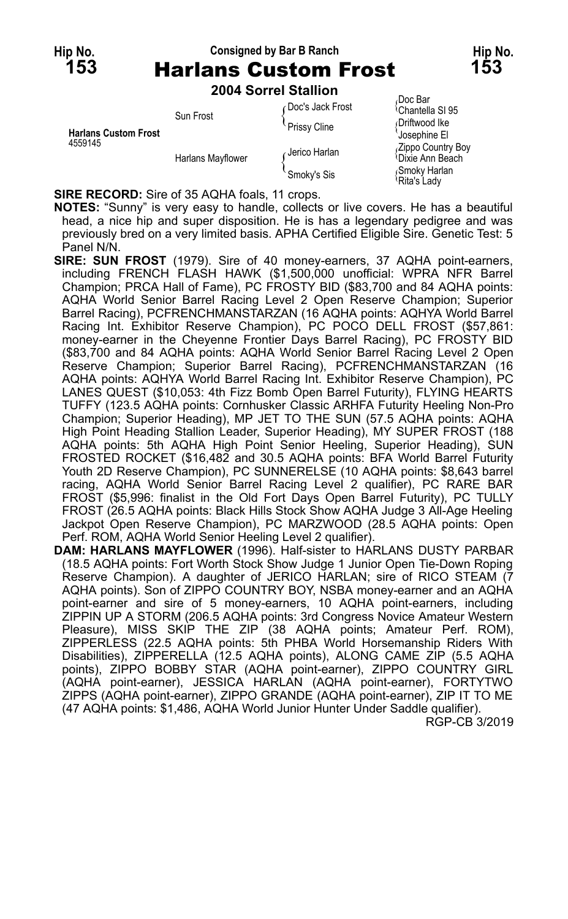**Hip No. 153** — Consigned by Bar B Ranch — **Hip No. 153**

# Harlans Custom Frost

**2004 Sorrel Stallion**

| | | | |
|---|---|---|---|
| **Harlans Custom Frost** 4559145 | Sun Frost | Doc's Jack Frost | Doc Bar |
| | | | Chantella Sl 95 |
| | | Prissy Cline | Driftwood Ike |
| | | | Josephine El |
| | Harlans Mayflower | Jerico Harlan | Zippo Country Boy |
| | | | Dixie Ann Beach |
| | | Smoky's Sis | Smoky Harlan |
| | | | Rita's Lady |

**SIRE RECORD:** Sire of 35 AQHA foals, 11 crops.

**NOTES:** "Sunny" is very easy to handle, collects or live covers. He has a beautiful head, a nice hip and super disposition. He is has a legendary pedigree and was previously bred on a very limited basis. APHA Certified Eligible Sire. Genetic Test: 5 Panel N/N.

**SIRE: SUN FROST** (1979). Sire of 40 money-earners, 37 AQHA point-earners, including FRENCH FLASH HAWK ($1,500,000 unofficial: WPRA NFR Barrel Champion; PRCA Hall of Fame), PC FROSTY BID ($83,700 and 84 AQHA points: AQHA World Senior Barrel Racing Level 2 Open Reserve Champion; Superior Barrel Racing), PCFRENCHMANSTARZAN (16 AQHA points: AQHYA World Barrel Racing Int. Exhibitor Reserve Champion), PC POCO DELL FROST ($57,861: money-earner in the Cheyenne Frontier Days Barrel Racing), PC FROSTY BID ($83,700 and 84 AQHA points: AQHA World Senior Barrel Racing Level 2 Open Reserve Champion; Superior Barrel Racing), PCFRENCHMANSTARZAN (16 AQHA points: AQHYA World Barrel Racing Int. Exhibitor Reserve Champion), PC LANES QUEST ($10,053: 4th Fizz Bomb Open Barrel Futurity), FLYING HEARTS TUFFY (123.5 AQHA points: Cornhusker Classic ARHFA Futurity Heeling Non-Pro Champion; Superior Heading), MP JET TO THE SUN (57.5 AQHA points: AQHA High Point Heading Stallion Leader, Superior Heading), MY SUPER FROST (188 AQHA points: 5th AQHA High Point Senior Heeling, Superior Heading), SUN FROSTED ROCKET ($16,482 and 30.5 AQHA points: BFA World Barrel Futurity Youth 2D Reserve Champion), PC SUNNERELSE (10 AQHA points: $8,643 barrel racing, AQHA World Senior Barrel Racing Level 2 qualifier), PC RARE BAR FROST ($5,996: finalist in the Old Fort Days Open Barrel Futurity), PC TULLY FROST (26.5 AQHA points: Black Hills Stock Show AQHA Judge 3 All-Age Heeling Jackpot Open Reserve Champion), PC MARZWOOD (28.5 AQHA points: Open Perf. ROM, AQHA World Senior Heeling Level 2 qualifier).

**DAM: HARLANS MAYFLOWER** (1996). Half-sister to HARLANS DUSTY PARBAR (18.5 AQHA points: Fort Worth Stock Show Judge 1 Junior Open Tie-Down Roping Reserve Champion). A daughter of JERICO HARLAN; sire of RICO STEAM (7 AQHA points). Son of ZIPPO COUNTRY BOY, NSBA money-earner and an AQHA point-earner and sire of 5 money-earners, 10 AQHA point-earners, including ZIPPIN UP A STORM (206.5 AQHA points: 3rd Congress Novice Amateur Western Pleasure), MISS SKIP THE ZIP (38 AQHA points; Amateur Perf. ROM), ZIPPERLESS (22.5 AQHA points: 5th PHBA World Horsemanship Riders With Disabilities), ZIPPERELLA (12.5 AQHA points), ALONG CAME ZIP (5.5 AQHA points), ZIPPO BOBBY STAR (AQHA point-earner), ZIPPO COUNTRY GIRL (AQHA point-earner), JESSICA HARLAN (AQHA point-earner), FORTYTWO ZIPPS (AQHA point-earner), ZIPPO GRANDE (AQHA point-earner), ZIP IT TO ME (47 AQHA points: $1,486, AQHA World Junior Hunter Under Saddle qualifier).

RGP-CB 3/2019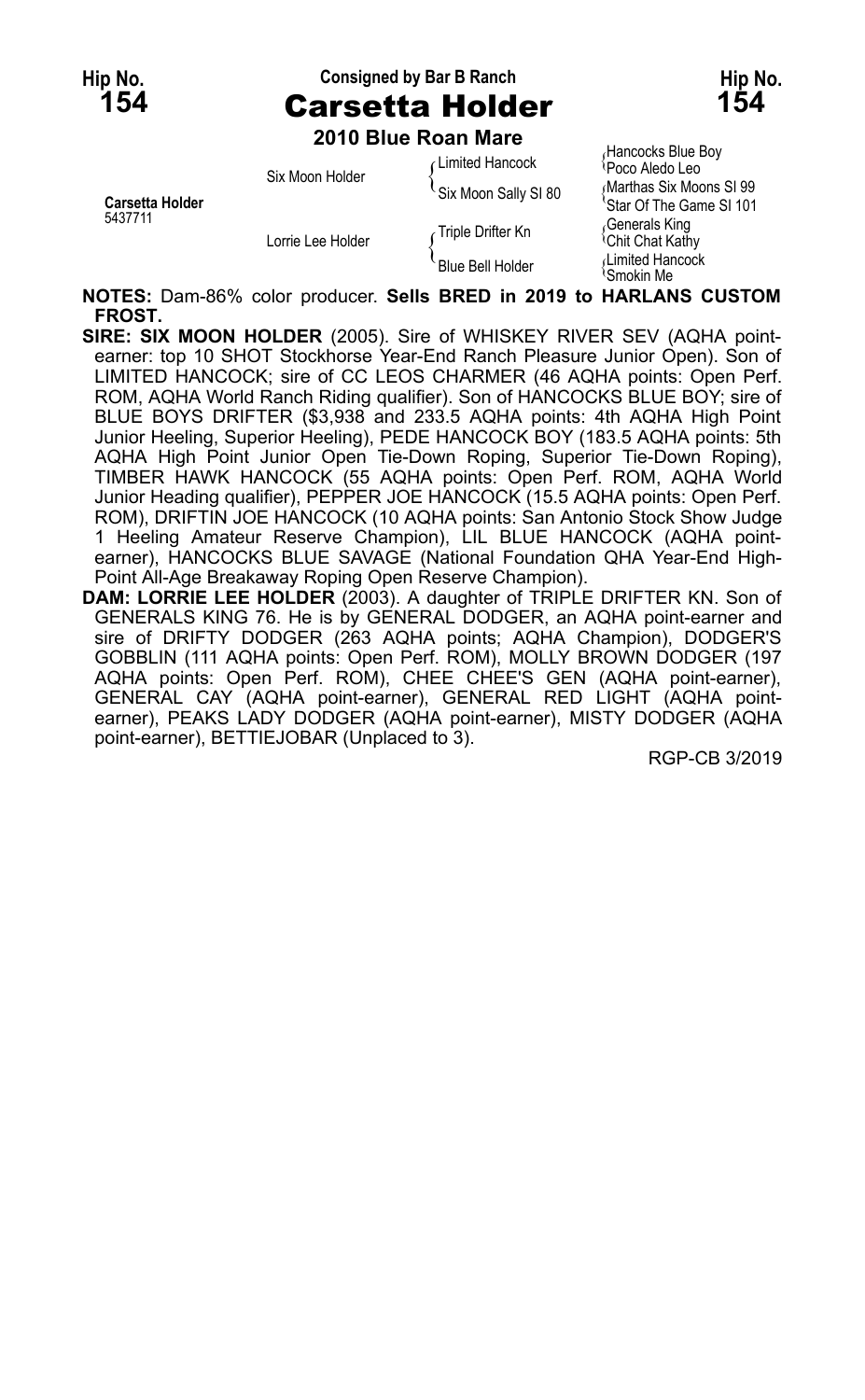Hip No. **154**

Consigned by Bar B Ranch

# Carsetta Holder

Hip No. **154**

**2010 Blue Roan Mare**

| | | | |
|---|---|---|---|
| **Carsetta Holder** 5437711 | Six Moon Holder | Limited Hancock | Hancocks Blue Boy |
| | | | Poco Aledo Leo |
| | | Six Moon Sally SI 80 | Marthas Six Moons SI 99 |
| | | | Star Of The Game SI 101 |
| | Lorrie Lee Holder | Triple Drifter Kn | Generals King |
| | | | Chit Chat Kathy |
| | | Blue Bell Holder | Limited Hancock |
| | | | Smokin Me |

**NOTES:** Dam-86% color producer. **Sells BRED in 2019 to HARLANS CUSTOM FROST.**

**SIRE: SIX MOON HOLDER** (2005). Sire of WHISKEY RIVER SEV (AQHA point-earner: top 10 SHOT Stockhorse Year-End Ranch Pleasure Junior Open). Son of LIMITED HANCOCK; sire of CC LEOS CHARMER (46 AQHA points: Open Perf. ROM, AQHA World Ranch Riding qualifier). Son of HANCOCKS BLUE BOY; sire of BLUE BOYS DRIFTER ($3,938 and 233.5 AQHA points: 4th AQHA High Point Junior Heeling, Superior Heeling), PEDE HANCOCK BOY (183.5 AQHA points: 5th AQHA High Point Junior Open Tie-Down Roping, Superior Tie-Down Roping), TIMBER HAWK HANCOCK (55 AQHA points: Open Perf. ROM, AQHA World Junior Heading qualifier), PEPPER JOE HANCOCK (15.5 AQHA points: Open Perf. ROM), DRIFTIN JOE HANCOCK (10 AQHA points: San Antonio Stock Show Judge 1 Heeling Amateur Reserve Champion), LIL BLUE HANCOCK (AQHA point-earner), HANCOCKS BLUE SAVAGE (National Foundation QHA Year-End High-Point All-Age Breakaway Roping Open Reserve Champion).

**DAM: LORRIE LEE HOLDER** (2003). A daughter of TRIPLE DRIFTER KN. Son of GENERALS KING 76. He is by GENERAL DODGER, an AQHA point-earner and sire of DRIFTY DODGER (263 AQHA points; AQHA Champion), DODGER'S GOBBLIN (111 AQHA points: Open Perf. ROM), MOLLY BROWN DODGER (197 AQHA points: Open Perf. ROM), CHEE CHEE'S GEN (AQHA point-earner), GENERAL CAY (AQHA point-earner), GENERAL RED LIGHT (AQHA point-earner), PEAKS LADY DODGER (AQHA point-earner), MISTY DODGER (AQHA point-earner), BETTIEJOBAR (Unplaced to 3).

RGP-CB 3/2019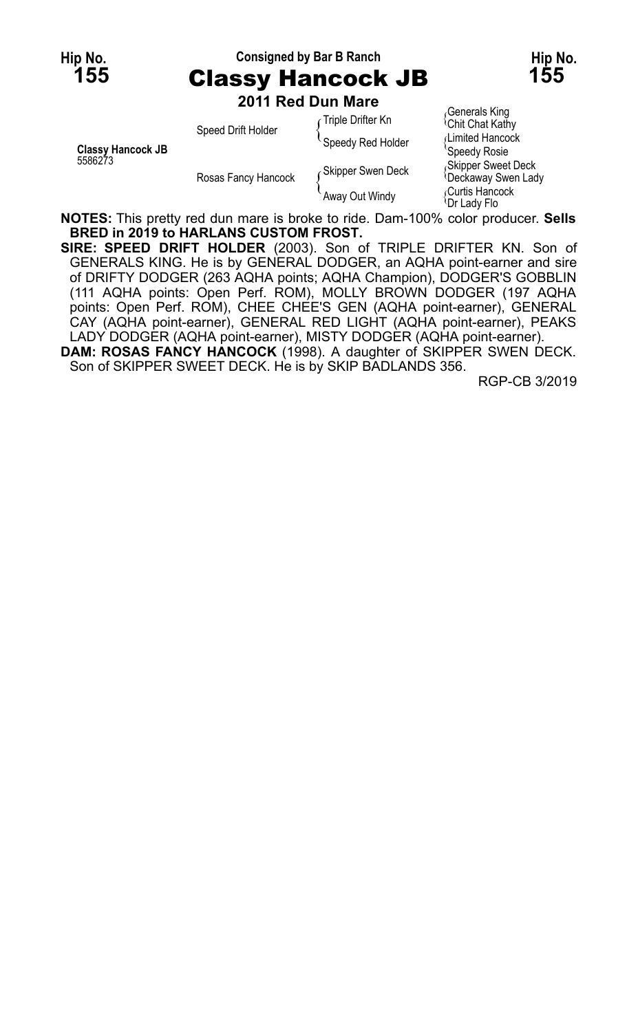Hip No. **155**

Consigned by Bar B Ranch

# Classy Hancock JB

Hip No. **155**

**2011 Red Dun Mare**

| | | | |
|---|---|---|---|
| **Classy Hancock JB** 5586273 | Speed Drift Holder | Triple Drifter Kn | Generals King |
| | | | Chit Chat Kathy |
| | | Speedy Red Holder | Limited Hancock |
| | | | Speedy Rosie |
| | Rosas Fancy Hancock | Skipper Swen Deck | Skipper Sweet Deck |
| | | | Deckaway Swen Lady |
| | | Away Out Windy | Curtis Hancock |
| | | | Dr Lady Flo |

**NOTES:** This pretty red dun mare is broke to ride. Dam-100% color producer. **Sells BRED in 2019 to HARLANS CUSTOM FROST.**

**SIRE: SPEED DRIFT HOLDER** (2003). Son of TRIPLE DRIFTER KN. Son of GENERALS KING. He is by GENERAL DODGER, an AQHA point-earner and sire of DRIFTY DODGER (263 AQHA points; AQHA Champion), DODGER'S GOBBLIN (111 AQHA points: Open Perf. ROM), MOLLY BROWN DODGER (197 AQHA points: Open Perf. ROM), CHEE CHEE'S GEN (AQHA point-earner), GENERAL CAY (AQHA point-earner), GENERAL RED LIGHT (AQHA point-earner), PEAKS LADY DODGER (AQHA point-earner), MISTY DODGER (AQHA point-earner).

**DAM: ROSAS FANCY HANCOCK** (1998). A daughter of SKIPPER SWEN DECK. Son of SKIPPER SWEET DECK. He is by SKIP BADLANDS 356.

RGP-CB 3/2019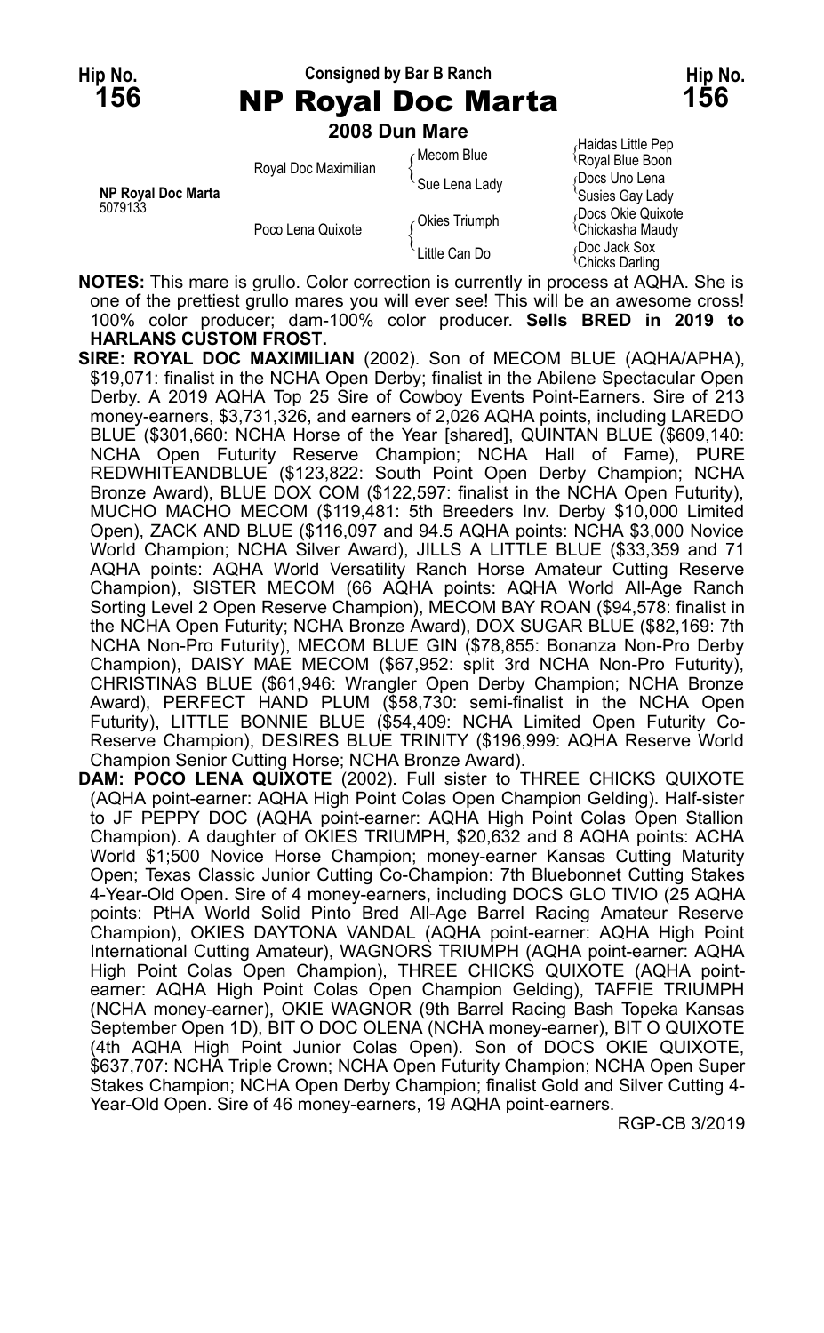Hip No. **156**

Consigned by Bar B Ranch

# NP Royal Doc Marta

Hip No. **156**

**2008 Dun Mare**

| | | | |
|---|---|---|---|
| **NP Royal Doc Marta** 5079133 | Royal Doc Maximilian | Mecom Blue | Haidas Little Pep |
| | | | Royal Blue Boon |
| | | Sue Lena Lady | Docs Uno Lena |
| | | | Susies Gay Lady |
| | Poco Lena Quixote | Okies Triumph | Docs Okie Quixote |
| | | | Chickasha Maudy |
| | | Little Can Do | Doc Jack Sox |
| | | | Chicks Darling |

**NOTES:** This mare is grullo. Color correction is currently in process at AQHA. She is one of the prettiest grullo mares you will ever see! This will be an awesome cross! 100% color producer; dam-100% color producer. **Sells BRED in 2019 to HARLANS CUSTOM FROST.**

**SIRE: ROYAL DOC MAXIMILIAN** (2002). Son of MECOM BLUE (AQHA/APHA), $19,071: finalist in the NCHA Open Derby; finalist in the Abilene Spectacular Open Derby. A 2019 AQHA Top 25 Sire of Cowboy Events Point-Earners. Sire of 213 money-earners, $3,731,326, and earners of 2,026 AQHA points, including LAREDO BLUE ($301,660: NCHA Horse of the Year [shared], QUINTAN BLUE ($609,140: NCHA Open Futurity Reserve Champion; NCHA Hall of Fame), PURE REDWHITEANDBLUE ($123,822: South Point Open Derby Champion; NCHA Bronze Award), BLUE DOX COM ($122,597: finalist in the NCHA Open Futurity), MUCHO MACHO MECOM ($119,481: 5th Breeders Inv. Derby $10,000 Limited Open), ZACK AND BLUE ($116,097 and 94.5 AQHA points: NCHA $3,000 Novice World Champion; NCHA Silver Award), JILLS A LITTLE BLUE ($33,359 and 71 AQHA points: AQHA World Versatility Ranch Horse Amateur Cutting Reserve Champion), SISTER MECOM (66 AQHA points: AQHA World All-Age Ranch Sorting Level 2 Open Reserve Champion), MECOM BAY ROAN ($94,578: finalist in the NCHA Open Futurity; NCHA Bronze Award), DOX SUGAR BLUE ($82,169: 7th NCHA Non-Pro Futurity), MECOM BLUE GIN ($78,855: Bonanza Non-Pro Derby Champion), DAISY MAE MECOM ($67,952: split 3rd NCHA Non-Pro Futurity), CHRISTINAS BLUE ($61,946: Wrangler Open Derby Champion; NCHA Bronze Award), PERFECT HAND PLUM ($58,730: semi-finalist in the NCHA Open Futurity), LITTLE BONNIE BLUE ($54,409: NCHA Limited Open Futurity Co-Reserve Champion), DESIRES BLUE TRINITY ($196,999: AQHA Reserve World Champion Senior Cutting Horse; NCHA Bronze Award).

**DAM: POCO LENA QUIXOTE** (2002). Full sister to THREE CHICKS QUIXOTE (AQHA point-earner: AQHA High Point Colas Open Champion Gelding). Half-sister to JF PEPPY DOC (AQHA point-earner: AQHA High Point Colas Open Stallion Champion). A daughter of OKIES TRIUMPH, $20,632 and 8 AQHA points: ACHA World $1;500 Novice Horse Champion; money-earner Kansas Cutting Maturity Open; Texas Classic Junior Cutting Co-Champion: 7th Bluebonnet Cutting Stakes 4-Year-Old Open. Sire of 4 money-earners, including DOCS GLO TIVIO (25 AQHA points: PtHA World Solid Pinto Bred All-Age Barrel Racing Amateur Reserve Champion), OKIES DAYTONA VANDAL (AQHA point-earner: AQHA High Point International Cutting Amateur), WAGNORS TRIUMPH (AQHA point-earner: AQHA High Point Colas Open Champion), THREE CHICKS QUIXOTE (AQHA point-earner: AQHA High Point Colas Open Champion Gelding), TAFFIE TRIUMPH (NCHA money-earner), OKIE WAGNOR (9th Barrel Racing Bash Topeka Kansas September Open 1D), BIT O DOC OLENA (NCHA money-earner), BIT O QUIXOTE (4th AQHA High Point Junior Colas Open). Son of DOCS OKIE QUIXOTE, $637,707: NCHA Triple Crown; NCHA Open Futurity Champion; NCHA Open Super Stakes Champion; NCHA Open Derby Champion; finalist Gold and Silver Cutting 4-Year-Old Open. Sire of 46 money-earners, 19 AQHA point-earners.

RGP-CB 3/2019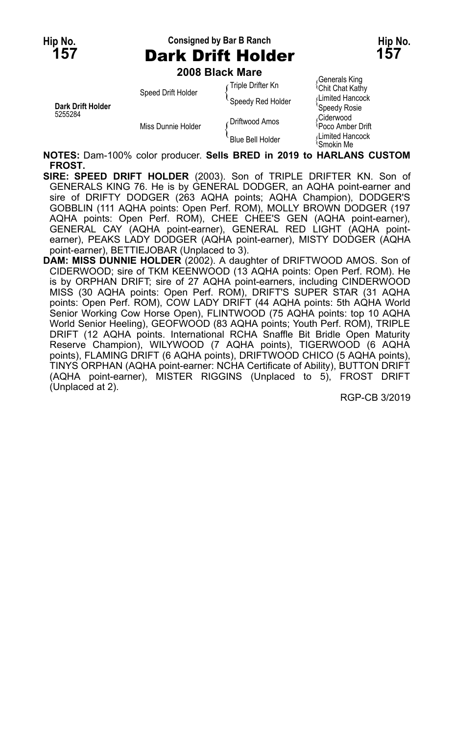Hip No. **157**

Consigned by Bar B Ranch

# Dark Drift Holder

Hip No. **157**

**2008 Black Mare**

| | | | |
|---|---|---|---|
| **Dark Drift Holder** 5255284 | Speed Drift Holder | Triple Drifter Kn | Generals King |
| | | | Chit Chat Kathy |
| | | Speedy Red Holder | Limited Hancock |
| | | | Speedy Rosie |
| | Miss Dunnie Holder | Driftwood Amos | Ciderwood |
| | | | Poco Amber Drift |
| | | Blue Bell Holder | Limited Hancock |
| | | | Smokin Me |

**NOTES:** Dam-100% color producer. **Sells BRED in 2019 to HARLANS CUSTOM FROST.**

**SIRE: SPEED DRIFT HOLDER** (2003). Son of TRIPLE DRIFTER KN. Son of GENERALS KING 76. He is by GENERAL DODGER, an AQHA point-earner and sire of DRIFTY DODGER (263 AQHA points; AQHA Champion), DODGER'S GOBBLIN (111 AQHA points: Open Perf. ROM), MOLLY BROWN DODGER (197 AQHA points: Open Perf. ROM), CHEE CHEE'S GEN (AQHA point-earner), GENERAL CAY (AQHA point-earner), GENERAL RED LIGHT (AQHA point-earner), PEAKS LADY DODGER (AQHA point-earner), MISTY DODGER (AQHA point-earner), BETTIEJOBAR (Unplaced to 3).

**DAM: MISS DUNNIE HOLDER** (2002). A daughter of DRIFTWOOD AMOS. Son of CIDERWOOD; sire of TKM KEENWOOD (13 AQHA points: Open Perf. ROM). He is by ORPHAN DRIFT; sire of 27 AQHA point-earners, including CINDERWOOD MISS (30 AQHA points: Open Perf. ROM), DRIFT'S SUPER STAR (31 AQHA points: Open Perf. ROM), COW LADY DRIFT (44 AQHA points: 5th AQHA World Senior Working Cow Horse Open), FLINTWOOD (75 AQHA points: top 10 AQHA World Senior Heeling), GEOFWOOD (83 AQHA points; Youth Perf. ROM), TRIPLE DRIFT (12 AQHA points. International RCHA Snaffle Bit Bridle Open Maturity Reserve Champion), WILYWOOD (7 AQHA points), TIGERWOOD (6 AQHA points), FLAMING DRIFT (6 AQHA points), DRIFTWOOD CHICO (5 AQHA points), TINYS ORPHAN (AQHA point-earner: NCHA Certificate of Ability), BUTTON DRIFT (AQHA point-earner), MISTER RIGGINS (Unplaced to 5), FROST DRIFT (Unplaced at 2).

RGP-CB 3/2019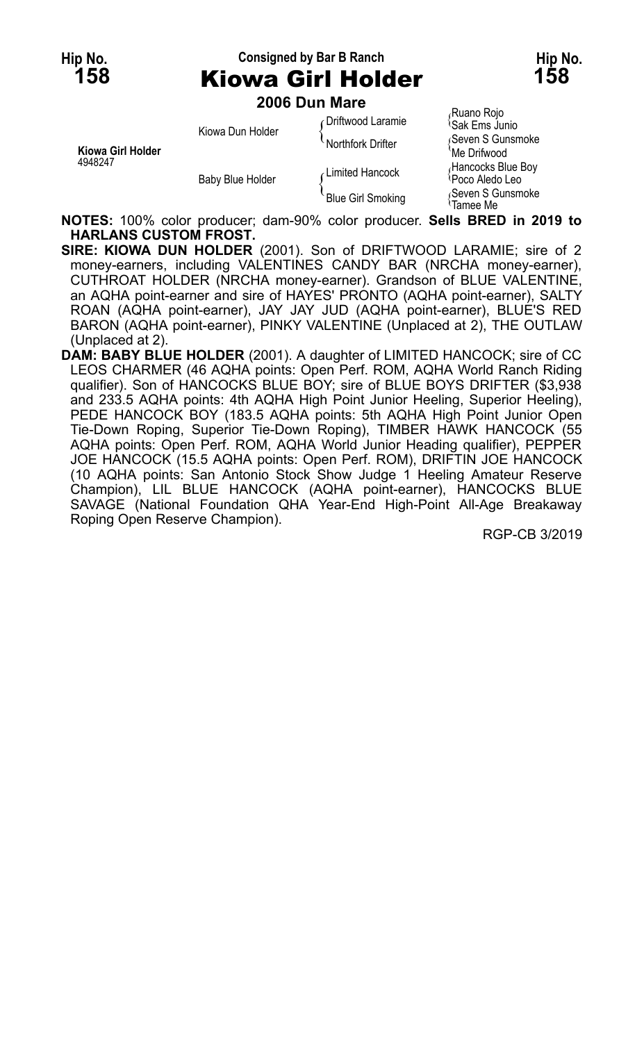Hip No. **158** — Consigned by Bar B Ranch — Hip No. **158**

# Kiowa Girl Holder

**2006 Dun Mare**

| | | | |
|---|---|---|---|
| **Kiowa Girl Holder** 4948247 | Kiowa Dun Holder | Driftwood Laramie | Ruano Rojo / Sak Ems Junio |
| | | Northfork Drifter | Seven S Gunsmoke / Me Drifwood |
| | Baby Blue Holder | Limited Hancock | Hancocks Blue Boy / Poco Aledo Leo |
| | | Blue Girl Smoking | Seven S Gunsmoke / Tamee Me |

**NOTES:** 100% color producer; dam-90% color producer. **Sells BRED in 2019 to HARLANS CUSTOM FROST.**

**SIRE: KIOWA DUN HOLDER** (2001). Son of DRIFTWOOD LARAMIE; sire of 2 money-earners, including VALENTINES CANDY BAR (NRCHA money-earner), CUTHROAT HOLDER (NRCHA money-earner). Grandson of BLUE VALENTINE, an AQHA point-earner and sire of HAYES' PRONTO (AQHA point-earner), SALTY ROAN (AQHA point-earner), JAY JAY JUD (AQHA point-earner), BLUE'S RED BARON (AQHA point-earner), PINKY VALENTINE (Unplaced at 2), THE OUTLAW (Unplaced at 2).

**DAM: BABY BLUE HOLDER** (2001). A daughter of LIMITED HANCOCK; sire of CC LEOS CHARMER (46 AQHA points: Open Perf. ROM, AQHA World Ranch Riding qualifier). Son of HANCOCKS BLUE BOY; sire of BLUE BOYS DRIFTER ($3,938 and 233.5 AQHA points: 4th AQHA High Point Junior Heeling, Superior Heeling), PEDE HANCOCK BOY (183.5 AQHA points: 5th AQHA High Point Junior Open Tie-Down Roping, Superior Tie-Down Roping), TIMBER HAWK HANCOCK (55 AQHA points: Open Perf. ROM, AQHA World Junior Heading qualifier), PEPPER JOE HANCOCK (15.5 AQHA points: Open Perf. ROM), DRIFTIN JOE HANCOCK (10 AQHA points: San Antonio Stock Show Judge 1 Heeling Amateur Reserve Champion), LIL BLUE HANCOCK (AQHA point-earner), HANCOCKS BLUE SAVAGE (National Foundation QHA Year-End High-Point All-Age Breakaway Roping Open Reserve Champion).

RGP-CB 3/2019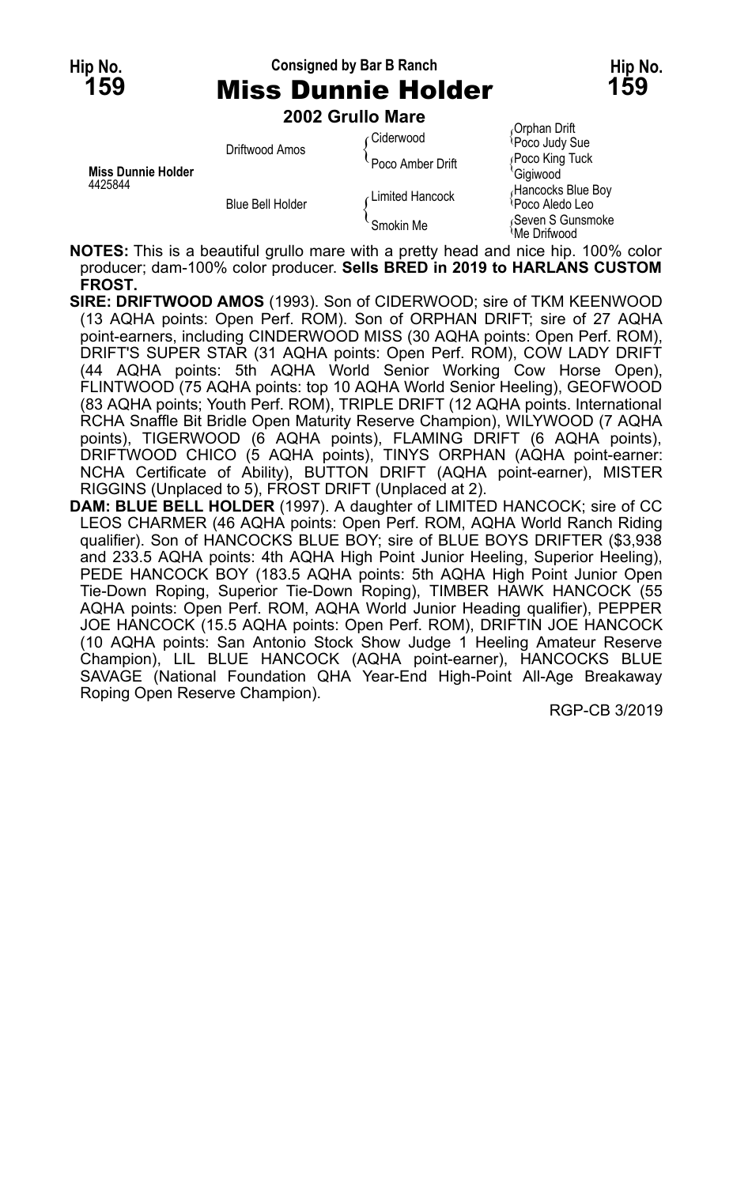Hip No. **159** — Consigned by Bar B Ranch — Hip No. **159**

# Miss Dunnie Holder

**2002 Grullo Mare**

| | | | |
|---|---|---|---|
| | Driftwood Amos | Ciderwood | Orphan Drift |
| | | | Poco Judy Sue |
| | | Poco Amber Drift | Poco King Tuck |
| **Miss Dunnie Holder** 4425844 | | | Gigiwood |
| | Blue Bell Holder | Limited Hancock | Hancocks Blue Boy |
| | | | Poco Aledo Leo |
| | | Smokin Me | Seven S Gunsmoke |
| | | | Me Drifwood |

**NOTES:** This is a beautiful grullo mare with a pretty head and nice hip. 100% color producer; dam-100% color producer. **Sells BRED in 2019 to HARLANS CUSTOM FROST.**

**SIRE: DRIFTWOOD AMOS** (1993). Son of CIDERWOOD; sire of TKM KEENWOOD (13 AQHA points: Open Perf. ROM). Son of ORPHAN DRIFT; sire of 27 AQHA point-earners, including CINDERWOOD MISS (30 AQHA points: Open Perf. ROM), DRIFT'S SUPER STAR (31 AQHA points: Open Perf. ROM), COW LADY DRIFT (44 AQHA points: 5th AQHA World Senior Working Cow Horse Open), FLINTWOOD (75 AQHA points: top 10 AQHA World Senior Heeling), GEOFWOOD (83 AQHA points; Youth Perf. ROM), TRIPLE DRIFT (12 AQHA points. International RCHA Snaffle Bit Bridle Open Maturity Reserve Champion), WILYWOOD (7 AQHA points), TIGERWOOD (6 AQHA points), FLAMING DRIFT (6 AQHA points), DRIFTWOOD CHICO (5 AQHA points), TINYS ORPHAN (AQHA point-earner: NCHA Certificate of Ability), BUTTON DRIFT (AQHA point-earner), MISTER RIGGINS (Unplaced to 5), FROST DRIFT (Unplaced at 2).

**DAM: BLUE BELL HOLDER** (1997). A daughter of LIMITED HANCOCK; sire of CC LEOS CHARMER (46 AQHA points: Open Perf. ROM, AQHA World Ranch Riding qualifier). Son of HANCOCKS BLUE BOY; sire of BLUE BOYS DRIFTER ($3,938 and 233.5 AQHA points: 4th AQHA High Point Junior Heeling, Superior Heeling), PEDE HANCOCK BOY (183.5 AQHA points: 5th AQHA High Point Junior Open Tie-Down Roping, Superior Tie-Down Roping), TIMBER HAWK HANCOCK (55 AQHA points: Open Perf. ROM, AQHA World Junior Heading qualifier), PEPPER JOE HANCOCK (15.5 AQHA points: Open Perf. ROM), DRIFTIN JOE HANCOCK (10 AQHA points: San Antonio Stock Show Judge 1 Heeling Amateur Reserve Champion), LIL BLUE HANCOCK (AQHA point-earner), HANCOCKS BLUE SAVAGE (National Foundation QHA Year-End High-Point All-Age Breakaway Roping Open Reserve Champion).

RGP-CB 3/2019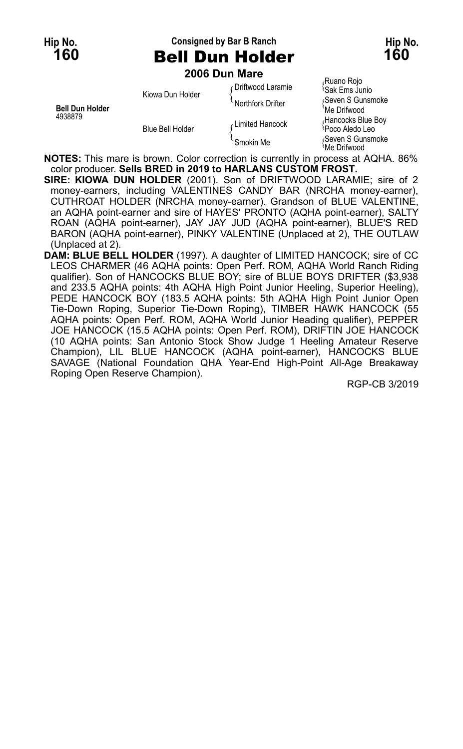**Hip No. 160** — Consigned by Bar B Ranch — **Hip No. 160**

# Bell Dun Holder

**2006 Dun Mare**

| | | | |
|---|---|---|---|
| **Bell Dun Holder** 4938879 | Kiowa Dun Holder | Driftwood Laramie | Ruano Rojo |
| | | | Sak Ems Junio |
| | | Northfork Drifter | Seven S Gunsmoke |
| | | | Me Drifwood |
| | Blue Bell Holder | Limited Hancock | Hancocks Blue Boy |
| | | | Poco Aledo Leo |
| | | Smokin Me | Seven S Gunsmoke |
| | | | Me Drifwood |

**NOTES:** This mare is brown. Color correction is currently in process at AQHA. 86% color producer. **Sells BRED in 2019 to HARLANS CUSTOM FROST.**

**SIRE: KIOWA DUN HOLDER** (2001). Son of DRIFTWOOD LARAMIE; sire of 2 money-earners, including VALENTINES CANDY BAR (NRCHA money-earner), CUTHROAT HOLDER (NRCHA money-earner). Grandson of BLUE VALENTINE, an AQHA point-earner and sire of HAYES' PRONTO (AQHA point-earner), SALTY ROAN (AQHA point-earner), JAY JAY JUD (AQHA point-earner), BLUE'S RED BARON (AQHA point-earner), PINKY VALENTINE (Unplaced at 2), THE OUTLAW (Unplaced at 2).

**DAM: BLUE BELL HOLDER** (1997). A daughter of LIMITED HANCOCK; sire of CC LEOS CHARMER (46 AQHA points: Open Perf. ROM, AQHA World Ranch Riding qualifier). Son of HANCOCKS BLUE BOY; sire of BLUE BOYS DRIFTER ($3,938 and 233.5 AQHA points: 4th AQHA High Point Junior Heeling, Superior Heeling), PEDE HANCOCK BOY (183.5 AQHA points: 5th AQHA High Point Junior Open Tie-Down Roping, Superior Tie-Down Roping), TIMBER HAWK HANCOCK (55 AQHA points: Open Perf. ROM, AQHA World Junior Heading qualifier), PEPPER JOE HANCOCK (15.5 AQHA points: Open Perf. ROM), DRIFTIN JOE HANCOCK (10 AQHA points: San Antonio Stock Show Judge 1 Heeling Amateur Reserve Champion), LIL BLUE HANCOCK (AQHA point-earner), HANCOCKS BLUE SAVAGE (National Foundation QHA Year-End High-Point All-Age Breakaway Roping Open Reserve Champion).

RGP-CB 3/2019